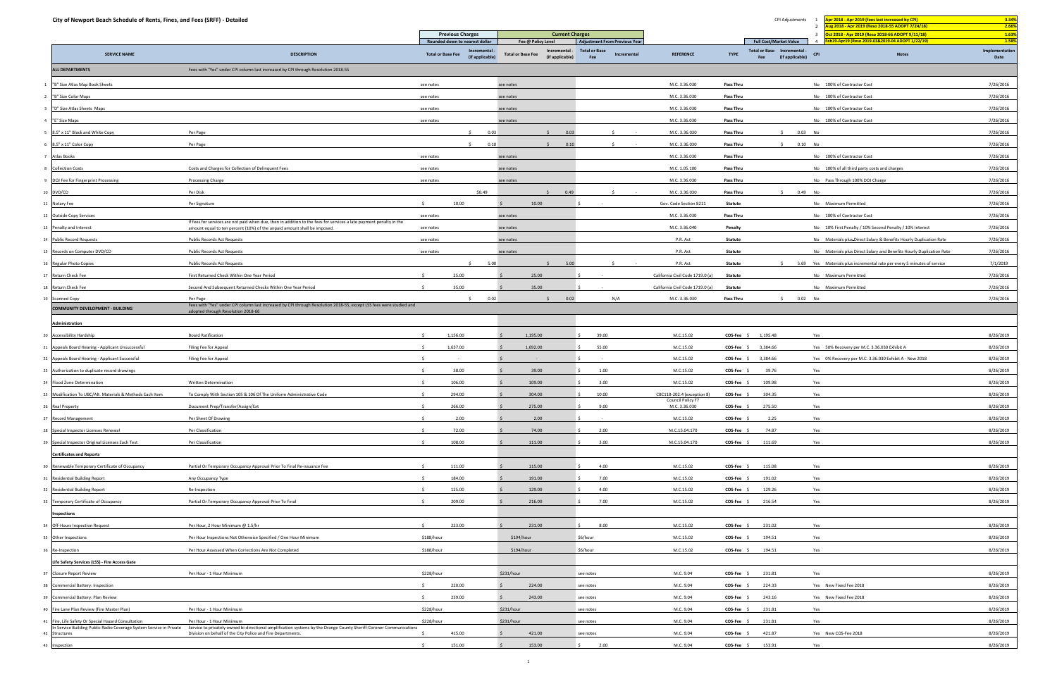# City of Newport Beach Schedule of Rents, Fines, and Fees (SRFF) - Detailed

| CPI Adjustments | | |
|---|---|---|
| 1 | Apr 2018 - Apr 2019 (fees last increased by CPI) | 3.34% |
| 2 | Aug 2018 - Apr 2019 (Reso 2018-55 ADOPT 7/24/18) | 2.66% |
| 3 | Oct 2018 - Apr 2019 (Reso 2018-66 ADOPT 9/11/18) | 1.63% |
| 4 | Feb19-Apr19 (Reso 2019-03&2019-04 ADOPT 1/22/19) | 1.58% |

| | SERVICE NAME | DESCRIPTION | Previous Charges (Rounded down to nearest dollar) Total or Base Fee | Incremental - (if applicable) | Current Charges (Fee @ Policy Level) Total or Base Fee | Incremental - (if applicable) | Adjustment From Previous Year Total or Base Fee | Incremental | REFERENCE | TYPE | Full Cost/Market Value Total or Base Fee | Incremental - (if applicable) | CPI | Notes | Implementation Date |
|---|---|---|---|---|---|---|---|---|---|---|---|---|---|---|---|
| | **ALL DEPARTMENTS** | Fees with "Yes" under CPI column last increased by CPI through Resolution 2018-55 | | | | | | | | | | | | | |
| 1 | "B" Size Atlas Map Book Sheets | | see notes | | see notes | | | | M.C. 3.36.030 | Pass Thru | | | No | 100% of Contractor Cost | 7/26/2016 |
| 2 | "B" Size Color Maps | | see notes | | see notes | | | | M.C. 3.36.030 | Pass Thru | | | No | 100% of Contractor Cost | 7/26/2016 |
| 3 | "D" Size Atlas Sheets Maps | | see notes | | see notes | | | | M.C. 3.36.030 | Pass Thru | | | No | 100% of Contractor Cost | 7/26/2016 |
| 4 | "E" Size Maps | | see notes | | see notes | | | | M.C. 3.36.030 | Pass Thru | | | No | 100% of Contractor Cost | 7/26/2016 |
| 5 | 8.5" x 11" Black and White Copy | Per Page | | $ 0.03 | | $ 0.03 | | $ - | M.C. 3.36.030 | Pass Thru | | $ 0.03 | No | | 7/26/2016 |
| 6 | 8.5" x 11" Color Copy | Per Page | | $ 0.10 | | $ 0.10 | | $ - | M.C. 3.36.030 | Pass Thru | | $ 0.10 | No | | 7/26/2016 |
| 7 | Atlas Books | | see notes | | see notes | | | | M.C. 3.36.030 | Pass Thru | | | No | 100% of Contractor Cost | 7/26/2016 |
| 8 | Collection Costs | Costs and Charges for Collection of Delinquent Fees | see notes | | see notes | | | | M.C. 1.05.100 | Pass Thru | | | No | 100% of all third party costs and charges | 7/26/2016 |
| 9 | DOJ Fee for Fingerprint Processing | Processing Charge | see notes | | see notes | | | | M.C. 3.36.030 | Pass Thru | | | No | Pass Through 100% DOJ Charge | 7/26/2016 |
| 10 | DVD/CD | Per Disk | | $0.49 | | $ 0.49 | | $ - | M.C. 3.36.030 | Pass Thru | | $ 0.49 | No | | 7/26/2016 |
| 11 | Notary Fee | Per Signature | $ 10.00 | | $ 10.00 | | $ - | | Gov. Code Section 8211 | Statute | | | No | Maximum Permitted | 7/26/2016 |
| 12 | Outside Copy Services | | see notes | | see notes | | | | M.C. 3.36.030 | Pass Thru | | | No | 100% of Contractor Cost | 7/26/2016 |
| 13 | Penalty and Interest | If fees for services are not paid when due, then in addition to the fees for services a late payment penalty in the amount equal to ten percent (10%) of the unpaid amount shall be imposed. | see notes | | see notes | | | | M.C. 3.36.040 | Penalty | | | No | 10% First Penalty / 10% Second Penalty / 10% Interest | 7/26/2016 |
| 14 | Public Record Requests | Public Records Act Requests | see notes | | see notes | | | | P.R. Act | Statute | | | No | Materials plus Direct Salary & Benefits Hourly Duplication Rate | 7/26/2016 |
| 15 | Records on Computer DVD/CD | Public Records Act Requests | see notes | | see notes | | | | P.R. Act | Statute | | | No | Materials plus Direct Salary and Benefits Hourly Duplication Rate | 7/26/2016 |
| 16 | Regular Photo Copies | Public Records Act Requests | | $ 5.00 | | $ 5.00 | | $ - | P.R. Act | Statute | | $ 5.69 | Yes | Materials plus incremental rate per every 5 minutes of service | 7/1/2019 |
| 17 | Return Check Fee | First Returned Check Within One Year Period | $ 25.00 | | $ 25.00 | | $ - | | California Civil Code 1719.0 (a) | Statute | | | No | Maximum Permitted | 7/26/2016 |
| 18 | Return Check Fee | Second And Subsequent Returned Checks Within One Year Period | $ 35.00 | | $ 35.00 | | $ - | | California Civil Code 1719.0 (a) | Statute | | | No | Maximum Permitted | 7/26/2016 |
| 19 | Scanned Copy | Per Page | | $ 0.02 | | $ 0.02 | | N/A | M.C. 3.36.030 | Pass Thru | | $ 0.02 | No | | 7/26/2016 |
| | **COMMUNITY DEVELOPMENT - BUILDING** | Fees with "Yes" under CPI column last increased by CPI through Resolution 2018-55, except LSS fees were studied and adopted through Resolution 2018-66 | | | | | | | | | | | | | |
| | **Administration** | | | | | | | | | | | | | | |
| 20 | Accessibility Hardship | Board Ratification | $ 1,156.00 | | $ 1,195.00 | | $ 39.00 | | M.C.15.02 | COS-Fee | $ 1,195.48 | | Yes | | 8/26/2019 |
| 21 | Appeals Board Hearing - Applicant Unsuccessful | Filing Fee for Appeal | $ 1,637.00 | | $ 1,692.00 | | $ 55.00 | | M.C.15.02 | COS-Fee | $ 3,384.66 | | Yes | 50% Recovery per M.C. 3.36.030 Exhibit A | 8/26/2019 |
| 22 | Appeals Board Hearing - Applicant Successful | Filing Fee for Appeal | $ - | | $ - | | $ - | | M.C.15.02 | COS-Fee | $ 3,384.66 | | Yes | 0% Recovery per M.C. 3.36.030 Exhibit A - New 2018 | 8/26/2019 |
| 23 | Authorization to duplicate record drawings | | $ 38.00 | | $ 39.00 | | $ 1.00 | | M.C.15.02 | COS-Fee | $ 39.76 | | Yes | | 8/26/2019 |
| 24 | Flood Zone Determination | Written Determination | $ 106.00 | | $ 109.00 | | $ 3.00 | | M.C.15.02 | COS-Fee | $ 109.98 | | Yes | | 8/26/2019 |
| 25 | Modification To UBC/Alt. Materials & Methods Each Item | To Comply With Section 105 & 106 Of The Uniform Administrative Code | $ 294.00 | | $ 304.00 | | $ 10.00 | | CBC118-202.4 (exception 8) | COS-Fee | $ 304.35 | | Yes | | 8/26/2019 |
| 26 | Real Property | Document Prep/Transfer/Assign/Ext | $ 266.00 | | $ 275.00 | | $ 9.00 | | Council Policy F7 M.C. 3.36.030 | COS-Fee | $ 275.50 | | Yes | | 8/26/2019 |
| 27 | Record Management | Per Sheet Of Drawing | $ 2.00 | | $ 2.00 | | $ - | | M.C.15.02 | COS-Fee | $ 2.25 | | Yes | | 8/26/2019 |
| 28 | Special Inspector Licenses Renewal | Per Classification | $ 72.00 | | $ 74.00 | | $ 2.00 | | M.C.15.04.170 | COS-Fee | $ 74.87 | | Yes | | 8/26/2019 |
| 29 | Special Inspector Original Licenses Each Test | Per Classification | $ 108.00 | | $ 111.00 | | $ 3.00 | | M.C.15.04.170 | COS-Fee | $ 111.69 | | Yes | | 8/26/2019 |
| | **Certificates and Reports** | | | | | | | | | | | | | | |
| 30 | Renewable Temporary Certificate of Occupancy | Partial Or Temporary Occupancy Approval Prior To Final Re-issuance Fee | $ 111.00 | | $ 115.00 | | $ 4.00 | | M.C.15.02 | COS-Fee | $ 115.08 | | Yes | | 8/26/2019 |
| 31 | Residential Building Report | Any Occupancy Type | $ 184.00 | | $ 191.00 | | $ 7.00 | | M.C.15.02 | COS-Fee | $ 191.02 | | Yes | | 8/26/2019 |
| 32 | Residential Building Report | Re-Inspection | $ 125.00 | | $ 129.00 | | $ 4.00 | | M.C.15.02 | COS-Fee | $ 129.26 | | Yes | | 8/26/2019 |
| 33 | Temporary Certificate of Occupancy | Partial Or Temporary Occupancy Approval Prior To Final | $ 209.00 | | $ 216.00 | | $ 7.00 | | M.C.15.02 | COS-Fee | $ 216.54 | | Yes | | 8/26/2019 |
| | **Inspections** | | | | | | | | | | | | | | |
| 34 | Off-Hours Inspection Request | Per Hour, 2 Hour Minimum @ 1.5/hr | $ 223.00 | | $ 231.00 | | $ 8.00 | | M.C.15.02 | COS-Fee | $ 231.02 | | Yes | | 8/26/2019 |
| 35 | Other Inspections | Per Hour Inspections Not Otherwise Specified / One Hour Minimum | $188/hour | | $194/hour | | $6/hour | | M.C.15.02 | COS-Fee | $ 194.51 | | Yes | | 8/26/2019 |
| 36 | Re-Inspection | Per Hour Assessed When Corrections Are Not Completed | $188/hour | | $194/hour | | $6/hour | | M.C.15.02 | COS-Fee | $ 194.51 | | Yes | | 8/26/2019 |
| | **Life Safety Services (LSS) - Fire Access Gate** | | | | | | | | | | | | | | |
| 37 | Closure Report Review | Per Hour - 1 Hour Minimum | $228/hour | | $231/hour | | see notes | | M.C. 9.04 | COS-Fee | $ 231.81 | | Yes | | 8/26/2019 |
| 38 | Commercial Battery: Inspection | | $ 220.00 | | $ 224.00 | | see notes | | M.C. 9.04 | COS-Fee | $ 224.33 | | Yes | New Fixed Fee 2018 | 8/26/2019 |
| 39 | Commercial Battery: Plan Review | | $ 239.00 | | $ 243.00 | | see notes | | M.C. 9.04 | COS-Fee | $ 243.16 | | Yes | New Fixed Fee 2018 | 8/26/2019 |
| 40 | Fire Lane Plan Review (Fire Master Plan) | Per Hour - 1 Hour Minimum | $228/hour | | $231/hour | | see notes | | M.C. 9.04 | COS-Fee | $ 231.81 | | Yes | | 8/26/2019 |
| 41 | Fire, Life Safety Or Special Hazard Consultation | Per Hour - 1 Hour Minimum | $228/hour | | $231/hour | | see notes | | M.C. 9.04 | COS-Fee | $ 231.81 | | Yes | | 8/26/2019 |
| 42 | In Service Building Public Radio Coverage System Service in Private Structures | Service to privately owned bi-directional amplification systems by the Orange County Sheriff-Coroner Communications Division on behalf of the City Police and Fire Departments. | $ 415.00 | | $ 421.00 | | see notes | | M.C. 9.04 | COS-Fee | $ 421.87 | | Yes | New COS-Fee 2018 | 8/26/2019 |
| 43 | Inspection | | $ 151.00 | | $ 153.00 | | $ 2.00 | | M.C. 9.04 | COS-Fee | $ 153.91 | | Yes | | 8/26/2019 |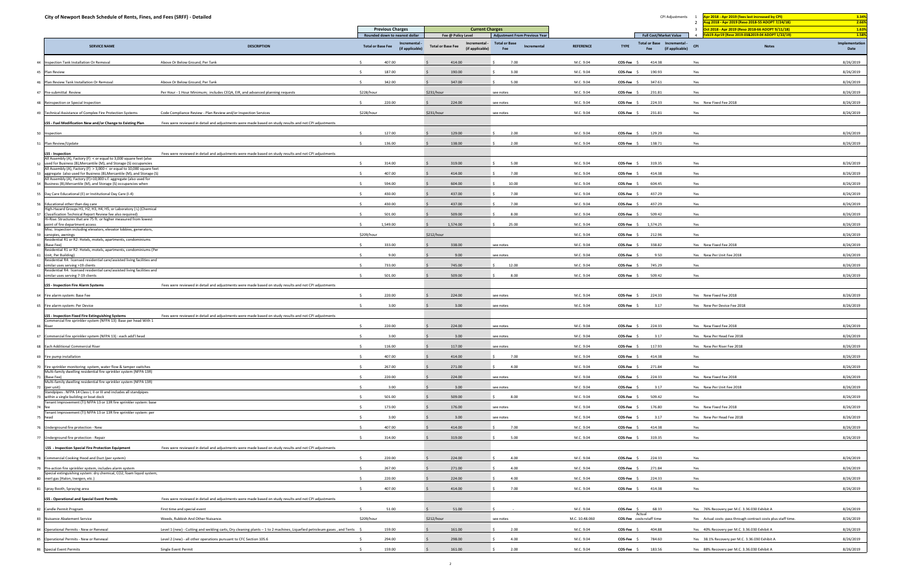# City of Newport Beach Schedule of Rents, Fines, and Fees (SRFF) - Detailed

| CPI Adjustments | | |
|---|---|---|
| 1 | Apr 2018 - Apr 2019 (fees last increased by CPI) | 3.34% |
| 2 | Aug 2018 - Apr 2019 (Reso 2018-55 ADOPT 7/24/18) | 2.66% |
| 3 | Oct 2018 - Apr 2019 (Reso 2018-66 ADOPT 9/11/18) | 1.63% |
| 4 | Feb19-Apr19 (Reso 2019-03&2019-04 ADOPT 1/22/19) | 1.58% |

| | SERVICE NAME | DESCRIPTION | Previous Charges (Rounded down to nearest dollar) Total or Base Fee | Incremental - (if applicable) | Current Charges (Fee @ Policy Level) Total or Base Fee | Incremental - (if applicable) | Adjustment From Previous Year Total or Base Fee | Incremental | REFERENCE | TYPE | Full Cost/Market Value Total or Base Fee | Incremental - (if applicable) | CPI | Notes | Implementation Date |
|---|---|---|---|---|---|---|---|---|---|---|---|---|---|---|---|
| 44 | Inspection Tank Installation Or Removal | Above Or Below Ground, Per Tank | $ 407.00 | | $ 414.00 | | $ 7.00 | | M.C. 9.04 | COS-Fee | $ 414.38 | | Yes | | 8/26/2019 |
| 45 | Plan Review | | $ 187.00 | | $ 190.00 | | $ 3.00 | | M.C. 9.04 | COS-Fee | $ 190.93 | | Yes | | 8/26/2019 |
| 46 | Plan Review Tank Installation Or Removal | Above Or Below Ground, Per Tank | $ 342.00 | | $ 347.00 | | $ 5.00 | | M.C. 9.04 | COS-Fee | $ 347.61 | | Yes | | 8/26/2019 |
| 47 | Pre-submittal Review | Per Hour - 1 Hour Minimum; includes CEQA, EIR, and advanced planning requests | $228/hour | | $231/hour | | see notes | | M.C. 9.04 | COS-Fee | $ 231.81 | | Yes | | 8/26/2019 |
| 48 | Reinspection or Special Inspection | | $ 220.00 | | $ 224.00 | | see notes | | M.C. 9.04 | COS-Fee | $ 224.33 | | Yes | New Fixed Fee 2018 | 8/26/2019 |
| 49 | Technical Assistance of Complex Fire Protection Systems | Code Compliance Review - Plan Review and/or Inspection Services | $228/hour | | $231/hour | | see notes | | M.C. 9.04 | COS-Fee | $ 231.81 | | Yes | | 8/26/2019 |
| | **LSS - Fuel Modification New and/or Change to Existing Plan** | Fees were reviewed in detail and adjustments were made based on study results and not CPI adjustments | | | | | | | | | | | | | |
| 50 | Inspection | | $ 127.00 | | $ 129.00 | | $ 2.00 | | M.C. 9.04 | COS-Fee | $ 129.29 | | Yes | | 8/26/2019 |
| 51 | Plan Review/Update | | $ 136.00 | | $ 138.00 | | $ 2.00 | | M.C. 9.04 | COS-Fee | $ 138.71 | | Yes | | 8/26/2019 |
| | **LSS - Inspection** | Fees were reviewed in detail and adjustments were made based on study results and not CPI adjustments | | | | | | | | | | | | | |
| 52 | All Assembly (A), Factory (F) < or equal to 3,000 square feet (also used for Business (B),Mercantile (M), and Storage (S) occupancies | | $ 314.00 | | $ 319.00 | | $ 5.00 | | M.C. 9.04 | COS-Fee | $ 319.35 | | Yes | | 8/26/2019 |
| 53 | All Assembly (A), Factory (F) > 3,000 < or equal to 10,000 square feet aggregate (also used for Business (B),Mercantile (M), and Storage (S) | | $ 407.00 | | $ 414.00 | | $ 7.00 | | M.C. 9.04 | COS-Fee | $ 414.38 | | Yes | | 8/26/2019 |
| 54 | All Assembly (A), Factory (F)>10,000 s.f. aggregate (also used for Business (B),Mercantile (M), and Storage (S) occupancies when | | $ 594.00 | | $ 604.00 | | $ 10.00 | | M.C. 9.04 | COS-Fee | $ 604.45 | | Yes | | 8/26/2019 |
| 55 | Day Care Educational (E) or Institutional Day Care (I-4) | | $ 430.00 | | $ 437.00 | | $ 7.00 | | M.C. 9.04 | COS-Fee | $ 437.29 | | Yes | | 8/26/2019 |
| 56 | Educational other than day care | | $ 430.00 | | $ 437.00 | | $ 7.00 | | M.C. 9.04 | COS-Fee | $ 437.29 | | Yes | | 8/26/2019 |
| 57 | High-Hazard Groups H1, H2, H3, H4, H5, or Laboratory ( L) (Chemical Classification Technical Report Review fee also required) | | $ 501.00 | | $ 509.00 | | $ 8.00 | | M.C. 9.04 | COS-Fee | $ 509.42 | | Yes | | 8/26/2019 |
| 58 | Hi-Rise: Structures that are 75 ft. or higher measured from lowest point of fire department access | | $ 1,549.00 | | $ 1,574.00 | | $ 25.00 | | M.C. 9.04 | COS-Fee | $ 1,574.25 | | Yes | | 8/26/2019 |
| 59 | Misc. Inspection including elevators, elevator lobbies, generators, canopies, awnings | | $209/hour | | $212/hour | | | | M.C. 9.04 | COS-Fee | $ 212.96 | | Yes | | 8/26/2019 |
| 60 | Residential R1 or R2: Hotels, motels, apartments, condominiums (Base Fee) | | $ 333.00 | | $ 338.00 | | see notes | | M.C. 9.04 | COS-Fee | $ 338.82 | | Yes | New Fixed Fee 2018 | 8/26/2019 |
| 61 | Residential R1 or R2: Hotels, motels, apartments, condominiums (Per Unit, Per Building) | | $ 9.00 | | $ 9.00 | | see notes | | M.C. 9.04 | COS-Fee | $ 9.50 | | Yes | New Per Unit Fee 2018 | 8/26/2019 |
| 62 | Residential R4: licensed residential care/assisted living facilities and similar uses serving >19 clients | | $ 733.00 | | $ 745.00 | | $ 12.00 | | M.C. 9.04 | COS-Fee | $ 745.29 | | Yes | | 8/26/2019 |
| 63 | Residential R4: licensed residential care/assisted living facilities and similar uses serving 7-19 clients | | $ 501.00 | | $ 509.00 | | $ 8.00 | | M.C. 9.04 | COS-Fee | $ 509.42 | | Yes | | 8/26/2019 |
| | **LSS - Inspection Fire Alarm Systems** | Fees were reviewed in detail and adjustments were made based on study results and not CPI adjustments | | | | | | | | | | | | | |
| 64 | Fire alarm system: Base Fee | | $ 220.00 | | $ 224.00 | | see notes | | M.C. 9.04 | COS-Fee | $ 224.33 | | Yes | New Fixed Fee 2018 | 8/26/2019 |
| 65 | Fire alarm system: Per Device | | $ 3.00 | | $ 3.00 | | see notes | | M.C. 9.04 | COS-Fee | $ 3.17 | | Yes | New Per Device Fee 2018 | 8/26/2019 |
| | **LSS - Inspection Fixed Fire Extinguishing Systems** | Fees were reviewed in detail and adjustments were made based on study results and not CPI adjustments | | | | | | | | | | | | | |
| 66 | Commercial fire sprinkler system (NFPA 13): Base per head With 1 Riser | | $ 220.00 | | $ 224.00 | | see notes | | M.C. 9.04 | COS-Fee | $ 224.33 | | Yes | New Fixed Fee 2018 | 8/26/2019 |
| 67 | Commercial fire sprinkler system (NFPA 13) : each add'l head | | $ 3.00 | | $ 3.00 | | see notes | | M.C. 9.04 | COS-Fee | $ 3.17 | | Yes | New Per Head Fee 2018 | 8/26/2019 |
| 68 | Each Additional Commercial Riser | | $ 116.00 | | $ 117.00 | | see notes | | M.C. 9.04 | COS-Fee | $ 117.93 | | Yes | New Per Riser Fee 2018 | 8/26/2019 |
| 69 | Fire pump installation | | $ 407.00 | | $ 414.00 | | $ 7.00 | | M.C. 9.04 | COS-Fee | $ 414.38 | | Yes | | 8/26/2019 |
| 70 | Fire sprinkler monitoring system, water flow & tamper switches | | $ 267.00 | | $ 271.00 | | $ 4.00 | | M.C. 9.04 | COS-Fee | $ 271.84 | | Yes | | 8/26/2019 |
| 71 | Multi-family dwelling residential fire sprinkler system (NFPA 13R) (Base Fee) | | $ 220.00 | | $ 224.00 | | see notes | | M.C. 9.04 | COS-Fee | $ 224.33 | | Yes | New Fixed Fee 2018 | 8/26/2019 |
| 72 | Multi-family dwelling residential fire sprinkler system (NFPA 13R) (per unit) | | $ 3.00 | | $ 3.00 | | see notes | | M.C. 9.04 | COS-Fee | $ 3.17 | | Yes | New Per Unit Fee 2018 | 8/26/2019 |
| 73 | Standpipes : NFPA 14 Class I, II or III and includes all standpipes within a single building or boat dock | | $ 501.00 | | $ 509.00 | | $ 8.00 | | M.C. 9.04 | COS-Fee | $ 509.42 | | Yes | | 8/26/2019 |
| 74 | Tenant Improvement (TI) NFPA 13 or 13R fire sprinkler system: base fee | | $ 173.00 | | $ 176.00 | | see notes | | M.C. 9.04 | COS-Fee | $ 176.80 | | Yes | New Fixed Fee 2018 | 8/26/2019 |
| 75 | Tenant Improvement (TI) NFPA 13 or 13R fire sprinkler system: per head | | $ 3.00 | | $ 3.00 | | see notes | | M.C. 9.04 | COS-Fee | $ 3.17 | | Yes | New Per Head Fee 2018 | 8/26/2019 |
| 76 | Underground fire protection - New | | $ 407.00 | | $ 414.00 | | $ 7.00 | | M.C. 9.04 | COS-Fee | $ 414.38 | | Yes | | 8/26/2019 |
| 77 | Underground fire protection - Repair | | $ 314.00 | | $ 319.00 | | $ 5.00 | | M.C. 9.04 | COS-Fee | $ 319.35 | | Yes | | 8/26/2019 |
| | **LSS - Inspection Special Fire Protection Equipment** | Fees were reviewed in detail and adjustments were made based on study results and not CPI adjustments | | | | | | | | | | | | | |
| 78 | Commercial Cooking Hood and Duct (per system) | | $ 220.00 | | $ 224.00 | | $ 4.00 | | M.C. 9.04 | COS-Fee | $ 224.33 | | Yes | | 8/26/2019 |
| 79 | Pre-action fire sprinkler system, includes alarm system | | $ 267.00 | | $ 271.00 | | $ 4.00 | | M.C. 9.04 | COS-Fee | $ 271.84 | | Yes | | 8/26/2019 |
| 80 | Special extinguishing system: dry chemical, CO2, foam liquid system, inert gas (Halon, Inergen, etc.) | | $ 220.00 | | $ 224.00 | | $ 4.00 | | M.C. 9.04 | COS-Fee | $ 224.33 | | Yes | | 8/26/2019 |
| 81 | Spray Booth, Spraying area | | $ 407.00 | | $ 414.00 | | $ 7.00 | | M.C. 9.04 | COS-Fee | $ 414.38 | | Yes | | 8/26/2019 |
| | **LSS - Operational and Special Event Permits** | Fees were reviewed in detail and adjustments were made based on study results and not CPI adjustments | | | | | | | | | | | | | |
| 82 | Candle Permit Program | First time and special event | $ 51.00 | | $ 51.00 | | $ - | | M.C. 9.04 | COS-Fee | $ 68.33 | | Yes | 76% Recovery per M.C. 3.36.030 Exhibit A | 8/26/2019 |
| 83 | Nuisance Abatement Service | Weeds, Rubbish And Other Nuisance. | $209/hour | | $212/hour | | see notes | | M.C. 10.48.060 | COS-Fee | Actual costs+staff time | | Yes | Actual costs: pass through contract costs plus staff time. | 8/26/2019 |
| 84 | Operational Permits - New or Renewal | Level 1 (new) - Cutting and welding carts, Dry cleaning plants – 1 to 2 machines, Liquefied petroleum gases , and Tents | $ 159.00 | | $ 161.00 | | $ 2.00 | | M.C. 9.04 | COS-Fee | $ 404.88 | | Yes | 40% Recovery per M.C. 3.36.030 Exhibit A | 8/26/2019 |
| 85 | Operational Permits - New or Renewal | Level 2 (new) - all other operations pursuant to CFC Section 105.6 | $ 294.00 | | $ 298.00 | | $ 4.00 | | M.C. 9.04 | COS-Fee | $ 784.60 | | Yes | 38.1% Recovery per M.C. 3.36.030 Exhibit A | 8/26/2019 |
| 86 | Special Event Permits | Single Event Permit | $ 159.00 | | $ 161.00 | | $ 2.00 | | M.C. 9.04 | COS-Fee | $ 183.56 | | Yes | 88% Recovery per M.C. 3.36.030 Exhibit A | 8/26/2019 |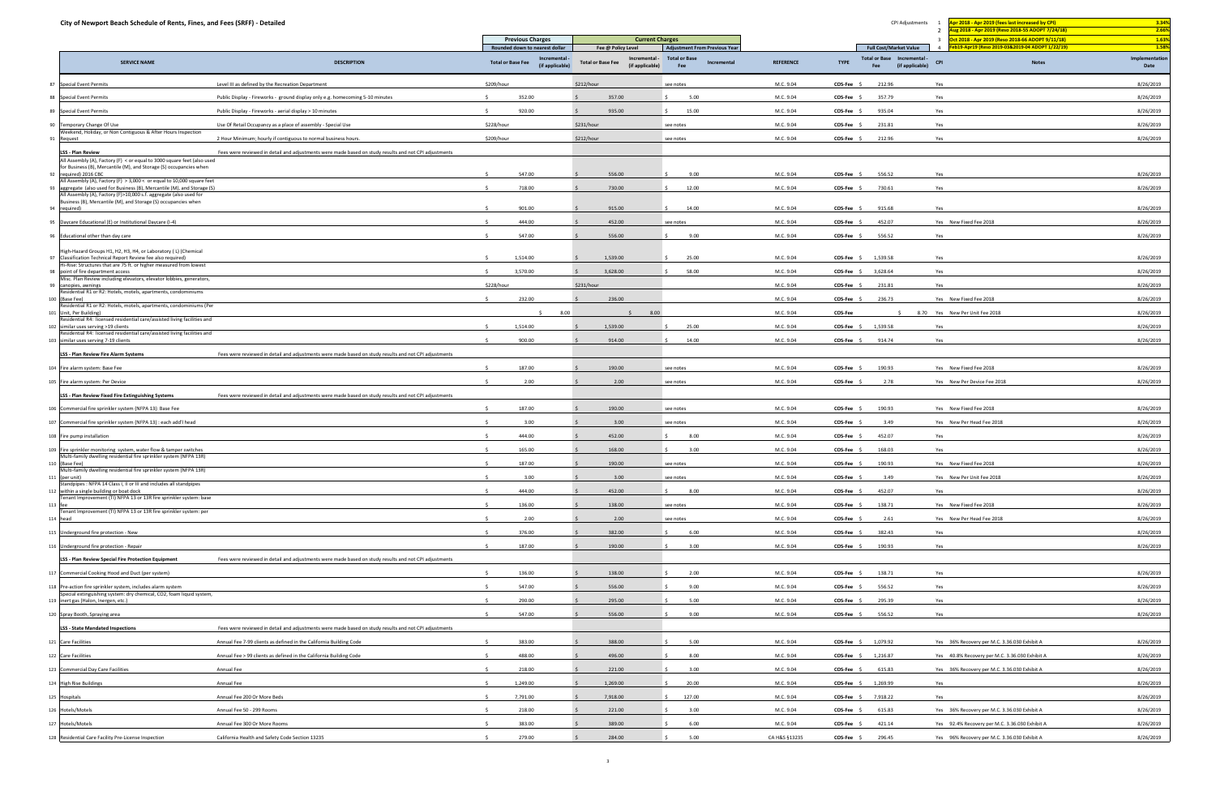## City of Newport Beach Schedule of Rents, Fines, and Fees (SRFF) - Detailed

| CPI Adjustments | | |
|---|---|---|
| 1 | Apr 2018 - Apr 2019 (fees last increased by CPI) | 3.34% |
| 2 | Aug 2018 - Apr 2019 (Reso 2018-55 ADOPT 7/24/18) | 2.66% |
| 3 | Oct 2018 - Apr 2019 (Reso 2018-66 ADOPT 9/11/18) | 1.63% |
| 4 | Feb19-Apr19 (Reso 2019-03&2019-04 ADOPT 1/22/19) | 1.58% |

| | SERVICE NAME | DESCRIPTION | Previous Charges (Rounded down to nearest dollar) Total or Base Fee | Previous Charges Incremental - (if applicable) | Current Charges (Fee @ Policy Level) Total or Base Fee | Current Charges Incremental - (if applicable) | Adjustment From Previous Year Total or Base Fee | Adjustment From Previous Year Incremental | REFERENCE | TYPE | Full Cost/Market Value Total or Base Fee | Full Cost/Market Value Incremental - (if applicable) | CPI | Notes | Implementation Date |
|---|---|---|---|---|---|---|---|---|---|---|---|---|---|---|---|
| 87 | Special Event Permits | Level III as defined by the Recreation Department | $209/hour | | $212/hour | | see notes | | M.C. 9.04 | COS-Fee | $ 212.96 | | Yes | | 8/26/2019 |
| 88 | Special Event Permits | Public Display - Fireworks - ground display only e.g. homecoming 5-10 minutes | $ 352.00 | | $ 357.00 | | $ 5.00 | | M.C. 9.04 | COS-Fee | $ 357.79 | | Yes | | 8/26/2019 |
| 89 | Special Event Permits | Public Display - Fireworks - aerial display > 10 minutes | $ 920.00 | | $ 935.00 | | $ 15.00 | | M.C. 9.04 | COS-Fee | $ 935.04 | | Yes | | 8/26/2019 |
| 90 | Temporary Change Of Use | Use Of Retail Occupancy as a place of assembly - Special Use | $228/hour | | $231/hour | | see notes | | M.C. 9.04 | COS-Fee | $ 231.81 | | Yes | | 8/26/2019 |
| 91 | Weekend, Holiday, or Non Contiguous & After Hours Inspection Request | 2 Hour Minimum; hourly if contiguous to normal business hours. | $209/hour | | $212/hour | | see notes | | M.C. 9.04 | COS-Fee | $ 212.96 | | Yes | | 8/26/2019 |
| | **LSS - Plan Review** | Fees were reviewed in detail and adjustments were made based on study results and not CPI adjustments | | | | | | | | | | | | | |
| 92 | All Assembly (A), Factory (F) < or equal to 3000 square feet (also used for Business (B), Mercantile (M), and Storage (S) occupancies when required) 2016 CBC | | $ 547.00 | | $ 556.00 | | $ 9.00 | | M.C. 9.04 | COS-Fee | $ 556.52 | | Yes | | 8/26/2019 |
| 93 | All Assembly (A), Factory (F) > 3,000 < or equal to 10,000 square feet aggregate (also used for Business (B), Mercantile (M), and Storage (S) | | $ 718.00 | | $ 730.00 | | $ 12.00 | | M.C. 9.04 | COS-Fee | $ 730.61 | | Yes | | 8/26/2019 |
| 94 | All Assembly (A), Factory (F)>10,000 s.f. aggregate (also used for Business (B), Mercantile (M), and Storage (S) occupancies when required) | | $ 901.00 | | $ 915.00 | | $ 14.00 | | M.C. 9.04 | COS-Fee | $ 915.68 | | Yes | | 8/26/2019 |
| 95 | Daycare Educational (E) or Institutional Daycare (I-4) | | $ 444.00 | | $ 452.00 | | see notes | | M.C. 9.04 | COS-Fee | $ 452.07 | | Yes | New Fixed Fee 2018 | 8/26/2019 |
| 96 | Educational other than day care | | $ 547.00 | | $ 556.00 | | $ 9.00 | | M.C. 9.04 | COS-Fee | $ 556.52 | | Yes | | 8/26/2019 |
| 97 | High-Hazard Groups H1, H2, H3, H4, or Laboratory ( L) (Chemical Classification Technical Report Review fee also required) | | $ 1,514.00 | | $ 1,539.00 | | $ 25.00 | | M.C. 9.04 | COS-Fee | $ 1,539.58 | | Yes | | 8/26/2019 |
| 98 | Hi-Rise: Structures that are 75 ft. or higher measured from lowest point of fire department access | | $ 3,570.00 | | $ 3,628.00 | | $ 58.00 | | M.C. 9.04 | COS-Fee | $ 3,628.64 | | Yes | | 8/26/2019 |
| 99 | Misc. Plan Review including elevators, elevator lobbies, generators, canopies, awnings | | $228/hour | | $231/hour | | | | M.C. 9.04 | COS-Fee | $ 231.81 | | Yes | | 8/26/2019 |
| 100 | Residential R1 or R2: Hotels, motels, apartments, condominiums (Base Fee) | | $ 232.00 | | $ 236.00 | | | | M.C. 9.04 | COS-Fee | $ 236.73 | | Yes | New Fixed Fee 2018 | 8/26/2019 |
| 101 | Residential R1 or R2: Hotels, motels, apartments, condominiums (Per Unit, Per Building) | | | $ 8.00 | | $ 8.00 | | | M.C. 9.04 | COS-Fee | | $ 8.70 | Yes | New Per Unit Fee 2018 | 8/26/2019 |
| 102 | Residential R4: licensed residential care/assisted living facilities and similar uses serving >19 clients | | $ 1,514.00 | | $ 1,539.00 | | $ 25.00 | | M.C. 9.04 | COS-Fee | $ 1,539.58 | | Yes | | 8/26/2019 |
| 103 | Residential R4: licensed residential care/assisted living facilities and similar uses serving 7-19 clients | | $ 900.00 | | $ 914.00 | | $ 14.00 | | M.C. 9.04 | COS-Fee | $ 914.74 | | Yes | | 8/26/2019 |
| | **LSS - Plan Review Fire Alarm Systems** | Fees were reviewed in detail and adjustments were made based on study results and not CPI adjustments | | | | | | | | | | | | | |
| 104 | Fire alarm system: Base Fee | | $ 187.00 | | $ 190.00 | | see notes | | M.C. 9.04 | COS-Fee | $ 190.93 | | Yes | New Fixed Fee 2018 | 8/26/2019 |
| 105 | Fire alarm system: Per Device | | $ 2.00 | | $ 2.00 | | see notes | | M.C. 9.04 | COS-Fee | $ 2.78 | | Yes | New Per Device Fee 2018 | 8/26/2019 |
| | **LSS - Plan Review Fixed Fire Extinguishing Systems** | Fees were reviewed in detail and adjustments were made based on study results and not CPI adjustments | | | | | | | | | | | | | |
| 106 | Commercial fire sprinkler system (NFPA 13): Base Fee | | $ 187.00 | | $ 190.00 | | see notes | | M.C. 9.04 | COS-Fee | $ 190.93 | | Yes | New Fixed Fee 2018 | 8/26/2019 |
| 107 | Commercial fire sprinkler system (NFPA 13) : each add'l head | | $ 3.00 | | $ 3.00 | | see notes | | M.C. 9.04 | COS-Fee | $ 3.49 | | Yes | New Per Head Fee 2018 | 8/26/2019 |
| 108 | Fire pump installation | | $ 444.00 | | $ 452.00 | | $ 8.00 | | M.C. 9.04 | COS-Fee | $ 452.07 | | Yes | | 8/26/2019 |
| 109 | Fire sprinkler monitoring system, water flow & tamper switches | | $ 165.00 | | $ 168.00 | | $ 3.00 | | M.C. 9.04 | COS-Fee | $ 168.03 | | Yes | | 8/26/2019 |
| 110 | Multi-family dwelling residential fire sprinkler system (NFPA 13R) (Base Fee) | | $ 187.00 | | $ 190.00 | | see notes | | M.C. 9.04 | COS-Fee | $ 190.93 | | Yes | New Fixed Fee 2018 | 8/26/2019 |
| 111 | Multi-family dwelling residential fire sprinkler system (NFPA 13R) (per unit) | | $ 3.00 | | $ 3.00 | | see notes | | M.C. 9.04 | COS-Fee | $ 3.49 | | Yes | New Per Unit Fee 2018 | 8/26/2019 |
| 112 | Standpipes : NFPA 14 Class I, II or III and includes all standpipes within a single building or boat dock | | $ 444.00 | | $ 452.00 | | $ 8.00 | | M.C. 9.04 | COS-Fee | $ 452.07 | | Yes | | 8/26/2019 |
| 113 | Tenant Improvement (TI) NFPA 13 or 13R fire sprinkler system: base fee | | $ 136.00 | | $ 138.00 | | see notes | | M.C. 9.04 | COS-Fee | $ 138.71 | | Yes | New Fixed Fee 2018 | 8/26/2019 |
| 114 | Tenant Improvement (TI) NFPA 13 or 13R fire sprinkler system: per head | | $ 2.00 | | $ 2.00 | | see notes | | M.C. 9.04 | COS-Fee | $ 2.61 | | Yes | New Per Head Fee 2018 | 8/26/2019 |
| 115 | Underground fire protection - New | | $ 376.00 | | $ 382.00 | | $ 6.00 | | M.C. 9.04 | COS-Fee | $ 382.43 | | Yes | | 8/26/2019 |
| 116 | Underground fire protection - Repair | | $ 187.00 | | $ 190.00 | | $ 3.00 | | M.C. 9.04 | COS-Fee | $ 190.93 | | Yes | | 8/26/2019 |
| | **LSS - Plan Review Special Fire Protection Equipment** | Fees were reviewed in detail and adjustments were made based on study results and not CPI adjustments | | | | | | | | | | | | | |
| 117 | Commercial Cooking Hood and Duct (per system) | | $ 136.00 | | $ 138.00 | | $ 2.00 | | M.C. 9.04 | COS-Fee | $ 138.71 | | Yes | | 8/26/2019 |
| 118 | Pre-action fire sprinkler system, includes alarm system | | $ 547.00 | | $ 556.00 | | $ 9.00 | | M.C. 9.04 | COS-Fee | $ 556.52 | | Yes | | 8/26/2019 |
| 119 | Special extinguishing system: dry chemical, CO2, foam liquid system, inert gas (Halon, Inergen, etc.) | | $ 290.00 | | $ 295.00 | | $ 5.00 | | M.C. 9.04 | COS-Fee | $ 295.39 | | Yes | | 8/26/2019 |
| 120 | Spray Booth, Spraying area | | $ 547.00 | | $ 556.00 | | $ 9.00 | | M.C. 9.04 | COS-Fee | $ 556.52 | | Yes | | 8/26/2019 |
| | **LSS - State Mandated Inspections** | Fees were reviewed in detail and adjustments were made based on study results and not CPI adjustments | | | | | | | | | | | | | |
| 121 | Care Facilities | Annual Fee 7-99 clients as defined in the California Building Code | $ 383.00 | | $ 388.00 | | $ 5.00 | | M.C. 9.04 | COS-Fee | $ 1,079.92 | | Yes | 36% Recovery per M.C. 3.36.030 Exhibit A | 8/26/2019 |
| 122 | Care Facilities | Annual Fee > 99 clients as defined in the California Building Code | $ 488.00 | | $ 496.00 | | $ 8.00 | | M.C. 9.04 | COS-Fee | $ 1,216.87 | | Yes | 40.8% Recovery per M.C. 3.36.030 Exhibit A | 8/26/2019 |
| 123 | Commercial Day Care Facilities | Annual Fee | $ 218.00 | | $ 221.00 | | $ 3.00 | | M.C. 9.04 | COS-Fee | $ 615.83 | | Yes | 36% Recovery per M.C. 3.36.030 Exhibit A | 8/26/2019 |
| 124 | High Rise Buildings | Annual Fee | $ 1,249.00 | | $ 1,269.00 | | $ 20.00 | | M.C. 9.04 | COS-Fee | $ 1,269.99 | | Yes | | 8/26/2019 |
| 125 | Hospitals | Annual Fee 200 Or More Beds | $ 7,791.00 | | $ 7,918.00 | | $ 127.00 | | M.C. 9.04 | COS-Fee | $ 7,918.22 | | Yes | | 8/26/2019 |
| 126 | Hotels/Motels | Annual Fee 50 - 299 Rooms | $ 218.00 | | $ 221.00 | | $ 3.00 | | M.C. 9.04 | COS-Fee | $ 615.83 | | Yes | 36% Recovery per M.C. 3.36.030 Exhibit A | 8/26/2019 |
| 127 | Hotels/Motels | Annual Fee 300 Or More Rooms | $ 383.00 | | $ 389.00 | | $ 6.00 | | M.C. 9.04 | COS-Fee | $ 421.14 | | Yes | 92.4% Recovery per M.C. 3.36.030 Exhibit A | 8/26/2019 |
| 128 | Residential Care Facility Pre-License Inspection | California Health and Safety Code Section 13235 | $ 279.00 | | $ 284.00 | | $ 5.00 | | CA H&S §13235 | COS-Fee | $ 296.45 | | Yes | 96% Recovery per M.C. 3.36.030 Exhibit A | 8/26/2019 |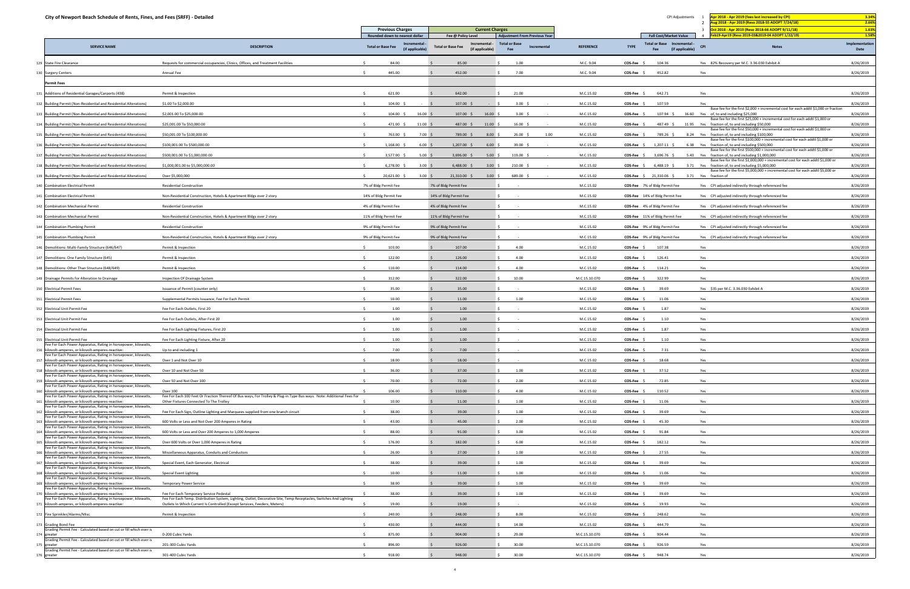# City of Newport Beach Schedule of Rents, Fines, and Fees (SRFF) - Detailed

| CPI Adjustments | | | |
|---|---|---|---|
| 1 | Apr 2018 - Apr 2019 (fees last increased by CPI) | 3.34% |
| 2 | Aug 2018 - Apr 2019 (Reso 2018-55 ADOPT 7/24/18) | 2.66% |
| 3 | Oct 2018 - Apr 2019 (Reso 2018-66 ADOPT 9/11/18) | 1.63% |
| 4 | Feb19-Apr19 (Reso 2019-03&2019-04 ADOPT 1/22/19) | 1.58% |

| | SERVICE NAME | DESCRIPTION | Previous Charges (Rounded down to nearest dollar) Total or Base Fee | Previous Charges Incremental - (if applicable) | Current Charges Fee @ Policy Level Total or Base Fee | Current Charges Incremental - (if applicable) | Adjustment From Previous Year Total or Base Fee | Adjustment From Previous Year Incremental | REFERENCE | TYPE | Full Cost/Market Value Total or Base Fee | Full Cost/Market Value Incremental - (if applicable) | CPI | Notes | Implementation Date |
|---|---|---|---|---|---|---|---|---|---|---|---|---|---|---|---|
| 129 | State Fire Clearance | Requests for commercial occupancies, Clinics, Offices, and Treatment Facilities | $ 84.00 | | $ 85.00 | | $ 1.00 | | M.C. 9.04 | COS-Fee | $ 104.36 | | Yes | 82% Recovery per M.C. 3.36.030 Exhibit A | 8/26/2019 |
| 130 | Surgery Centers | Annual Fee | $ 445.00 | | $ 452.00 | | $ 7.00 | | M.C. 9.04 | COS-Fee | $ 452.82 | | Yes | | 8/26/2019 |
| | **Permit Fees** | | | | | | | | | | | | | | |
| 131 | Additions of Residential Garages/Carports (438) | Permit & Inspection | $ 621.00 | | $ 642.00 | | $ 21.00 | | M.C.15.02 | COS-Fee | $ 642.71 | | Yes | | 8/26/2019 |
| 132 | Building Permit (Non-Residential and Residential Alterations) | $1.00 To $2,000.00 | $ 104.00 | $ - | $ 107.00 | $ - | $ 3.00 | $ - | M.C.15.02 | COS-Fee | $ 107.59 | | Yes | | 8/26/2019 |
| 133 | Building Permit (Non-Residential and Residential Alterations) | $2,001.00 To $25,000.00 | $ 104.00 | $ 16.00 | $ 107.00 | $ 16.00 | $ 3.00 | $ - | M.C.15.02 | COS-Fee | $ 107.94 | $ 16.60 | Yes | Base fee for the first $2,000 + incremental cost for each addtl $1,000 or fraction of, to and including $25,000 | 8/26/2019 |
| 134 | Building Permit (Non-Residential and Residential Alterations) | $25,001.00 To $50,000.00 | $ 471.00 | $ 11.00 | $ 487.00 | $ 11.00 | $ 16.00 | $ - | M.C.15.02 | COS-Fee | $ 487.49 | $ 11.95 | Yes | Base fee for the first $25,000 + incremental cost for each addtl $1,000 or fraction of, to and including $50,000 | 8/26/2019 |
| 135 | Building Permit (Non-Residential and Residential Alterations) | $50,001.00 To $100,000.00 | $ 763.00 | $ 7.00 | $ 789.00 | $ 8.00 | $ 26.00 | $ 1.00 | M.C.15.02 | COS-Fee | $ 789.26 | $ 8.24 | Yes | Base fee for the first $50,000 + incremental cost for each addtl $1,000 or fraction of, to and including $100,000 | 8/26/2019 |
| 136 | Building Permit (Non-Residential and Residential Alterations) | $100,001.00 To $500,000.00 | $ 1,168.00 | $ 6.00 | $ 1,207.00 | $ 6.00 | $ 39.00 | $ - | M.C.15.02 | COS-Fee | $ 1,207.11 | $ 6.38 | Yes | Base fee for the first $100,000 + incremental cost for each addtl $1,000 or fraction of, to and including $500,000 | 8/26/2019 |
| 137 | Building Permit (Non-Residential and Residential Alterations) | $500,001.00 To $1,000,000.00 | $ 3,577.00 | $ 5.00 | $ 3,696.00 | $ 5.00 | $ 119.00 | $ - | M.C.15.02 | COS-Fee | $ 3,696.76 | $ 5.43 | Yes | Base fee for the first $500,000 + incremental cost for each addtl $1,000 or fraction of, to and including $1,000,000 | 8/26/2019 |
| 138 | Building Permit (Non-Residential and Residential Alterations) | $1,000,001.00 to $5,000,000.00 | $ 6,278.00 | $ 3.00 | $ 6,488.00 | $ 3.00 | $ 210.00 | $ - | M.C.15.02 | COS-Fee | $ 6,488.19 | $ 3.71 | Yes | Base fee for the first $1,000,000 + incremental cost for each addtl $1,000 or fraction of, to and including $5,000,000 | 8/26/2019 |
| 139 | Building Permit (Non-Residential and Residential Alterations) | Over $5,000,000 | $ 20,621.00 | $ 3.00 | $ 21,310.00 | $ 3.00 | $ 689.00 | $ - | M.C.15.02 | COS-Fee | $ 21,310.06 | $ 3.71 | Yes | Base fee for the first $5,000,000 + incremental cost for each addtl $5,000 or fraction of | 8/26/2019 |
| 140 | Combination Electrical Permit | Residential Construction | 7% of Bldg Permit Fee | | 7% of Bldg Permit Fee | | $ - | | M.C.15.02 | COS-Fee | 7% of Bldg Permit Fee | | Yes | CPI adjusted indirectly through referenced fee | 8/26/2019 |
| 141 | Combination Electrical Permit | Non-Residential Construction, Hotels & Apartment Bldgs over 2 story | 14% of Bldg Permit Fee | | 14% of Bldg Permit Fee | | $ - | | M.C.15.02 | COS-Fee | 14% of Bldg Permit Fee | | Yes | CPI adjusted indirectly through referenced fee | 8/26/2019 |
| 142 | Combination Mechanical Permit | Residential Construction | 4% of Bldg Permit Fee | | 4% of Bldg Permit Fee | | $ - | | M.C.15.02 | COS-Fee | 4% of Bldg Permit Fee | | Yes | CPI adjusted indirectly through referenced fee | 8/26/2019 |
| 143 | Combination Mechanical Permit | Non-Residential Construction, Hotels & Apartment Bldgs over 2 story | 11% of Bldg Permit Fee | | 11% of Bldg Permit Fee | | $ - | | M.C.15.02 | COS-Fee | 11% of Bldg Permit Fee | | Yes | CPI adjusted indirectly through referenced fee | 8/26/2019 |
| 144 | Combination Plumbing Permit | Residential Construction | 9% of Bldg Permit Fee | | 9% of Bldg Permit Fee | | $ - | | M.C.15.02 | COS-Fee | 9% of Bldg Permit Fee | | Yes | CPI adjusted indirectly through referenced fee | 8/26/2019 |
| 145 | Combination Plumbing Permit | Non-Residential Construction, Hotels & Apartment Bldgs over 2 story | 9% of Bldg Permit Fee | | 9% of Bldg Permit Fee | | $ - | | M.C.15.02 | COS-Fee | 9% of Bldg Permit Fee | | Yes | CPI adjusted indirectly through referenced fee | 8/26/2019 |
| 146 | Demolitions: Multi-Family Structure (646/647) | Permit & Inspection | $ 103.00 | | $ 107.00 | | $ 4.00 | | M.C.15.02 | COS-Fee | $ 107.38 | | Yes | | 8/26/2019 |
| 147 | Demolitions: One Family Structure (645) | Permit & Inspection | $ 122.00 | | $ 126.00 | | $ 4.00 | | M.C.15.02 | COS-Fee | $ 126.41 | | Yes | | 8/26/2019 |
| 148 | Demolitions: Other Than Structure (648/649) | Permit & Inspection | $ 110.00 | | $ 114.00 | | $ 4.00 | | M.C.15.02 | COS-Fee | $ 114.21 | | Yes | | 8/26/2019 |
| 149 | Drainage Permits for Alteration to Drainage | Inspection Of Drainage System | $ 312.00 | | $ 322.00 | | $ 10.00 | | M.C.15.10.070 | COS-Fee | $ 322.99 | | Yes | | 8/26/2019 |
| 150 | Electrical Permit Fees | Issuance of Permit (counter only) | $ 35.00 | | $ 35.00 | | $ - | | M.C.15.02 | COS-Fee | $ 39.69 | | Yes | $35 per M.C. 3.36.030 Exhibit A | 8/26/2019 |
| 151 | Electrical Permit Fees | Supplemental Permits Issuance, Fee For Each Permit | $ 10.00 | | $ 11.00 | | $ 1.00 | | M.C.15.02 | COS-Fee | $ 11.06 | | Yes | | 8/26/2019 |
| 152 | Electrical Unit Permit Fee | Fee For Each Outlets, First 20 | $ 1.00 | | $ 1.00 | | $ - | | M.C.15.02 | COS-Fee | $ 1.87 | | Yes | | 8/26/2019 |
| 153 | Electrical Unit Permit Fee | Fee For Each Outlets, After First 20 | $ 1.00 | | $ 1.00 | | $ - | | M.C.15.02 | COS-Fee | $ 1.10 | | Yes | | 8/26/2019 |
| 154 | Electrical Unit Permit Fee | Fee For Each Lighting Fixtures, First 20 | $ 1.00 | | $ 1.00 | | $ - | | M.C.15.02 | COS-Fee | $ 1.87 | | Yes | | 8/26/2019 |
| 155 | Electrical Unit Permit Fee | Fee For Each Lighting Fixture, After 20 | $ 1.00 | | $ 1.00 | | $ - | | M.C.15.02 | COS-Fee | $ 1.10 | | Yes | | 8/26/2019 |
| 156 | Fee For Each Power Apparatus, Rating in horsepower, kilowatts, kilovolt-amperes, or kilovolt-amperes-reactive: | Up to and including 1 | $ 7.00 | | $ 7.00 | | $ - | | M.C.15.02 | COS-Fee | $ 7.31 | | Yes | | 8/26/2019 |
| 157 | Fee For Each Power Apparatus, Rating in horsepower, kilowatts, kilovolt-amperes, or kilovolt-amperes-reactive: | Over 1 and Not Over 10 | $ 18.00 | | $ 18.00 | | $ - | | M.C.15.02 | COS-Fee | $ 18.68 | | Yes | | 8/26/2019 |
| 158 | Fee For Each Power Apparatus, Rating in horsepower, kilowatts, kilovolt-amperes, or kilovolt-amperes-reactive: | Over 10 and Not Over 50 | $ 36.00 | | $ 37.00 | | $ 1.00 | | M.C.15.02 | COS-Fee | $ 37.52 | | Yes | | 8/26/2019 |
| 159 | Fee For Each Power Apparatus, Rating in horsepower, kilowatts, kilovolt-amperes, or kilovolt-amperes-reactive: | Over 50 and Not Over 100 | $ 70.00 | | $ 72.00 | | $ 2.00 | | M.C.15.02 | COS-Fee | $ 72.85 | | Yes | | 8/26/2019 |
| 160 | Fee For Each Power Apparatus, Rating in horsepower, kilowatts, kilovolt-amperes, or kilovolt-amperes-reactive: | Over 100 | $ 106.00 | | $ 110.00 | | $ 4.00 | | M.C.15.02 | COS-Fee | $ 110.52 | | Yes | | 8/26/2019 |
| 161 | Fee For Each Power Apparatus, Rating in horsepower, kilowatts, kilovolt-amperes, or kilovolt-amperes-reactive: | Fee For Each 100 Feet Or Fraction Thereof Of Bus ways, For Trolley & Plug-in Type Bus ways. Note: Additional Fees For Other Fixtures Connected To The Trolley | $ 10.00 | | $ 11.00 | | $ 1.00 | | M.C.15.02 | COS-Fee | $ 11.06 | | Yes | | 8/26/2019 |
| 162 | Fee For Each Power Apparatus, Rating in horsepower, kilowatts, kilovolt-amperes, or kilovolt-amperes-reactive: | Fee For Each Sign, Outline Lighting and Marquees supplied from one branch circuit | $ 38.00 | | $ 39.00 | | $ 1.00 | | M.C.15.02 | COS-Fee | $ 39.69 | | Yes | | 8/26/2019 |
| 163 | Fee For Each Power Apparatus, Rating in horsepower, kilowatts, kilovolt-amperes, or kilovolt-amperes-reactive: | 600 Volts or Less and Not Over 200 Amperes in Rating | $ 43.00 | | $ 45.00 | | $ 2.00 | | M.C.15.02 | COS-Fee | $ 45.30 | | Yes | | 8/26/2019 |
| 164 | Fee For Each Power Apparatus, Rating in horsepower, kilowatts, kilovolt-amperes, or kilovolt-amperes-reactive: | 600 Volts or Less and Over 200 Amperes to 1,000 Amperes | $ 88.00 | | $ 91.00 | | $ 3.00 | | M.C.15.02 | COS-Fee | $ 91.84 | | Yes | | 8/26/2019 |
| 165 | Fee For Each Power Apparatus, Rating in horsepower, kilowatts, kilovolt-amperes, or kilovolt-amperes-reactive: | Over 600 Volts or Over 1,000 Amperes in Rating | $ 176.00 | | $ 182.00 | | $ 6.00 | | M.C.15.02 | COS-Fee | $ 182.12 | | Yes | | 8/26/2019 |
| 166 | Fee For Each Power Apparatus, Rating in horsepower, kilowatts, kilovolt-amperes, or kilovolt-amperes-reactive: | Miscellaneous Apparatus, Conduits and Conductors | $ 26.00 | | $ 27.00 | | $ 1.00 | | M.C.15.02 | COS-Fee | $ 27.55 | | Yes | | 8/26/2019 |
| 167 | Fee For Each Power Apparatus, Rating in horsepower, kilowatts, kilovolt-amperes, or kilovolt-amperes-reactive: | Special Event, Each Generator, Electrical | $ 38.00 | | $ 39.00 | | $ 1.00 | | M.C.15.02 | COS-Fee | $ 39.69 | | Yes | | 8/26/2019 |
| 168 | Fee For Each Power Apparatus, Rating in horsepower, kilowatts, kilovolt-amperes, or kilovolt-amperes-reactive: | Special Event Lighting | $ 10.00 | | $ 11.00 | | $ 1.00 | | M.C.15.02 | COS-Fee | $ 11.06 | | Yes | | 8/26/2019 |
| 169 | Fee For Each Power Apparatus, Rating in horsepower, kilowatts, kilovolt-amperes, or kilovolt-amperes-reactive: | Temporary Power Service | $ 38.00 | | $ 39.00 | | $ 1.00 | | M.C.15.02 | COS-Fee | $ 39.69 | | Yes | | 8/26/2019 |
| 170 | Fee For Each Power Apparatus, Rating in horsepower, kilowatts, kilovolt-amperes, or kilovolt-amperes-reactive: | Fee For Each Temporary Service Pedestal | $ 38.00 | | $ 39.00 | | $ 1.00 | | M.C.15.02 | COS-Fee | $ 39.69 | | Yes | | 8/26/2019 |
| 171 | Fee For Each Power Apparatus, Rating in horsepower, kilowatts, kilovolt-amperes, or kilovolt-amperes-reactive: | Fee For Each Temp. Distribution System, Lighting, Outlet, Decorative Site, Temp Receptacles, Switches And Lighting Outlets In Which Current Is Controlled (Except Services, Feeders, Meters) | $ 19.00 | | $ 19.00 | | $ - | | M.C.15.02 | COS-Fee | $ 19.93 | | Yes | | 8/26/2019 |
| 172 | Fire Sprinkler/Alarms/Misc. | Permit & Inspection | $ 240.00 | | $ 248.00 | | $ 8.00 | | M.C.15.02 | COS-Fee | $ 248.62 | | Yes | | 8/26/2019 |
| 173 | Grading Bond Fee | | $ 430.00 | | $ 444.00 | | $ 14.00 | | M.C.15.02 | COS-Fee | $ 444.79 | | Yes | | 8/26/2019 |
| 174 | Grading Permit Fee - Calculated based on cut or fill which ever is greater | 0-200 Cubic Yards | $ 875.00 | | $ 904.00 | | $ 29.00 | | M.C.15.10.070 | COS-Fee | $ 904.44 | | Yes | | 8/26/2019 |
| 175 | Grading Permit Fee - Calculated based on cut or fill which ever is greater | 201-300 Cubic Yards | $ 896.00 | | $ 926.00 | | $ 30.00 | | M.C.15.10.070 | COS-Fee | $ 926.59 | | Yes | | 8/26/2019 |
| 176 | Grading Permit Fee - Calculated based on cut or fill which ever is greater | 301-400 Cubic Yards | $ 918.00 | | $ 948.00 | | $ 30.00 | | M.C.15.10.070 | COS-Fee | $ 948.74 | | Yes | | 8/26/2019 |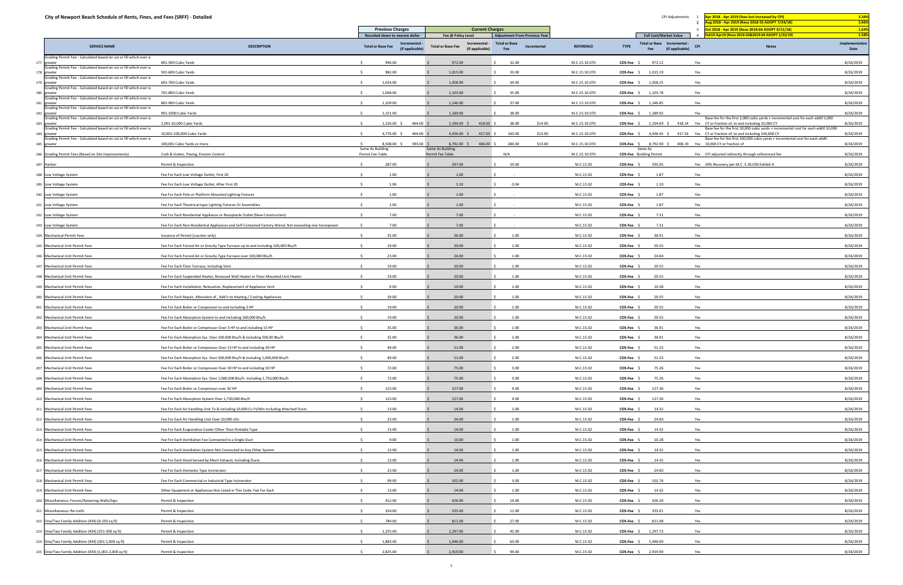# City of Newport Beach Schedule of Rents, Fines, and Fees (SRFF) - Detailed

| CPI Adjustments | | |
|---|---|---|
| 1 | Apr 2018 - Apr 2019 (fees last increased by CPI) | 3.34% |
| 2 | Aug 2018 - Apr 2019 (Reso 2018-55 ADOPT 7/24/18) | 2.66% |
| 3 | Oct 2018 - Apr 2019 (Reso 2018-66 ADOPT 9/11/18) | 1.63% |
| 4 | Feb19-Apr19 (Reso 2019-03&2019-04 ADOPT 1/22/19) | 1.58% |

| | SERVICE NAME | DESCRIPTION | Previous Charges (Rounded down to nearest dollar) Total or Base Fee | Incremental - (if applicable) | Current Charges (Fee @ Policy Level) Total or Base Fee | Incremental - (if applicable) | Adjustment From Previous Year Total or Base Fee | Incremental | REFERENCE | TYPE | Full Cost/Market Value Total or Base Fee | Incremental - (if applicable) | CPI | Notes | Implementation Date |
|---|---|---|---|---|---|---|---|---|---|---|---|---|---|---|---|
| 177 | Grading Permit Fee - Calculated based on cut or fill which ever is greater | 401-500 Cubic Yards | $ 940.00 | | $ 972.00 | | $ 32.00 | | M.C.15.10.070 | COS-Fee | $ 972.12 | | Yes | | 8/26/2019 |
| 178 | Grading Permit Fee - Calculated based on cut or fill which ever is greater | 501-600 Cubic Yards | $ 982.00 | | $ 1,015.00 | | $ 33.00 | | M.C.15.10.070 | COS-Fee | $ 1,015.19 | | Yes | | 8/26/2019 |
| 179 | Grading Permit Fee - Calculated based on cut or fill which ever is greater | 601-700 Cubic Yards | $ 1,024.00 | | $ 1,058.00 | | $ 34.00 | | M.C.15.10.070 | COS-Fee | $ 1,058.25 | | Yes | | 8/26/2019 |
| 180 | Grading Permit Fee - Calculated based on cut or fill which ever is greater | 701-800 Cubic Yards | $ 1,068.00 | | $ 1,103.00 | | $ 35.00 | | M.C.15.10.070 | COS-Fee | $ 1,103.78 | | Yes | | 8/26/2019 |
| 181 | Grading Permit Fee - Calculated based on cut or fill which ever is greater | 801-900 Cubic Yards | $ 1,109.00 | | $ 1,146.00 | | $ 37.00 | | M.C.15.10.070 | COS-Fee | $ 1,146.85 | | Yes | | 8/26/2019 |
| 182 | Grading Permit Fee - Calculated based on cut or fill which ever is greater | 901-1000 Cubic Yards | $ 1,151.00 | | $ 1,189.00 | | $ 38.00 | | M.C.15.10.070 | COS-Fee | $ 1,189.92 | | Yes | | 8/26/2019 |
| 183 | Grading Permit Fee - Calculated based on cut or fill which ever is greater | 1,001-10,000 Cubic Yards | $ 1,156.00 | $ 404.00 | $ 1,194.00 | $ 418.00 | $ 38.00 | $14.00 | M.C.15.10.070 | COS-Fee | $ 1,194.69 | $ 418.14 | Yes | Base fee for the first 1,000 cubic yards + incremental cost for each addtl 1,000 CY or fraction of, to and including 10,000 CY | 8/26/2019 |
| 184 | Grading Permit Fee - Calculated based on cut or fill which ever is greater | 10,001-100,000 Cubic Yards | $ 4,776.00 | $ 404.00 | $ 4,936.00 | $ 417.00 | $ 160.00 | $13.00 | M.C.15.10.070 | COS-Fee | $ 4,936.45 | $ 417.56 | Yes | Base fee for the first 10,000 cubic yards + incremental cost for each addtl 10,000 CY or fraction of, to and including 100,000 CY | 8/26/2019 |
| 185 | Grading Permit Fee - Calculated based on cut or fill which ever is greater | 100,001 Cubic Yards or more | $ 8,508.00 | $ 393.00 | $ 8,792.00 | $ 406.00 | $ 284.00 | $13.00 | M.C.15.10.070 | COS-Fee | $ 8,792.90 | $ 406.19 | Yes | Base fee for the first 100,000 cubic yards + incremental cost for each addtl 10,000 CY or fraction of | 8/26/2019 |
| 186 | Grading Permit Fees (Based on Site Improvements) | Curb & Gutter, Paving, Erosion Control | Same As Building Permit Fee Table | | Same As Building Permit Fee Table | | N/A | | M.C.15.10.070 | COS-Fee | Same As Building Permit | | Yes | CPI adjusted indirectly through referenced fee | 8/26/2019 |
| 187 | Harbor | Permit & Inspection | $ 287.00 | | $ 297.00 | | $ 10.00 | | M.C.15.02 | COS-Fee | $ 595.05 | | Yes | 50% Recovery per M.C. 3.36.030 Exhibit A | 8/26/2019 |
| 188 | Low Voltage System | Fee For Each Low Voltage Outlet, First 20 | $ 1.00 | | $ 1.00 | | $ - | | M.C.15.02 | COS-Fee | $ 1.87 | | Yes | | 8/26/2019 |
| 189 | Low Voltage System | Fee For Each Low Voltage Outlet, After First 20 | $ 1.06 | | $ 1.10 | | $ 0.04 | | M.C.15.02 | COS-Fee | $ 1.10 | | Yes | | 8/26/2019 |
| 190 | Low Voltage System | Fee For Each Pole or Platform-Mounted Lighting Fixtures | $ 1.00 | | $ 1.00 | | $ - | | M.C.15.02 | COS-Fee | $ 1.87 | | Yes | | 8/26/2019 |
| 191 | Low Voltage System | Fee For Each Theatrical-type Lighting Fixtures Or Assemblies | $ 1.00 | | $ 1.00 | | $ - | | M.C.15.02 | COS-Fee | $ 1.87 | | Yes | | 8/26/2019 |
| 192 | Low Voltage System | Fee For Each Residential Appliance or Receptacle Outlet (New Construction) | $ 7.00 | | $ 7.00 | | $ - | | M.C.15.02 | COS-Fee | $ 7.31 | | Yes | | 8/26/2019 |
| 193 | Low Voltage System | Fee For Each Non-Residential Appliances and Self-Contained Factory-Wired, Not exceeding one horsepower | $ 7.00 | | $ 7.00 | | $ - | | M.C.15.02 | COS-Fee | $ 7.31 | | Yes | | 8/26/2019 |
| 194 | Mechanical Permit Fees | Issuance of Permit (counter only) | $ 35.00 | | $ 36.00 | | $ 1.00 | | M.C.15.02 | COS-Fee | $ 36.91 | | Yes | | 8/26/2019 |
| 195 | Mechanical Unit Permit Fees | Fee For Each Forced Air or Gravity Type Furnace up to and including 100,000 Btu/h | $ 19.00 | | $ 20.00 | | $ 1.00 | | M.C.15.02 | COS-Fee | $ 20.55 | | Yes | | 8/26/2019 |
| 196 | Mechanical Unit Permit Fees | Fee For Each Forced Air or Gravity Type Furnace over 100,000 Btu/h | $ 23.00 | | $ 24.00 | | $ 1.00 | | M.C.15.02 | COS-Fee | $ 24.60 | | Yes | | 8/26/2019 |
| 197 | Mechanical Unit Permit Fees | Fee For Each Floor Furnace, Including Vent | $ 19.00 | | $ 20.00 | | $ 1.00 | | M.C.15.02 | COS-Fee | $ 20.55 | | Yes | | 8/26/2019 |
| 198 | Mechanical Unit Permit Fees | Fee For Each Suspended Heater, Recessed Wall Heater or Floor-Mounted Unit Heater | $ 19.00 | | $ 20.00 | | $ 1.00 | | M.C.15.02 | COS-Fee | $ 20.55 | | Yes | | 8/26/2019 |
| 199 | Mechanical Unit Permit Fees | Fee For Each Installation, Relocation, Replacement of Appliance Vent | $ 9.00 | | $ 10.00 | | $ 1.00 | | M.C.15.02 | COS-Fee | $ 10.28 | | Yes | | 8/26/2019 |
| 200 | Mechanical Unit Permit Fees | Fee For Each Repair, Alteration of , Add'n to Heating / Cooling Appliances | $ 19.00 | | $ 20.00 | | $ 1.00 | | M.C.15.02 | COS-Fee | $ 20.55 | | Yes | | 8/26/2019 |
| 201 | Mechanical Unit Permit Fees | Fee For Each Boiler or Compressor to and Including 3 HP | $ 19.00 | | $ 20.00 | | $ 1.00 | | M.C.15.02 | COS-Fee | $ 20.55 | | Yes | | 8/26/2019 |
| 202 | Mechanical Unit Permit Fees | Fee For Each Absorption System to and Including 100,000 Btu/h | $ 19.00 | | $ 20.00 | | $ 1.00 | | M.C.15.02 | COS-Fee | $ 20.55 | | Yes | | 8/26/2019 |
| 203 | Mechanical Unit Permit Fees | Fee For Each Boiler or Compressor Over 3 HP to and Including 15 HP | $ 35.00 | | $ 36.00 | | $ 1.00 | | M.C.15.02 | COS-Fee | $ 36.91 | | Yes | | 8/26/2019 |
| 204 | Mechanical Unit Permit Fees | Fee For Each Absorption Sys. Over 100,000 Btu/h & including 500,00 Btu/h | $ 35.00 | | $ 36.00 | | $ 1.00 | | M.C.15.02 | COS-Fee | $ 36.91 | | Yes | | 8/26/2019 |
| 205 | Mechanical Unit Permit Fees | Fee For Each Boiler or Compressor Over 15 HP to and including 30 HP | $ 49.00 | | $ 51.00 | | $ 2.00 | | M.C.15.02 | COS-Fee | $ 51.23 | | Yes | | 8/26/2019 |
| 206 | Mechanical Unit Permit Fees | Fee For Each Absorption Sys. Over 500,000 Btu/h & including 1,000,000 Btu/h | $ 49.00 | | $ 51.00 | | $ 2.00 | | M.C.15.02 | COS-Fee | $ 51.23 | | Yes | | 8/26/2019 |
| 207 | Mechanical Unit Permit Fees | Fee For Each Boiler or Compressor Over 30 HP to and including 50 HP | $ 72.00 | | $ 75.00 | | $ 3.00 | | M.C.15.02 | COS-Fee | $ 75.26 | | Yes | | 8/26/2019 |
| 208 | Mechanical Unit Permit Fees | Fee For Each Absorption Sys. Over 1,000,000 Btu/h including 1,750,000 Btu/h | $ 72.00 | | $ 75.00 | | $ 3.00 | | M.C.15.02 | COS-Fee | $ 75.26 | | Yes | | 8/26/2019 |
| 209 | Mechanical Unit Permit Fees | Fee For Each Boiler or Compressor over 50 HP | $ 123.00 | | $ 127.00 | | $ 4.00 | | M.C.15.02 | COS-Fee | $ 127.36 | | Yes | | 8/26/2019 |
| 210 | Mechanical Unit Permit Fees | Fee For Each Absorption System Over 1,750,000 Btu/h | $ 123.00 | | $ 127.00 | | $ 4.00 | | M.C.15.02 | COS-Fee | $ 127.36 | | Yes | | 8/26/2019 |
| 211 | Mechanical Unit Permit Fees | Fee For Each Air-handling Unit To & Including 10,000 Cu Ft/Min Including Attached Ducts | $ 13.00 | | $ 14.00 | | $ 1.00 | | M.C.15.02 | COS-Fee | $ 14.32 | | Yes | | 8/26/2019 |
| 212 | Mechanical Unit Permit Fees | Fee For Each Air Handling Unit Over 10,000 cfm | $ 23.00 | | $ 24.00 | | $ 1.00 | | M.C.15.02 | COS-Fee | $ 24.60 | | Yes | | 8/26/2019 |
| 213 | Mechanical Unit Permit Fees | Fee For Each Evaporative Cooler Other Than Portable Type | $ 13.00 | | $ 14.00 | | $ 1.00 | | M.C.15.02 | COS-Fee | $ 14.32 | | Yes | | 8/26/2019 |
| 214 | Mechanical Unit Permit Fees | Fee For Each Ventilation Fan Connected to a Single Duct | $ 9.00 | | $ 10.00 | | $ 1.00 | | M.C.15.02 | COS-Fee | $ 10.28 | | Yes | | 8/26/2019 |
| 215 | Mechanical Unit Permit Fees | Fee For Each Ventilation System Not Connected to Any Other System | $ 13.00 | | $ 14.00 | | $ 1.00 | | M.C.15.02 | COS-Fee | $ 14.32 | | Yes | | 8/26/2019 |
| 216 | Mechanical Unit Permit Fees | Fee For Each Hood Served by Mech Exhaust, Including Ducts | $ 13.00 | | $ 14.00 | | $ 1.00 | | M.C.15.02 | COS-Fee | $ 14.32 | | Yes | | 8/26/2019 |
| 217 | Mechanical Unit Permit Fees | Fee For Each Domestic Type Incinerator | $ 23.00 | | $ 24.00 | | $ 1.00 | | M.C.15.02 | COS-Fee | $ 24.60 | | Yes | | 8/26/2019 |
| 218 | Mechanical Unit Permit Fees | Fee For Each Commercial or Industrial Type Incinerator | $ 99.00 | | $ 102.00 | | $ 3.00 | | M.C.15.02 | COS-Fee | $ 102.76 | | Yes | | 8/26/2019 |
| 219 | Mechanical Unit Permit Fees | Other Equipment or Appliances Not Listed in This Code, Fee For Each | $ 13.00 | | $ 14.00 | | $ 1.00 | | M.C.15.02 | COS-Fee | $ 14.32 | | Yes | | 8/26/2019 |
| 220 | Miscellaneous: Fences/Retaining Walls/Sign | Permit & Inspection | $ 412.00 | | $ 426.00 | | $ 14.00 | | M.C.15.02 | COS-Fee | $ 426.20 | | Yes | | 8/26/2019 |
| 221 | Miscellaneous: Re-roofs | Permit & Inspection | $ 324.00 | | $ 335.00 | | $ 11.00 | | M.C.15.02 | COS-Fee | $ 335.01 | | Yes | | 8/26/2019 |
| 222 | One/Two Family Addition (434) (0-250 sq ft) | Permit & Inspection | $ 784.00 | | $ 811.00 | | $ 27.00 | | M.C.15.02 | COS-Fee | $ 811.08 | | Yes | | 8/26/2019 |
| 223 | One/Two Family Addition (434) (251-500 sq ft) | Permit & Inspection | $ 1,255.00 | | $ 1,297.00 | | $ 42.00 | | M.C.15.02 | COS-Fee | $ 1,297.73 | | Yes | | 8/26/2019 |
| 224 | One/Two Family Addition (434) (501-1,000 sq ft) | Permit & Inspection | $ 1,883.00 | | $ 1,946.00 | | $ 63.00 | | M.C.15.02 | COS-Fee | $ 1,946.60 | | Yes | | 8/26/2019 |
| 225 | One/Two Family Addition (434) (1,001-2,000 sq ft) | Permit & Inspection | $ 2,825.00 | | $ 2,919.00 | | $ 94.00 | | M.C.15.02 | COS-Fee | $ 2,919.90 | | Yes | | 8/26/2019 |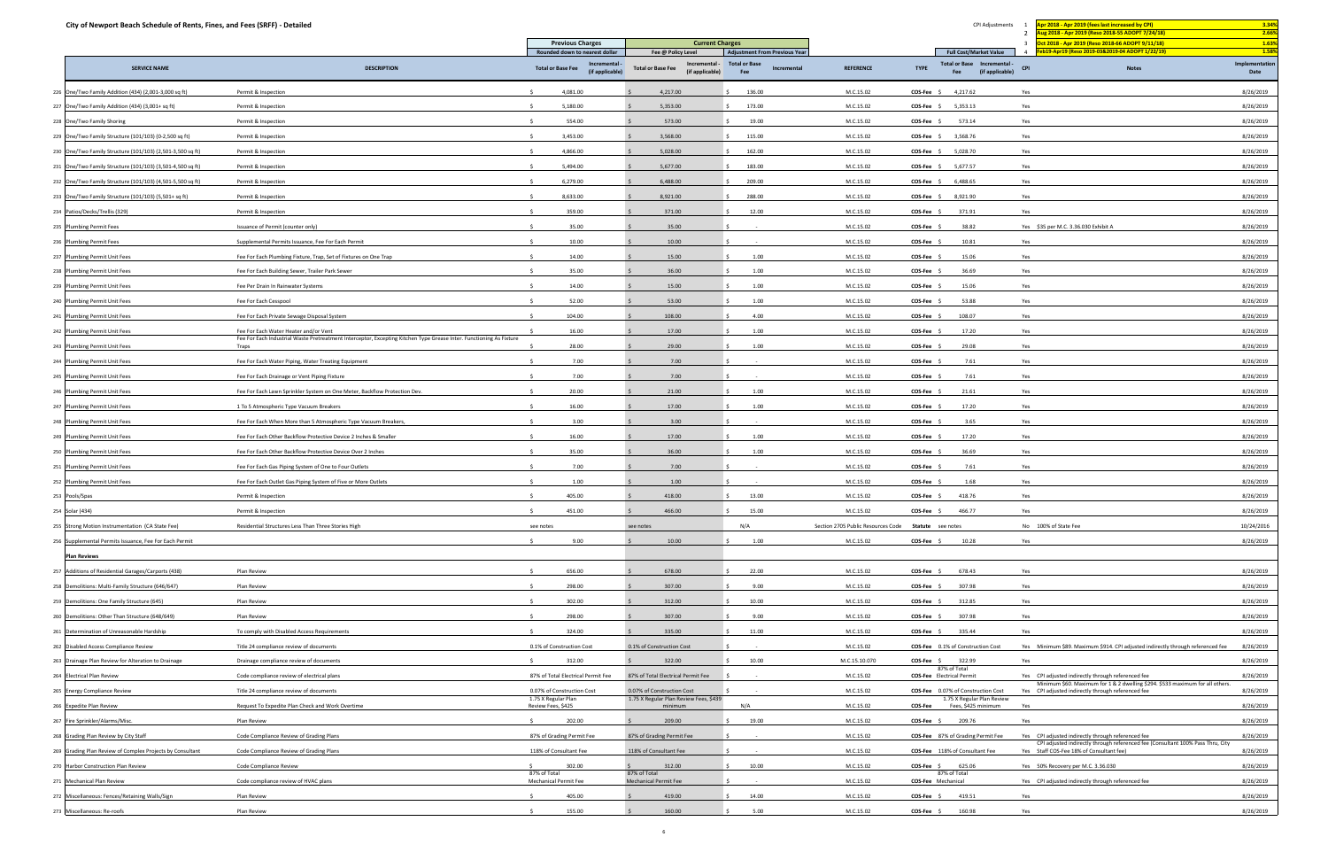# City of Newport Beach Schedule of Rents, Fines, and Fees (SRFF) - Detailed

| CPI Adjustments | | |
|---|---|---|
| 1 | Apr 2018 - Apr 2019 (fees last increased by CPI) | 3.34% |
| 2 | Aug 2018 - Apr 2019 (Reso 2018-55 ADOPT 7/24/18) | 2.66% |
| 3 | Oct 2018 - Apr 2019 (Reso 2018-66 ADOPT 9/11/18) | 1.63% |
| 4 | Feb19-Apr19 (Reso 2019-03&2019-04 ADOPT 1/22/19) | 1.58% |

| | SERVICE NAME | DESCRIPTION | Previous Charges (Rounded down to nearest dollar) Total or Base Fee | Previous Charges Incremental - (if applicable) | Current Charges (Fee @ Policy Level) Total or Base Fee | Current Charges Incremental - (if applicable) | Adjustment From Previous Year Total or Base Fee | Adjustment From Previous Year Incremental | REFERENCE | TYPE | Full Cost/Market Value Total or Base Fee | Full Cost/Market Value Incremental - (if applicable) | CPI | Notes | Implementation Date |
|---|---|---|---|---|---|---|---|---|---|---|---|---|---|---|---|
| 226 | One/Two Family Addition (434) (2,001-3,000 sq ft) | Permit & Inspection | $ 4,081.00 | | $ 4,217.00 | | $ 136.00 | | M.C.15.02 | COS-Fee | $ 4,217.62 | | Yes | | 8/26/2019 |
| 227 | One/Two Family Addition (434) (3,001+ sq ft) | Permit & Inspection | $ 5,180.00 | | $ 5,353.00 | | $ 173.00 | | M.C.15.02 | COS-Fee | $ 5,353.13 | | Yes | | 8/26/2019 |
| 228 | One/Two Family Shoring | Permit & Inspection | $ 554.00 | | $ 573.00 | | $ 19.00 | | M.C.15.02 | COS-Fee | $ 573.14 | | Yes | | 8/26/2019 |
| 229 | One/Two Family Structure (101/103) (0-2,500 sq ft) | Permit & Inspection | $ 3,453.00 | | $ 3,568.00 | | $ 115.00 | | M.C.15.02 | COS-Fee | $ 3,568.76 | | Yes | | 8/26/2019 |
| 230 | One/Two Family Structure (101/103) (2,501-3,500 sq ft) | Permit & Inspection | $ 4,866.00 | | $ 5,028.00 | | $ 162.00 | | M.C.15.02 | COS-Fee | $ 5,028.70 | | Yes | | 8/26/2019 |
| 231 | One/Two Family Structure (101/103) (3,501-4,500 sq ft) | Permit & Inspection | $ 5,494.00 | | $ 5,677.00 | | $ 183.00 | | M.C.15.02 | COS-Fee | $ 5,677.57 | | Yes | | 8/26/2019 |
| 232 | One/Two Family Structure (101/103) (4,501-5,500 sq ft) | Permit & Inspection | $ 6,279.00 | | $ 6,488.00 | | $ 209.00 | | M.C.15.02 | COS-Fee | $ 6,488.65 | | Yes | | 8/26/2019 |
| 233 | One/Two Family Structure (101/103) (5,501+ sq ft) | Permit & Inspection | $ 8,633.00 | | $ 8,921.00 | | $ 288.00 | | M.C.15.02 | COS-Fee | $ 8,921.90 | | Yes | | 8/26/2019 |
| 234 | Patios/Decks/Trellis (329) | Permit & Inspection | $ 359.00 | | $ 371.00 | | $ 12.00 | | M.C.15.02 | COS-Fee | $ 371.91 | | Yes | | 8/26/2019 |
| 235 | Plumbing Permit Fees | Issuance of Permit (counter only) | $ 35.00 | | $ 35.00 | | $ - | | M.C.15.02 | COS-Fee | $ 38.82 | | Yes | $35 per M.C. 3.36.030 Exhibit A | 8/26/2019 |
| 236 | Plumbing Permit Fees | Supplemental Permits Issuance, Fee For Each Permit | $ 10.00 | | $ 10.00 | | $ - | | M.C.15.02 | COS-Fee | $ 10.81 | | Yes | | 8/26/2019 |
| 237 | Plumbing Permit Unit Fees | Fee For Each Plumbing Fixture, Trap, Set of Fixtures on One Trap | $ 14.00 | | $ 15.00 | | $ 1.00 | | M.C.15.02 | COS-Fee | $ 15.06 | | Yes | | 8/26/2019 |
| 238 | Plumbing Permit Unit Fees | Fee For Each Building Sewer, Trailer Park Sewer | $ 35.00 | | $ 36.00 | | $ 1.00 | | M.C.15.02 | COS-Fee | $ 36.69 | | Yes | | 8/26/2019 |
| 239 | Plumbing Permit Unit Fees | Fee Per Drain In Rainwater Systems | $ 14.00 | | $ 15.00 | | $ 1.00 | | M.C.15.02 | COS-Fee | $ 15.06 | | Yes | | 8/26/2019 |
| 240 | Plumbing Permit Unit Fees | Fee For Each Cesspool | $ 52.00 | | $ 53.00 | | $ 1.00 | | M.C.15.02 | COS-Fee | $ 53.88 | | Yes | | 8/26/2019 |
| 241 | Plumbing Permit Unit Fees | Fee For Each Private Sewage Disposal System | $ 104.00 | | $ 108.00 | | $ 4.00 | | M.C.15.02 | COS-Fee | $ 108.07 | | Yes | | 8/26/2019 |
| 242 | Plumbing Permit Unit Fees | Fee For Each Water Heater and/or Vent | $ 16.00 | | $ 17.00 | | $ 1.00 | | M.C.15.02 | COS-Fee | $ 17.20 | | Yes | | 8/26/2019 |
| 243 | Plumbing Permit Unit Fees | Fee For Each Industrial Waste Pretreatment Interceptor, Excepting Kitchen Type Grease Inter. Functioning As Fixture Traps | $ 28.00 | | $ 29.00 | | $ 1.00 | | M.C.15.02 | COS-Fee | $ 29.08 | | Yes | | 8/26/2019 |
| 244 | Plumbing Permit Unit Fees | Fee For Each Water Piping, Water Treating Equipment | $ 7.00 | | $ 7.00 | | $ - | | M.C.15.02 | COS-Fee | $ 7.61 | | Yes | | 8/26/2019 |
| 245 | Plumbing Permit Unit Fees | Fee For Each Drainage or Vent Piping Fixture | $ 7.00 | | $ 7.00 | | $ - | | M.C.15.02 | COS-Fee | $ 7.61 | | Yes | | 8/26/2019 |
| 246 | Plumbing Permit Unit Fees | Fee For Each Lawn Sprinkler System on One Meter, Backflow Protection Dev. | $ 20.00 | | $ 21.00 | | $ 1.00 | | M.C.15.02 | COS-Fee | $ 21.61 | | Yes | | 8/26/2019 |
| 247 | Plumbing Permit Unit Fees | 1 To 5 Atmospheric Type Vacuum Breakers | $ 16.00 | | $ 17.00 | | $ 1.00 | | M.C.15.02 | COS-Fee | $ 17.20 | | Yes | | 8/26/2019 |
| 248 | Plumbing Permit Unit Fees | Fee For Each When More than 5 Atmospheric Type Vacuum Breakers, | $ 3.00 | | $ 3.00 | | $ - | | M.C.15.02 | COS-Fee | $ 3.65 | | Yes | | 8/26/2019 |
| 249 | Plumbing Permit Unit Fees | Fee For Each Other Backflow Protective Device 2 Inches & Smaller | $ 16.00 | | $ 17.00 | | $ 1.00 | | M.C.15.02 | COS-Fee | $ 17.20 | | Yes | | 8/26/2019 |
| 250 | Plumbing Permit Unit Fees | Fee For Each Other Backflow Protective Device Over 2 Inches | $ 35.00 | | $ 36.00 | | $ 1.00 | | M.C.15.02 | COS-Fee | $ 36.69 | | Yes | | 8/26/2019 |
| 251 | Plumbing Permit Unit Fees | Fee For Each Gas Piping System of One to Four Outlets | $ 7.00 | | $ 7.00 | | $ - | | M.C.15.02 | COS-Fee | $ 7.61 | | Yes | | 8/26/2019 |
| 252 | Plumbing Permit Unit Fees | Fee For Each Outlet Gas Piping System of Five or More Outlets | $ 1.00 | | $ 1.00 | | $ - | | M.C.15.02 | COS-Fee | $ 1.68 | | Yes | | 8/26/2019 |
| 253 | Pools/Spas | Permit & Inspection | $ 405.00 | | $ 418.00 | | $ 13.00 | | M.C.15.02 | COS-Fee | $ 418.76 | | Yes | | 8/26/2019 |
| 254 | Solar (434) | Permit & Inspection | $ 451.00 | | $ 466.00 | | $ 15.00 | | M.C.15.02 | COS-Fee | $ 466.77 | | Yes | | 8/26/2019 |
| 255 | Strong Motion Instrumentation (CA State Fee) | Residential Structures Less Than Three Stories High | see notes | | see notes | | N/A | | Section 2705 Public Resources Code | Statute | see notes | | No | 100% of State Fee | 10/24/2016 |
| 256 | Supplemental Permits Issuance, Fee For Each Permit | | $ 9.00 | | $ 10.00 | | $ 1.00 | | M.C.15.02 | COS-Fee | $ 10.28 | | Yes | | 8/26/2019 |
| | **Plan Reviews** | | | | | | | | | | | | | | |
| 257 | Additions of Residential Garages/Carports (438) | Plan Review | $ 656.00 | | $ 678.00 | | $ 22.00 | | M.C.15.02 | COS-Fee | $ 678.43 | | Yes | | 8/26/2019 |
| 258 | Demolitions: Multi-Family Structure (646/647) | Plan Review | $ 298.00 | | $ 307.00 | | $ 9.00 | | M.C.15.02 | COS-Fee | $ 307.98 | | Yes | | 8/26/2019 |
| 259 | Demolitions: One Family Structure (645) | Plan Review | $ 302.00 | | $ 312.00 | | $ 10.00 | | M.C.15.02 | COS-Fee | $ 312.85 | | Yes | | 8/26/2019 |
| 260 | Demolitions: Other Than Structure (648/649) | Plan Review | $ 298.00 | | $ 307.00 | | $ 9.00 | | M.C.15.02 | COS-Fee | $ 307.98 | | Yes | | 8/26/2019 |
| 261 | Determination of Unreasonable Hardship | To comply with Disabled Access Requirements | $ 324.00 | | $ 335.00 | | $ 11.00 | | M.C.15.02 | COS-Fee | $ 335.44 | | Yes | | 8/26/2019 |
| 262 | Disabled Access Compliance Review | Title 24 compliance review of documents | 0.1% of Construction Cost | | 0.1% of Construction Cost | | $ - | | M.C.15.02 | COS-Fee | 0.1% of Construction Cost | | Yes | Minimum $89. Maximum $914. CPI adjusted indirectly through referenced fee | 8/26/2019 |
| 263 | Drainage Plan Review for Alteration to Drainage | Drainage compliance review of documents | $ 312.00 | | $ 322.00 | | $ 10.00 | | M.C.15.10.070 | COS-Fee | $ 322.99 | | Yes | | 8/26/2019 |
| 264 | Electrical Plan Review | Code compliance review of electrical plans | 87% of Total Electrical Permit Fee | | 87% of Total Electrical Permit Fee | | $ - | | M.C.15.02 | COS-Fee | 87% of Total Electrical Permit | | Yes | CPI adjusted indirectly through referenced fee | 8/26/2019 |
| 265 | Energy Compliance Review | Title 24 compliance review of documents | 0.07% of Construction Cost | | 0.07% of Construction Cost | | $ - | | M.C.15.02 | COS-Fee | 0.07% of Construction Cost | | Yes | Minimum $60. Maximum for 1 & 2 dwelling $294. $533 maximum for all others. CPI adjusted indirectly through referenced fee | 8/26/2019 |
| 266 | Expedite Plan Review | Request To Expedite Plan Check and Work Overtime | 1.75 X Regular Plan Review Fees, $425 | | 1.75 X Regular Plan Review Fees, $439 minimum | | N/A | | M.C.15.02 | COS-Fee | 1.75 X Regular Plan Review Fees, $425 minimum | | Yes | | 8/26/2019 |
| 267 | Fire Sprinkler/Alarms/Misc. | Plan Review | $ 202.00 | | $ 209.00 | | $ 19.00 | | M.C.15.02 | COS-Fee | $ 209.76 | | Yes | | 8/26/2019 |
| 268 | Grading Plan Review by City Staff | Code Compliance Review of Grading Plans | 87% of Grading Permit Fee | | 87% of Grading Permit Fee | | $ - | | M.C.15.02 | COS-Fee | 87% of Grading Permit Fee | | Yes | CPI adjusted indirectly through referenced fee | 8/26/2019 |
| 269 | Grading Plan Review of Complex Projects by Consultant | Code Compliance Review of Grading Plans | 118% of Consultant Fee | | 118% of Consultant Fee | | $ - | | M.C.15.02 | COS-Fee | 118% of Consultant Fee | | Yes | CPI adjusted indirectly through referenced fee (Consultant 100% Pass Thru, City Staff COS-Fee 18% of Consultant fee) | 8/26/2019 |
| 270 | Harbor Construction Plan Review | Code Compliance Review | $ 302.00 | | $ 312.00 | | $ 10.00 | | M.C.15.02 | COS-Fee | $ 625.06 | | Yes | 50% Recovery per M.C. 3.36.030 | 8/26/2019 |
| 271 | Mechanical Plan Review | Code compliance review of HVAC plans | 87% of Total Mechanical Permit Fee | | 87% of Total Mechanical Permit Fee | | $ - | | M.C.15.02 | COS-Fee | 87% of Total Mechanical | | Yes | CPI adjusted indirectly through referenced fee | 8/26/2019 |
| 272 | Miscellaneous: Fences/Retaining Walls/Sign | Plan Review | $ 405.00 | | $ 419.00 | | $ 14.00 | | M.C.15.02 | COS-Fee | $ 419.51 | | Yes | | 8/26/2019 |
| 273 | Miscellaneous: Re-roofs | Plan Review | $ 155.00 | | $ 160.00 | | $ 5.00 | | M.C.15.02 | COS-Fee | $ 160.98 | | Yes | | 8/26/2019 |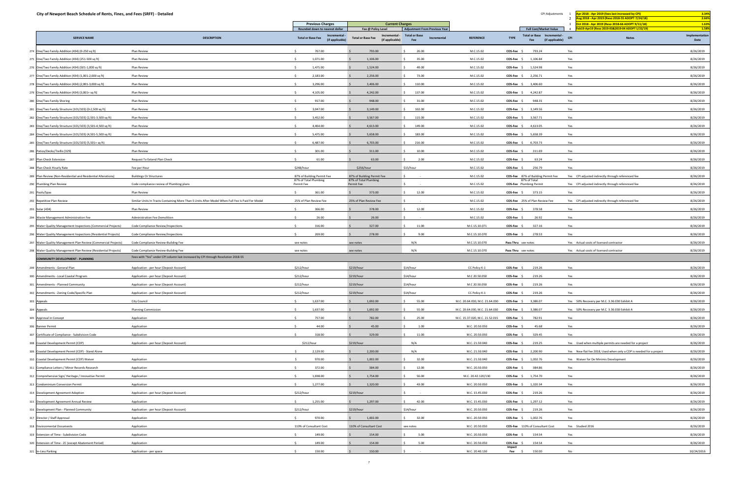City of Newport Beach Schedule of Rents, Fines, and Fees (SRFF) - Detailed

| CPI Adjustments | | |
|---|---|---|
| 1 | Apr 2018 - Apr 2019 (fees last increased by CPI) | 3.34% |
| 2 | Aug 2018 - Apr 2019 (Reso 2018-55 ADOPT 7/24/18) | 2.66% |
| 3 | Oct 2018 - Apr 2019 (Reso 2018-66 ADOPT 9/11/18) | 1.63% |
| 4 | Feb19-Apr19 (Reso 2019-03&2019-04 ADOPT 1/22/19) | 1.58% |

| | SERVICE NAME | DESCRIPTION | Previous Charges (Rounded down to nearest dollar) Total or Base Fee | Incremental - (if applicable) | Current Charges (Fee @ Policy Level) Total or Base Fee | Incremental - (if applicable) | Adjustment From Previous Year Total or Base Fee | Incremental | REFERENCE | TYPE | Full Cost/Market Value Total or Base Fee | Incremental - (if applicable) | CPI | Notes | Implementation Date |
|---|---|---|---|---|---|---|---|---|---|---|---|---|---|---|---|
| 274 | One/Two Family Addition (434) (0-250 sq ft) | Plan Review | $ 767.00 | | $ 793.00 | | $ 26.00 | | M.C.15.02 | COS-Fee | $ 793.24 | | Yes | | 8/26/2019 |
| 275 | One/Two Family Addition (434) (251-500 sq ft) | Plan Review | $ 1,071.00 | | $ 1,106.00 | | $ 35.00 | | M.C.15.02 | COS-Fee | $ 1,106.84 | | Yes | | 8/26/2019 |
| 276 | One/Two Family Addition (434) (501-1,000 sq ft) | Plan Review | $ 1,475.00 | | $ 1,524.00 | | $ 49.00 | | M.C.15.02 | COS-Fee | $ 1,524.98 | | Yes | | 8/26/2019 |
| 277 | One/Two Family Addition (434) (1,001-2,000 sq ft) | Plan Review | $ 2,183.00 | | $ 2,256.00 | | $ 73.00 | | M.C.15.02 | COS-Fee | $ 2,256.71 | | Yes | | 8/26/2019 |
| 278 | One/Two Family Addition (434) (2,001-3,000 sq ft) | Plan Review | $ 3,296.00 | | $ 3,406.00 | | $ 110.00 | | M.C.15.02 | COS-Fee | $ 3,406.60 | | Yes | | 8/26/2019 |
| 279 | One/Two Family Addition (434) (3,001+ sq ft) | Plan Review | $ 4,105.00 | | $ 4,242.00 | | $ 137.00 | | M.C.15.02 | COS-Fee | $ 4,242.87 | | Yes | | 8/26/2019 |
| 280 | One/Two Family Shoring | Plan Review | $ 917.00 | | $ 948.00 | | $ 31.00 | | M.C.15.02 | COS-Fee | $ 948.31 | | Yes | | 8/26/2019 |
| 281 | One/Two Family Structure (101/103) (0-2,500 sq ft) | Plan Review | $ 3,047.00 | | $ 3,149.00 | | $ 102.00 | | M.C.15.02 | COS-Fee | $ 3,149.56 | | Yes | | 8/26/2019 |
| 282 | One/Two Family Structure (101/103) (2,501-3,500 sq ft) | Plan Review | $ 3,452.00 | | $ 3,567.00 | | $ 115.00 | | M.C.15.02 | COS-Fee | $ 3,567.71 | | Yes | | 8/26/2019 |
| 283 | One/Two Family Structure (101/103) (3,501-4,500 sq ft) | Plan Review | $ 4,464.00 | | $ 4,613.00 | | $ 149.00 | | M.C.15.02 | COS-Fee | $ 4,613.05 | | Yes | | 8/26/2019 |
| 284 | One/Two Family Structure (101/103) (4,501-5,500 sq ft) | Plan Review | $ 5,475.00 | | $ 5,658.00 | | $ 183.00 | | M.C.15.02 | COS-Fee | $ 5,658.39 | | Yes | | 8/26/2019 |
| 285 | One/Two Family Structure (101/103) (5,501+ sq ft) | Plan Review | $ 6,487.00 | | $ 6,703.00 | | $ 216.00 | | M.C.15.02 | COS-Fee | $ 6,703.73 | | Yes | | 8/26/2019 |
| 286 | Patios/Decks/Trellis (329) | Plan Review | $ 301.00 | | $ 311.00 | | $ 10.00 | | M.C.15.02 | COS-Fee | $ 311.69 | | Yes | | 8/26/2019 |
| 287 | Plan Check Extension | Request To Extend Plan Check | $ 61.00 | | $ 63.00 | | $ 2.00 | | M.C.15.02 | COS-Fee | $ 63.24 | | Yes | | 8/26/2019 |
| 288 | Plan Check Hourly Rate | Fee per Hour | $248/hour | | $256/hour | | $15/hour | | M.C.15.02 | COS-Fee | $ 256.79 | | Yes | | 8/26/2019 |
| 289 | Plan Review (Non-Residential and Residential Alterations) | Buildings Or Structures | 87% of Building Permit Fee | | 87% of Building Permit Fee | | $ - | | M.C.15.02 | COS-Fee | 87% of Building Permit Fee | | Yes | CPI adjusted indirectly through referenced fee | 8/26/2019 |
| 290 | Plumbing Plan Review | Code compliance review of Plumbing plans | 87% of Total Plumbing Permit Fee | | 87% of Total Plumbing Permit Fee | | $ - | | M.C.15.02 | COS-Fee | 87% of Total Plumbing Permit | | Yes | CPI adjusted indirectly through referenced fee | 8/26/2019 |
| 291 | Pools/Spas | Plan Review | $ 361.00 | | $ 373.00 | | $ 12.00 | | M.C.15.02 | COS-Fee | $ 373.15 | | Yes | | 8/26/2019 |
| 292 | Repetitive Plan Review | Similar Units In Tracts Containing More Than 5 Units After Model When Full Fee Is Paid For Model | 25% of Plan Review Fee | | 25% of Plan Review Fee | | $ - | | M.C.15.02 | COS-Fee | 25% of Plan Review Fee | | Yes | CPI adjusted indirectly through referenced fee | 8/26/2019 |
| 293 | Solar (434) | Plan Review | $ 366.00 | | $ 378.00 | | $ 12.00 | | M.C.15.02 | COS-Fee | $ 378.58 | | Yes | | 8/26/2019 |
| 294 | Waste Management Administration Fee | Administration Fee Demolition | $ 26.00 | | $ 26.00 | | $ - | | M.C.15.02 | COS-Fee | $ 26.92 | | Yes | | 8/26/2019 |
| 295 | Water Quality Management Inspections (Commercial Projects) | Code Compliance Review/Inspections | $ 316.00 | | $ 327.00 | | $ 11.00 | | M.C.15.10.071 | COS-Fee | $ 327.16 | | Yes | | 8/26/2019 |
| 296 | Water Quality Management Inspections (Residential Projects) | Code Compliance Review/Inspections | $ 269.00 | | $ 278.00 | | $ 9.00 | | M.C.15.10.070 | COS-Fee | $ 278.53 | | Yes | | 8/26/2019 |
| 297 | Water Quality Management Plan Review (Commercial Projects) | Code Compliance Review-Building Fee | see notes | | see notes | | N/A | | M.C.15.10.070 | Pass Thru | see notes | | Yes | Actual costs of licensed contractor | 8/26/2019 |
| 298 | Water Quality Management Plan Review (Residential Projects) | Code Compliance Review-Building Fee | see notes | | see notes | | N/A | | M.C.15.10.070 | Pass Thru | see notes | | Yes | Actual costs of licensed contractor | 8/26/2019 |
| | **COMMUNITY DEVELOPMENT - PLANNING** | Fees with "Yes" under CPI column last increased by CPI through Resolution 2018-55 | | | | | | | | | | | | | |
| 299 | Amendments - General Plan | Application - per hour (Deposit Account) | $212/hour | | $219/hour | | $14/hour | | CC Policy K-1 | COS-Fee | $ 219.26 | | Yes | | 8/26/2019 |
| 300 | Amendments - Local Coastal Program | Application - per hour (Deposit Account) | $212/hour | | $219/hour | | $14/hour | | M.C 20.50.050 | COS-Fee | $ 219.26 | | Yes | | 8/26/2019 |
| 301 | Amendments - Planned Community | Application - per hour (Deposit Account) | $212/hour | | $219/hour | | $14/hour | | M.C 20.50.050 | COS-Fee | $ 219.26 | | Yes | | 8/26/2019 |
| 302 | Amendments - Zoning Code/Specific Plan | Application - per hour (Deposit Account) | $212/hour | | $219/hour | | $14/hour | | CC Policy K-1 | COS-Fee | $ 219.26 | | Yes | | 8/26/2019 |
| 303 | Appeals | City Council | $ 1,637.00 | | $ 1,692.00 | | $ 55.00 | | M.C. 20.64.030, M.C. 21.64.030 | COS-Fee | $ 3,386.07 | | Yes | 50% Recovery per M.C. 3.36.030 Exhibit A | 8/26/2019 |
| 304 | Appeals | Planning Commission | $ 1,637.00 | | $ 1,692.00 | | $ 55.00 | | M.C. 20.64.030, M.C. 21.64.030 | COS-Fee | $ 3,386.07 | | Yes | 50% Recovery per M.C. 3.36.030 Exhibit A | 8/26/2019 |
| 305 | Approval in Concept | Application | $ 757.00 | | $ 782.00 | | $ 25.00 | | M.C. 15.37.020, M.C. 21.52.015 | COS-Fee | $ 782.91 | | Yes | | 8/26/2019 |
| 306 | Banner Permit | Application | $ 44.00 | | $ 45.00 | | $ 1.00 | | M.C. 20.50.050 | COS-Fee | $ 45.68 | | Yes | | 8/26/2019 |
| 307 | Certificate of Compliance - Subdivision Code | Application | $ 318.00 | | $ 329.00 | | $ 11.00 | | M.C. 20.50.050 | COS-Fee | $ 329.45 | | Yes | | 8/26/2019 |
| 308 | Coastal Development Permit (CDP) | Application - per hour (Deposit Account) | $212/hour | | $219/hour | | N/A | | M.C. 21.50.040 | COS-Fee | $ 219.25 | | Yes | Used when multiple permits are needed for a project | 8/26/2019 |
| 309 | Coastal Development Permit (CDP) - Stand Alone | | $ 2,129.00 | | $ 2,200.00 | | N/A | | M.C. 21.50.040 | COS-Fee | $ 2,200.90 | | Yes | New flat fee 2018, Used when only a CDP is needed for a project | 8/26/2019 |
| 310 | Coastal Development Permit (CDP) Waiver | Application | $ 970.00 | | $ 1,002.00 | | $ 32.00 | | M.C. 21.50.040 | COS-Fee | $ 1,002.76 | | Yes | Waiver for De Minimis Development | 8/26/2019 |
| 311 | Compliance Letters / Minor Records Research | Application | $ 372.00 | | $ 384.00 | | $ 12.00 | | M.C. 20.50.050 | COS-Fee | $ 384.86 | | Yes | | 8/26/2019 |
| 312 | Comprehensive Sign/ Heritage / Innovative Permit | Application | $ 1,698.00 | | $ 1,754.00 | | $ 56.00 | | M.C. 20.42.120/130 | COS-Fee | $ 1,754.70 | | Yes | | 8/26/2019 |
| 313 | Condominium Conversion Permit | Application | $ 1,277.00 | | $ 1,320.00 | | $ 43.00 | | M.C. 20.50.050 | COS-Fee | $ 1,320.34 | | Yes | | 8/26/2019 |
| 314 | Development Agreement Adoption | Application - per hour (Deposit Account) | $212/hour | | $219/hour | | $ - | | M.C. 15.45.030 | COS-Fee | $ 219.26 | | Yes | | 8/26/2019 |
| 315 | Development Agreement Annual Review | Application | $ 1,255.00 | | $ 1,297.00 | | $ 42.00 | | M.C. 15.45.030 | COS-Fee | $ 1,297.12 | | Yes | | 8/26/2019 |
| 316 | Development Plan - Planned Community | Application - per hour (Deposit Account) | $212/hour | | $219/hour | | $14/hour | | M.C. 20.50.050 | COS-Fee | $ 219.26 | | Yes | | 8/26/2019 |
| 317 | Director / Staff Approval | Application | $ 970.00 | | $ 1,002.00 | | $ 32.00 | | M.C. 20.50.050 | COS-Fee | $ 1,002.76 | | Yes | | 8/26/2019 |
| 318 | Environmental Documents | Application | 110% of Consultant Cost | | 110% of Consultant Cost | | see notes | | M.C. 20.50.050 | COS-Fee | 110% of Consultant Cost | | Yes | Studied 2016 | 8/26/2019 |
| 319 | Extension of Time - Subdivision Code | Application | $ 149.00 | | $ 154.00 | | $ 5.00 | | M.C. 20.50.050 | COS-Fee | $ 154.54 | | Yes | | 8/26/2019 |
| 320 | Extension of Time - ZC (except Abatement Period) | Application | $ 149.00 | | $ 154.00 | | $ 5.00 | | M.C. 20.50.050 | COS-Fee | $ 154.54 | | Yes | | 8/26/2019 |
| 321 | In-Lieu Parking | Application - per space | $ 150.00 | | $ 150.00 | | $ - | | M.C. 20.40.130 | Impact Fee | $ 150.00 | | No | | 10/24/2016 |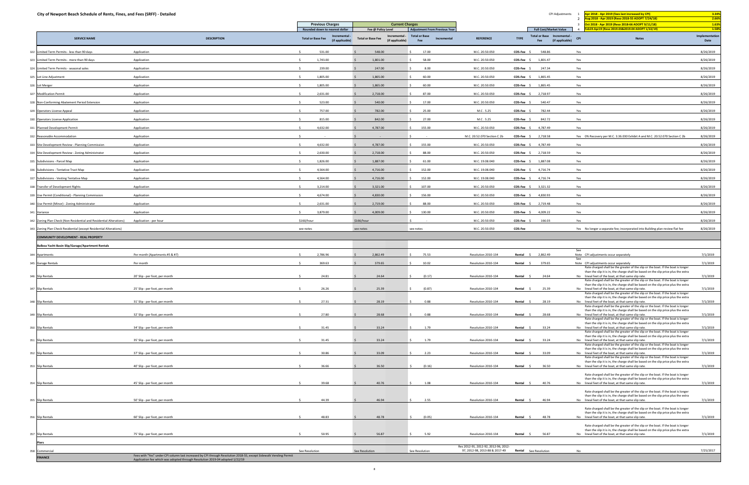# City of Newport Beach Schedule of Rents, Fines, and Fees (SRFF) - Detailed

| CPI Adjustments | | |
|---|---|---|
| 1 | Apr 2018 - Apr 2019 (fees last increased by CPI) | 3.34% |
| 2 | Aug 2018 - Apr 2019 (Reso 2018-55 ADOPT 7/24/18) | 2.66% |
| 3 | Oct 2018 - Apr 2019 (Reso 2018-66 ADOPT 9/11/18) | 1.63% |
| 4 | Feb19-Apr19 (Reso 2019-03&2019-04 ADOPT 1/22/19) | 1.58% |

| | SERVICE NAME | DESCRIPTION | Previous Charges (Rounded down to nearest dollar): Total or Base Fee | Previous Charges: Incremental - (if applicable) | Current Charges (Fee @ Policy Level): Total or Base Fee | Current Charges: Incremental - (if applicable) | Adjustment From Previous Year: Total or Base Fee | Adjustment From Previous Year: Incremental | REFERENCE | TYPE | Full Cost/Market Value: Total or Base Fee | Full Cost/Market Value: Incremental - (if applicable) | CPI | Notes | Implementation Date |
|---|---|---|---|---|---|---|---|---|---|---|---|---|---|---|---|
| 322 | Limited Term Permits - less than 90 days | Application | $ 531.00 | | $ 548.00 | | $ 17.00 | | M.C. 20.50.050 | COS-Fee | $ 548.86 | | Yes | | 8/26/2019 |
| 323 | Limited Term Permits - more than 90 days | Application | $ 1,743.00 | | $ 1,801.00 | | $ 58.00 | | M.C. 20.50.050 | COS-Fee | $ 1,801.47 | | Yes | | 8/26/2019 |
| 324 | Limited Term Permits - seasonal sales | Application | $ 239.00 | | $ 247.00 | | $ 8.00 | | M.C. 20.50.050 | COS-Fee | $ 247.34 | | Yes | | 8/26/2019 |
| 325 | Lot Line Adjustment | Application | $ 1,805.00 | | $ 1,865.00 | | $ 60.00 | | M.C. 20.50.050 | COS-Fee | $ 1,865.45 | | Yes | | 8/26/2019 |
| 326 | Lot Merger | Application | $ 1,805.00 | | $ 1,865.00 | | $ 60.00 | | M.C. 20.50.050 | COS-Fee | $ 1,865.45 | | Yes | | 8/26/2019 |
| 327 | Modification Permit | Application | $ 2,631.00 | | $ 2,718.00 | | $ 87.00 | | M.C. 20.50.050 | COS-Fee | $ 2,718.97 | | Yes | | 8/26/2019 |
| 328 | Non-Conforming Abatement Period Extension | Application | $ 523.00 | | $ 540.00 | | $ 17.00 | | M.C. 20.50.050 | COS-Fee | $ 540.47 | | Yes | | 8/26/2019 |
| 329 | Operators License Appeal | Application | $ 757.00 | | $ 782.00 | | $ 25.00 | | M.C . 5.25 | COS-Fee | $ 782.44 | | Yes | | 8/26/2019 |
| 330 | Operators License Application | Application | $ 815.00 | | $ 842.00 | | $ 27.00 | | M.C . 5.25 | COS-Fee | $ 842.72 | | Yes | | 8/26/2019 |
| 331 | Planned Development Permit | Application | $ 4,632.00 | | $ 4,787.00 | | $ 155.00 | | M.C. 20.50.050 | COS-Fee | $ 4,787.49 | | Yes | | 8/26/2019 |
| 332 | Reasonable Accommodation | Application | $ - | | $ - | | $ - | | M.C. 20.52.070 Section C 2b | COS-Fee | $ 2,718.58 | | Yes | 0% Recovery per M.C. 3.36.030 Exhibit A and M.C. 20.52.070 Section C 2b | 8/26/2019 |
| 333 | Site Development Review - Planning Commission | Application | $ 4,632.00 | | $ 4,787.00 | | $ 155.00 | | M.C. 20.50.050 | COS-Fee | $ 4,787.49 | | Yes | | 8/26/2019 |
| 334 | Site Development Review - Zoning Administrator | Application | $ 2,630.00 | | $ 2,718.00 | | $ 88.00 | | M.C. 20.50.050 | COS-Fee | $ 2,718.59 | | Yes | | 8/26/2019 |
| 335 | Subdivisions - Parcel Map | Application | $ 1,826.00 | | $ 1,887.00 | | $ 61.00 | | M.C. 19.08.040 | COS-Fee | $ 1,887.08 | | Yes | | 8/26/2019 |
| 336 | Subdivisions - Tentative Tract Map | Application | $ 4,564.00 | | $ 4,716.00 | | $ 152.00 | | M.C. 19.08.040 | COS-Fee | $ 4,716.74 | | Yes | | 8/26/2019 |
| 337 | Subdivisions - Vesting Tentative Map | Application | $ 4,564.00 | | $ 4,716.00 | | $ 152.00 | | M.C. 19.08.040 | COS-Fee | $ 4,716.74 | | Yes | | 8/26/2019 |
| 338 | Transfer of Development Rights | Application | $ 3,214.00 | | $ 3,321.00 | | $ 107.00 | | M.C. 20.50.050 | COS-Fee | $ 3,321.32 | | Yes | | 8/26/2019 |
| 339 | Use Permit (Conditional) - Planning Commission | Application | $ 4,674.00 | | $ 4,830.00 | | $ 156.00 | | M.C. 20.50.050 | COS-Fee | $ 4,830.93 | | Yes | | 8/26/2019 |
| 340 | Use Permit (Minor) - Zoning Administrator | Application | $ 2,631.00 | | $ 2,719.00 | | $ 88.00 | | M.C. 20.50.050 | COS-Fee | $ 2,719.48 | | Yes | | 8/26/2019 |
| 341 | Variance | Application | $ 3,879.00 | | $ 4,009.00 | | $ 130.00 | | M.C. 20.50.050 | COS-Fee | $ 4,009.22 | | Yes | | 8/26/2019 |
| 342 | Zoning Plan Check (Non-Residential and Residential Alterations) | Application - per hour | $160/hour | | $166/hour | | $ - | | M.C. 20.50.050 | COS-Fee | $ 166.03 | | Yes | | 8/26/2019 |
| 343 | Zoning Plan Check Residential (except Residential Alterations) | | see notes | | see notes | | see notes | | M.C. 20.50.050 | COS-Fee | | | Yes | No longer a separate fee; incorporated into Building plan review flat fee | 8/26/2019 |
| | **COMMUNITY DEVELOPMENT - REAL PROPERTY** | | | | | | | | | | | | | | |
| | **Balboa Yacht Basin Slip/Garage/Apartment Rentals** | | | | | | | | | | | | | | |
| 344 | Apartments | Per month (Apartments #5 & #7) | $ 2,786.96 | | $ 2,862.49 | | $ 75.53 | | Resolution 2010-134 | Rental | $ 2,862.49 | | See Note | CPI adjustments occur separately | 7/1/2019 |
| 345 | Garage Rentals | Per month | $ 369.63 | | $ 379.65 | | $ 10.02 | | Resolution 2010-134 | Rental | $ 379.65 | | See Note | CPI adjustments occur separately | 7/1/2019 |
| 346 | Slip Rentals | 20' Slip - per foot, per month | $ 24.81 | | $ 24.64 | | $ (0.17) | | Resolution 2010-134 | Rental | $ 24.64 | | No | Rate charged shall be the greater of the slip or the boat. If the boat is longer than the slip it is in, the charge shall be based on the slip price plus the extra lineal feet of the boat, at that same slip rate. | 7/1/2019 |
| 347 | Slip Rentals | 25' Slip - per foot, per month | $ 26.26 | | $ 25.39 | | $ (0.87) | | Resolution 2010-134 | Rental | $ 25.39 | | No | Rate charged shall be the greater of the slip or the boat. If the boat is longer than the slip it is in, the charge shall be based on the slip price plus the extra lineal feet of the boat, at that same slip rate. | 7/1/2019 |
| 348 | Slip Rentals | 31' Slip - per foot, per month | $ 27.31 | | $ 28.19 | | $ 0.88 | | Resolution 2010-134 | Rental | $ 28.19 | | No | Rate charged shall be the greater of the slip or the boat. If the boat is longer than the slip it is in, the charge shall be based on the slip price plus the extra lineal feet of the boat, at that same slip rate. | 7/1/2019 |
| 349 | Slip Rentals | 32' Slip - per foot, per month | $ 27.80 | | $ 28.68 | | $ 0.88 | | Resolution 2010-134 | Rental | $ 28.68 | | No | Rate charged shall be the greater of the slip or the boat. If the boat is longer than the slip it is in, the charge shall be based on the slip price plus the extra lineal feet of the boat, at that same slip rate. | 7/1/2019 |
| 350 | Slip Rentals | 34' Slip - per foot, per month | $ 31.45 | | $ 33.24 | | $ 1.79 | | Resolution 2010-134 | Rental | $ 33.24 | | No | Rate charged shall be the greater of the slip or the boat. If the boat is longer than the slip it is in, the charge shall be based on the slip price plus the extra lineal feet of the boat, at that same slip rate. | 7/1/2019 |
| 351 | Slip Rentals | 35' Slip - per foot, per month | $ 31.45 | | $ 33.24 | | $ 1.79 | | Resolution 2010-134 | Rental | $ 33.24 | | No | Rate charged shall be the greater of the slip or the boat. If the boat is longer than the slip it is in, the charge shall be based on the slip price plus the extra lineal feet of the boat, at that same slip rate. | 7/1/2019 |
| 352 | Slip Rentals | 37' Slip - per foot, per month | $ 30.86 | | $ 33.09 | | $ 2.23 | | Resolution 2010-134 | Rental | $ 33.09 | | No | Rate charged shall be the greater of the slip or the boat. If the boat is longer than the slip it is in, the charge shall be based on the slip price plus the extra lineal feet of the boat, at that same slip rate. | 7/1/2019 |
| 353 | Slip Rentals | 40' Slip - per foot, per month | $ 36.66 | | $ 36.50 | | $ (0.16) | | Resolution 2010-134 | Rental | $ 36.50 | | No | Rate charged shall be the greater of the slip or the boat. If the boat is longer than the slip it is in, the charge shall be based on the slip price plus the extra lineal feet of the boat, at that same slip rate. | 7/1/2019 |
| 354 | Slip Rentals | 45' Slip - per foot, per month | $ 39.68 | | $ 40.76 | | $ 1.08 | | Resolution 2010-134 | Rental | $ 40.76 | | No | Rate charged shall be the greater of the slip or the boat. If the boat is longer than the slip it is in, the charge shall be based on the slip price plus the extra lineal feet of the boat, at that same slip rate. | 7/1/2019 |
| 355 | Slip Rentals | 50' Slip - per foot, per month | $ 44.39 | | $ 46.94 | | $ 2.55 | | Resolution 2010-134 | Rental | $ 46.94 | | No | Rate charged shall be the greater of the slip or the boat. If the boat is longer than the slip it is in, the charge shall be based on the slip price plus the extra lineal feet of the boat, at that same slip rate. | 7/1/2019 |
| 356 | Slip Rentals | 60' Slip - per foot, per month | $ 48.83 | | $ 48.78 | | $ (0.05) | | Resolution 2010-134 | Rental | $ 48.78 | | No | Rate charged shall be the greater of the slip or the boat. If the boat is longer than the slip it is in, the charge shall be based on the slip price plus the extra lineal feet of the boat, at that same slip rate. | 7/1/2019 |
| 357 | Slip Rentals | 75' Slip - per foot, per month | $ 50.95 | | $ 56.87 | | $ 5.92 | | Resolution 2010-134 | Rental | $ 56.87 | | No | Rate charged shall be the greater of the slip or the boat. If the boat is longer than the slip it is in, the charge shall be based on the slip price plus the extra lineal feet of the boat, at that same slip rate. | 7/1/2019 |
| | **Piers** | | | | | | | | | | | | | | |
| 358 | Commercial | | See Resolution | | See Resolution | | See Resolution | | Res 2012-91, 2012-92, 2012-96, 2012-97, 2012-98, 2013-88 & 2017-49 | Rental | See Resolution | | No | | 7/25/2017 |
| | **FINANCE** | Fees with "Yes" under CPI column last increased by CPI through Resolution 2018-55, except Sidewalk Vending Permit Application fee which was adopted through Resolution 2019-04 adopted 1/22/19 | | | | | | | | | | | | | |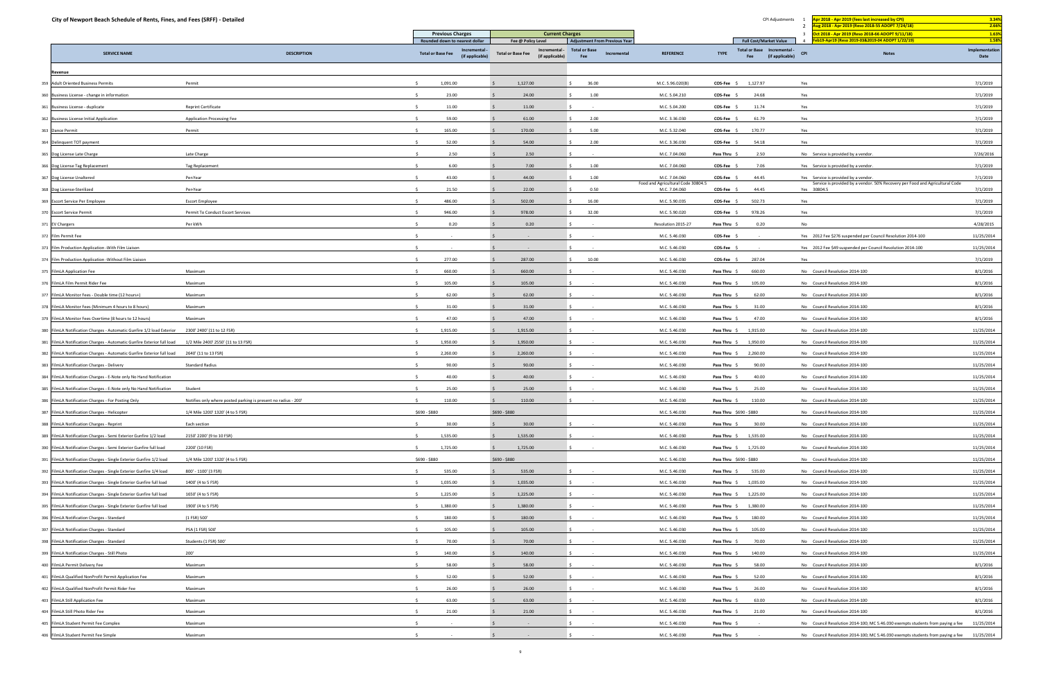# City of Newport Beach Schedule of Rents, Fines, and Fees (SRFF) - Detailed

| CPI Adjustments | | |
|---|---|---|
| 1 | Apr 2018 - Apr 2019 (fees last increased by CPI) | 3.34% |
| 2 | Aug 2018 - Apr 2019 (Reso 2018-55 ADOPT 7/24/18) | 2.66% |
| 3 | Oct 2018 - Apr 2019 (Reso 2018-66 ADOPT 9/11/18) | 1.63% |
| 4 | Feb19-Apr19 (Reso 2019-03&2019-04 ADOPT 1/22/19) | 1.58% |

| | SERVICE NAME | DESCRIPTION | Previous Charges (Rounded down to nearest dollar) Total or Base Fee | Incremental - (if applicable) | Current Charges (Fee @ Policy Level) Total or Base Fee | Incremental - (if applicable) | Adjustment From Previous Year Total or Base Fee | Incremental | REFERENCE | TYPE | Full Cost/Market Value Total or Base Fee | Incremental - (if applicable) | CPI | Notes | Implementation Date |
|---|---|---|---|---|---|---|---|---|---|---|---|---|---|---|---|
| | **Revenue** | | | | | | | | | | | | | | |
| 359 | Adult Oriented Business Permits | Permit | $ 1,091.00 | | $ 1,127.00 | | $ 36.00 | | M.C. 5.96.020(B) | COS-Fee | $ 1,127.97 | | Yes | | 7/1/2019 |
| 360 | Business License - change in information | | $ 23.00 | | $ 24.00 | | $ 1.00 | | M.C. 5.04.210 | COS-Fee | $ 24.68 | | Yes | | 7/1/2019 |
| 361 | Business License - duplicate | Reprint Certificate | $ 11.00 | | $ 11.00 | | $ - | | M.C. 5.04.200 | COS-Fee | $ 11.74 | | Yes | | 7/1/2019 |
| 362 | Business License Initial Application | Application Processing Fee | $ 59.00 | | $ 61.00 | | $ 2.00 | | M.C. 3.36.030 | COS-Fee | $ 61.79 | | Yes | | 7/1/2019 |
| 363 | Dance Permit | Permit | $ 165.00 | | $ 170.00 | | $ 5.00 | | M.C. 5.32.040 | COS-Fee | $ 170.77 | | Yes | | 7/1/2019 |
| 364 | Delinquent TOT payment | | $ 52.00 | | $ 54.00 | | $ 2.00 | | M.C. 3.36.030 | COS-Fee | $ 54.18 | | Yes | | 7/1/2019 |
| 365 | Dog License Late Charge | Late Charge | $ 2.50 | | $ 2.50 | | $ - | | M.C. 7.04.060 | Pass Thru | $ 2.50 | | No | Service is provided by a vendor. | 7/26/2016 |
| 366 | Dog License Tag Replacement | Tag Replacement | $ 6.00 | | $ 7.00 | | $ 1.00 | | M.C. 7.04.060 | COS-Fee | $ 7.06 | | Yes | Service is provided by a vendor. | 7/1/2019 |
| 367 | Dog License Unaltered | Per-Year | $ 43.00 | | $ 44.00 | | $ 1.00 | | M.C. 7.04.060 | COS-Fee | $ 44.45 | | Yes | Service is provided by a vendor. | 7/1/2019 |
| 368 | Dog License-Sterilized | Per-Year | $ 21.50 | | $ 22.00 | | $ 0.50 | | Food and Agricultural Code 30804.5 M.C. 7.04.060 | COS-Fee | $ 44.45 | | Yes | Service is provided by a vendor. 50% Recovery per Food and Agricultural Code 30804.5 | 7/1/2019 |
| 369 | Escort Service Per Employee | Escort Employee | $ 486.00 | | $ 502.00 | | $ 16.00 | | M.C. 5.90.035 | COS-Fee | $ 502.73 | | Yes | | 7/1/2019 |
| 370 | Escort Service Permit | Permit To Conduct Escort Services | $ 946.00 | | $ 978.00 | | $ 32.00 | | M.C. 5.90.020 | COS-Fee | $ 978.26 | | Yes | | 7/1/2019 |
| 371 | EV Chargers | Per kWh | $ 0.20 | | $ 0.20 | | $ - | | Resolution 2015-27 | Pass Thru | $ 0.20 | | No | | 4/28/2015 |
| 372 | Film Permit Fee | | $ - | | $ - | | $ - | | M.C. 5.46.030 | COS-Fee | $ - | | Yes | 2012 Fee $276 suspended per Council Resolution 2014-100 | 11/25/2014 |
| 373 | Film Production Application -With Film Liaison | | $ - | | $ - | | $ - | | M.C. 5.46.030 | COS-Fee | $ - | | Yes | 2012 Fee $49 suspended per Council Resolution 2014-100 | 11/25/2014 |
| 374 | Film Production Application -Without Film Liaison | | $ 277.00 | | $ 287.00 | | $ 10.00 | | M.C. 5.46.030 | COS-Fee | $ 287.04 | | Yes | | 7/1/2019 |
| 375 | FilmLA Application Fee | Maximum | $ 660.00 | | $ 660.00 | | $ - | | M.C. 5.46.030 | Pass Thru | $ 660.00 | | No | Council Resolution 2014-100 | 8/1/2016 |
| 376 | FilmLA Film Permit Rider Fee | Maximum | $ 105.00 | | $ 105.00 | | $ - | | M.C. 5.46.030 | Pass Thru | $ 105.00 | | No | Council Resolution 2014-100 | 8/1/2016 |
| 377 | FilmLA Monitor Fees - Double time (12 hours+) | Maximum | $ 62.00 | | $ 62.00 | | $ - | | M.C. 5.46.030 | Pass Thru | $ 62.00 | | No | Council Resolution 2014-100 | 8/1/2016 |
| 378 | FilmLA Monitor Fees (Minimum 4 hours to 8 hours) | Maximum | $ 31.00 | | $ 31.00 | | $ - | | M.C. 5.46.030 | Pass Thru | $ 31.00 | | No | Council Resolution 2014-100 | 8/1/2016 |
| 379 | FilmLA Monitor Fees Overtime (8 hours to 12 hours) | Maximum | $ 47.00 | | $ 47.00 | | $ - | | M.C. 5.46.030 | Pass Thru | $ 47.00 | | No | Council Resolution 2014-100 | 8/1/2016 |
| 380 | FilmLA Notification Charges - Automatic Gunfire 1/2 load Exterior | 2300' 2400' (11 to 12 FSR) | $ 1,915.00 | | $ 1,915.00 | | $ - | | M.C. 5.46.030 | Pass Thru | $ 1,915.00 | | No | Council Resolution 2014-100 | 11/25/2014 |
| 381 | FilmLA Notification Charges - Automatic Gunfire Exterior full load | 1/2 Mile 2400' 2550' (11 to 13 FSR) | $ 1,950.00 | | $ 1,950.00 | | $ - | | M.C. 5.46.030 | Pass Thru | $ 1,950.00 | | No | Council Resolution 2014-100 | 11/25/2014 |
| 382 | FilmLA Notification Charges - Automatic Gunfire Exterior full load | 2640' (11 to 13 FSR) | $ 2,260.00 | | $ 2,260.00 | | $ - | | M.C. 5.46.030 | Pass Thru | $ 2,260.00 | | No | Council Resolution 2014-100 | 11/25/2014 |
| 383 | FilmLA Notification Charges - Delivery | Standard Radius | $ 90.00 | | $ 90.00 | | $ - | | M.C. 5.46.030 | Pass Thru | $ 90.00 | | No | Council Resolution 2014-100 | 11/25/2014 |
| 384 | FilmLA Notification Charges - E-Note only No Hand Notification | | $ 40.00 | | $ 40.00 | | $ - | | M.C. 5.46.030 | Pass Thru | $ 40.00 | | No | Council Resolution 2014-100 | 11/25/2014 |
| 385 | FilmLA Notification Charges - E-Note only No Hand Notification | Student | $ 25.00 | | $ 25.00 | | $ - | | M.C. 5.46.030 | Pass Thru | $ 25.00 | | No | Council Resolution 2014-100 | 11/25/2014 |
| 386 | FilmLA Notification Charges - For Posting Only | Notifies only where posted parking is present no radius - 200' | $ 110.00 | | $ 110.00 | | $ - | | M.C. 5.46.030 | Pass Thru | $ 110.00 | | No | Council Resolution 2014-100 | 11/25/2014 |
| 387 | FilmLA Notification Charges - Helicopter | 1/4 Mile 1200' 1320' (4 to 5 FSR) | $690 - $880 | | $690 - $880 | | | | M.C. 5.46.030 | Pass Thru | $690 - $880 | | No | Council Resolution 2014-100 | 11/25/2014 |
| 388 | FilmLA Notification Charges - Reprint | Each section | $ 30.00 | | $ 30.00 | | $ - | | M.C. 5.46.030 | Pass Thru | $ 30.00 | | No | Council Resolution 2014-100 | 11/25/2014 |
| 389 | FilmLA Notification Charges - Semi Exterior Gunfire 1/2 load | 2150' 2200' (9 to 10 FSR) | $ 1,535.00 | | $ 1,535.00 | | $ - | | M.C. 5.46.030 | Pass Thru | $ 1,535.00 | | No | Council Resolution 2014-100 | 11/25/2014 |
| 390 | FilmLA Notification Charges - Semi Exterior Gunfire full load | 2200' (10 FSR) | $ 1,725.00 | | $ 1,725.00 | | $ - | | M.C. 5.46.030 | Pass Thru | $ 1,725.00 | | No | Council Resolution 2014-100 | 11/25/2014 |
| 391 | FilmLA Notification Charges - Single Exterior Gunfire 1/2 load | 1/4 Mile 1200' 1320' (4 to 5 FSR) | $690 - $880 | | $690 - $880 | | | | M.C. 5.46.030 | Pass Thru | $690 - $880 | | No | Council Resolution 2014-100 | 11/25/2014 |
| 392 | FilmLA Notification Charges - Single Exterior Gunfire 1/4 load | 800' - 1100' (3 FSR) | $ 535.00 | | $ 535.00 | | $ - | | M.C. 5.46.030 | Pass Thru | $ 535.00 | | No | Council Resolution 2014-100 | 11/25/2014 |
| 393 | FilmLA Notification Charges - Single Exterior Gunfire full load | 1400' (4 to 5 FSR) | $ 1,035.00 | | $ 1,035.00 | | $ - | | M.C. 5.46.030 | Pass Thru | $ 1,035.00 | | No | Council Resolution 2014-100 | 11/25/2014 |
| 394 | FilmLA Notification Charges - Single Exterior Gunfire full load | 1650' (4 to 5 FSR) | $ 1,225.00 | | $ 1,225.00 | | $ - | | M.C. 5.46.030 | Pass Thru | $ 1,225.00 | | No | Council Resolution 2014-100 | 11/25/2014 |
| 395 | FilmLA Notification Charges - Single Exterior Gunfire full load | 1900' (4 to 5 FSR) | $ 1,380.00 | | $ 1,380.00 | | $ - | | M.C. 5.46.030 | Pass Thru | $ 1,380.00 | | No | Council Resolution 2014-100 | 11/25/2014 |
| 396 | FilmLA Notification Charges - Standard | (1 FSR) 500' | $ 180.00 | | $ 180.00 | | $ - | | M.C. 5.46.030 | Pass Thru | $ 180.00 | | No | Council Resolution 2014-100 | 11/25/2014 |
| 397 | FilmLA Notification Charges - Standard | PSA (1 FSR) 500' | $ 105.00 | | $ 105.00 | | $ - | | M.C. 5.46.030 | Pass Thru | $ 105.00 | | No | Council Resolution 2014-100 | 11/25/2014 |
| 398 | FilmLA Notification Charges - Standard | Students (1 FSR) 500' | $ 70.00 | | $ 70.00 | | $ - | | M.C. 5.46.030 | Pass Thru | $ 70.00 | | No | Council Resolution 2014-100 | 11/25/2014 |
| 399 | FilmLA Notification Charges - Still Photo | 200' | $ 140.00 | | $ 140.00 | | $ - | | M.C. 5.46.030 | Pass Thru | $ 140.00 | | No | Council Resolution 2014-100 | 11/25/2014 |
| 400 | FilmLA Permit Delivery Fee | Maximum | $ 58.00 | | $ 58.00 | | $ - | | M.C. 5.46.030 | Pass Thru | $ 58.00 | | No | Council Resolution 2014-100 | 8/1/2016 |
| 401 | FilmLA Qualified NonProfit Permit Application Fee | Maximum | $ 52.00 | | $ 52.00 | | $ - | | M.C. 5.46.030 | Pass Thru | $ 52.00 | | No | Council Resolution 2014-100 | 8/1/2016 |
| 402 | FilmLA Qualified NonProfit Permit Rider Fee | Maximum | $ 26.00 | | $ 26.00 | | $ - | | M.C. 5.46.030 | Pass Thru | $ 26.00 | | No | Council Resolution 2014-100 | 8/1/2016 |
| 403 | FilmLA Still Application Fee | Maximum | $ 63.00 | | $ 63.00 | | $ - | | M.C. 5.46.030 | Pass Thru | $ 63.00 | | No | Council Resolution 2014-100 | 8/1/2016 |
| 404 | FilmLA Still Photo Rider Fee | Maximum | $ 21.00 | | $ 21.00 | | $ - | | M.C. 5.46.030 | Pass Thru | $ 21.00 | | No | Council Resolution 2014-100 | 8/1/2016 |
| 405 | FilmLA Student Permit Fee Complex | Maximum | $ - | | $ - | | $ - | | M.C. 5.46.030 | Pass Thru | $ - | | No | Council Resolution 2014-100; MC 5.46.030 exempts students from paying a fee | 11/25/2014 |
| 406 | FilmLA Student Permit Fee Simple | Maximum | $ - | | $ - | | $ - | | M.C. 5.46.030 | Pass Thru | $ - | | No | Council Resolution 2014-100; MC 5.46.030 exempts students from paying a fee | 11/25/2014 |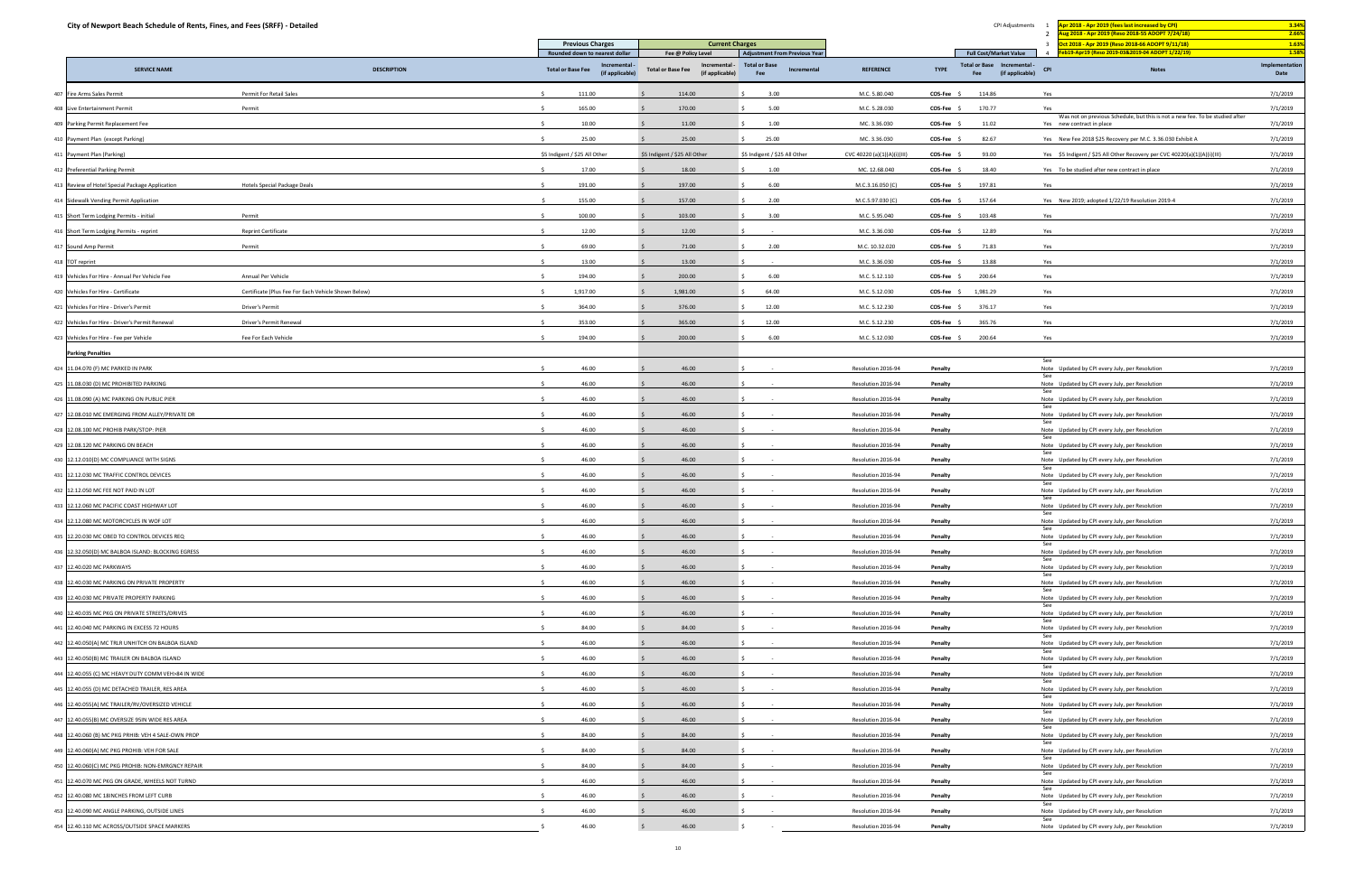# City of Newport Beach Schedule of Rents, Fines, and Fees (SRFF) - Detailed

| CPI Adjustments | | | |
|---|---|---|---|
| 1 | Apr 2018 - Apr 2019 (fees last increased by CPI) | 3.34% |
| 2 | Aug 2018 - Apr 2019 (Reso 2018-55 ADOPT 7/24/18) | 2.66% |
| 3 | Oct 2018 - Apr 2019 (Reso 2018-66 ADOPT 9/11/18) | 1.63% |
| 4 | Feb19-Apr19 (Reso 2019-03&2019-04 ADOPT 1/22/19) | 1.58% |

| | SERVICE NAME | DESCRIPTION | Previous Charges (Rounded down to nearest dollar) Total or Base Fee | Previous Charges Incremental - (if applicable) | Current Charges (Fee @ Policy Level) Total or Base Fee | Current Charges Incremental - (if applicable) | Adjustment From Previous Year Total or Base Fee | Adjustment From Previous Year Incremental | REFERENCE | TYPE | Full Cost/Market Value Total or Base Fee | Full Cost/Market Value Incremental - (if applicable) | CPI | Notes | Implementation Date |
|---|---|---|---|---|---|---|---|---|---|---|---|---|---|---|---|
| 407 | Fire Arms Sales Permit | Permit For Retail Sales | $ 111.00 | | $ 114.00 | | $ 3.00 | | M.C. 5.80.040 | COS-Fee | $ 114.86 | | Yes | | 7/1/2019 |
| 408 | Live Entertainment Permit | Permit | $ 165.00 | | $ 170.00 | | $ 5.00 | | M.C. 5.28.030 | COS-Fee | $ 170.77 | | Yes | | 7/1/2019 |
| 409 | Parking Permit Replacement Fee | | $ 10.00 | | $ 11.00 | | $ 1.00 | | MC. 3.36.030 | COS-Fee | $ 11.02 | | Yes | Was not on previous Schedule, but this is not a new fee. To be studied after new contract in place | 7/1/2019 |
| 410 | Payment Plan (except Parking) | | $ 25.00 | | $ 25.00 | | $ 25.00 | | MC. 3.36.030 | COS-Fee | $ 82.67 | | Yes | New Fee 2018 $25 Recovery per M.C. 3.36.030 Exhibit A | 7/1/2019 |
| 411 | Payment Plan (Parking) | | $5 Indigent / $25 All Other | | $5 Indigent / $25 All Other | | $5 Indigent / $25 All Other | | CVC 40220 (a)(1)(A)(i)(III) | COS-Fee | $ 93.00 | | Yes | $5 Indigent / $25 All Other Recovery per CVC 40220(a)(1)(A)(i)(III) | 7/1/2019 |
| 412 | Preferential Parking Permit | | $ 17.00 | | $ 18.00 | | $ 1.00 | | MC. 12.68.040 | COS-Fee | $ 18.40 | | Yes | To be studied after new contract in place | 7/1/2019 |
| 413 | Review of Hotel Special Package Application | Hotels Special Package Deals | $ 191.00 | | $ 197.00 | | $ 6.00 | | M.C.3.16.050 (C) | COS-Fee | $ 197.81 | | Yes | | 7/1/2019 |
| 414 | Sidewalk Vending Permit Application | | $ 155.00 | | $ 157.00 | | $ 2.00 | | M.C.5.97.030 (C) | COS-Fee | $ 157.64 | | Yes | New 2019; adopted 1/22/19 Resolution 2019-4 | 7/1/2019 |
| 415 | Short Term Lodging Permits - initial | Permit | $ 100.00 | | $ 103.00 | | $ 3.00 | | M.C. 5.95.040 | COS-Fee | $ 103.48 | | Yes | | 7/1/2019 |
| 416 | Short Term Lodging Permits - reprint | Reprint Certificate | $ 12.00 | | $ 12.00 | | $ - | | M.C. 3.36.030 | COS-Fee | $ 12.89 | | Yes | | 7/1/2019 |
| 417 | Sound Amp Permit | Permit | $ 69.00 | | $ 71.00 | | $ 2.00 | | M.C. 10.32.020 | COS-Fee | $ 71.83 | | Yes | | 7/1/2019 |
| 418 | TOT reprint | | $ 13.00 | | $ 13.00 | | $ - | | M.C. 3.36.030 | COS-Fee | $ 13.88 | | Yes | | 7/1/2019 |
| 419 | Vehicles For Hire - Annual Per Vehicle Fee | Annual Per Vehicle | $ 194.00 | | $ 200.00 | | $ 6.00 | | M.C. 5.12.110 | COS-Fee | $ 200.64 | | Yes | | 7/1/2019 |
| 420 | Vehicles For Hire - Certificate | Certificate (Plus Fee For Each Vehicle Shown Below) | $ 1,917.00 | | $ 1,981.00 | | $ 64.00 | | M.C. 5.12.030 | COS-Fee | $ 1,981.29 | | Yes | | 7/1/2019 |
| 421 | Vehicles For Hire - Driver's Permit | Driver's Permit | $ 364.00 | | $ 376.00 | | $ 12.00 | | M.C. 5.12.230 | COS-Fee | $ 376.17 | | Yes | | 7/1/2019 |
| 422 | Vehicles For Hire - Driver's Permit Renewal | Driver's Permit Renewal | $ 353.00 | | $ 365.00 | | $ 12.00 | | M.C. 5.12.230 | COS-Fee | $ 365.76 | | Yes | | 7/1/2019 |
| 423 | Vehicles For Hire - Fee per Vehicle | Fee For Each Vehicle | $ 194.00 | | $ 200.00 | | $ 6.00 | | M.C. 5.12.030 | COS-Fee | $ 200.64 | | Yes | | 7/1/2019 |
| | **Parking Penalties** | | | | | | | | | | | | | | |
| 424 | 11.04.070 (F) MC PARKED IN PARK | | $ 46.00 | | $ 46.00 | | $ - | | Resolution 2016-94 | Penalty | | | See Note | Updated by CPI every July, per Resolution | 7/1/2019 |
| 425 | 11.08.030 (D) MC PROHIBITED PARKING | | $ 46.00 | | $ 46.00 | | $ - | | Resolution 2016-94 | Penalty | | | See Note | Updated by CPI every July, per Resolution | 7/1/2019 |
| 426 | 11.08.090 (A) MC PARKING ON PUBLIC PIER | | $ 46.00 | | $ 46.00 | | $ - | | Resolution 2016-94 | Penalty | | | See Note | Updated by CPI every July, per Resolution | 7/1/2019 |
| 427 | 12.08.010 MC EMERGING FROM ALLEY/PRIVATE DR | | $ 46.00 | | $ 46.00 | | $ - | | Resolution 2016-94 | Penalty | | | See Note | Updated by CPI every July, per Resolution | 7/1/2019 |
| 428 | 12.08.100 MC PROHIB PARK/STOP: PIER | | $ 46.00 | | $ 46.00 | | $ - | | Resolution 2016-94 | Penalty | | | See Note | Updated by CPI every July, per Resolution | 7/1/2019 |
| 429 | 12.08.120 MC PARKING ON BEACH | | $ 46.00 | | $ 46.00 | | $ - | | Resolution 2016-94 | Penalty | | | See Note | Updated by CPI every July, per Resolution | 7/1/2019 |
| 430 | 12.12.010(D) MC COMPLIANCE WITH SIGNS | | $ 46.00 | | $ 46.00 | | $ - | | Resolution 2016-94 | Penalty | | | See Note | Updated by CPI every July, per Resolution | 7/1/2019 |
| 431 | 12.12.030 MC TRAFFIC CONTROL DEVICES | | $ 46.00 | | $ 46.00 | | $ - | | Resolution 2016-94 | Penalty | | | See Note | Updated by CPI every July, per Resolution | 7/1/2019 |
| 432 | 12.12.050 MC FEE NOT PAID IN LOT | | $ 46.00 | | $ 46.00 | | $ - | | Resolution 2016-94 | Penalty | | | See Note | Updated by CPI every July, per Resolution | 7/1/2019 |
| 433 | 12.12.060 MC PACIFIC COAST HIGHWAY LOT | | $ 46.00 | | $ 46.00 | | $ - | | Resolution 2016-94 | Penalty | | | See Note | Updated by CPI every July, per Resolution | 7/1/2019 |
| 434 | 12.12.080 MC MOTORCYCLES IN WOF LOT | | $ 46.00 | | $ 46.00 | | $ - | | Resolution 2016-94 | Penalty | | | See Note | Updated by CPI every July, per Resolution | 7/1/2019 |
| 435 | 12.20.030 MC OBED TO CONTROL DEVICES REQ | | $ 46.00 | | $ 46.00 | | $ - | | Resolution 2016-94 | Penalty | | | See Note | Updated by CPI every July, per Resolution | 7/1/2019 |
| 436 | 12.32.050(D) MC BALBOA ISLAND: BLOCKING EGRESS | | $ 46.00 | | $ 46.00 | | $ - | | Resolution 2016-94 | Penalty | | | See Note | Updated by CPI every July, per Resolution | 7/1/2019 |
| 437 | 12.40.020 MC PARKWAYS | | $ 46.00 | | $ 46.00 | | $ - | | Resolution 2016-94 | Penalty | | | See Note | Updated by CPI every July, per Resolution | 7/1/2019 |
| 438 | 12.40.030 MC PARKING ON PRIVATE PROPERTY | | $ 46.00 | | $ 46.00 | | $ - | | Resolution 2016-94 | Penalty | | | See Note | Updated by CPI every July, per Resolution | 7/1/2019 |
| 439 | 12.40.030 MC PRIVATE PROPERTY PARKING | | $ 46.00 | | $ 46.00 | | $ - | | Resolution 2016-94 | Penalty | | | See Note | Updated by CPI every July, per Resolution | 7/1/2019 |
| 440 | 12.40.035 MC PKG ON PRIVATE STREETS/DRIVES | | $ 46.00 | | $ 46.00 | | $ - | | Resolution 2016-94 | Penalty | | | See Note | Updated by CPI every July, per Resolution | 7/1/2019 |
| 441 | 12.40.040 MC PARKING IN EXCESS 72 HOURS | | $ 84.00 | | $ 84.00 | | $ - | | Resolution 2016-94 | Penalty | | | See Note | Updated by CPI every July, per Resolution | 7/1/2019 |
| 442 | 12.40.050(A) MC TRLR UNHITCH ON BALBOA ISLAND | | $ 46.00 | | $ 46.00 | | $ - | | Resolution 2016-94 | Penalty | | | See Note | Updated by CPI every July, per Resolution | 7/1/2019 |
| 443 | 12.40.050(B) MC TRAILER ON BALBOA ISLAND | | $ 46.00 | | $ 46.00 | | $ - | | Resolution 2016-94 | Penalty | | | See Note | Updated by CPI every July, per Resolution | 7/1/2019 |
| 444 | 12.40.055 (C) MC HEAVY DUTY COMM VEH>84 IN WIDE | | $ 46.00 | | $ 46.00 | | $ - | | Resolution 2016-94 | Penalty | | | See Note | Updated by CPI every July, per Resolution | 7/1/2019 |
| 445 | 12.40.055 (D) MC DETACHED TRAILER, RES AREA | | $ 46.00 | | $ 46.00 | | $ - | | Resolution 2016-94 | Penalty | | | See Note | Updated by CPI every July, per Resolution | 7/1/2019 |
| 446 | 12.40.055(A) MC TRAILER/RV/OVERSIZED VEHICLE | | $ 46.00 | | $ 46.00 | | $ - | | Resolution 2016-94 | Penalty | | | See Note | Updated by CPI every July, per Resolution | 7/1/2019 |
| 447 | 12.40.055(B) MC OVERSIZE 95IN WIDE RES AREA | | $ 46.00 | | $ 46.00 | | $ - | | Resolution 2016-94 | Penalty | | | See Note | Updated by CPI every July, per Resolution | 7/1/2019 |
| 448 | 12.40.060 (B) MC PKG PRHIB: VEH 4 SALE-OWN PROP | | $ 84.00 | | $ 84.00 | | $ - | | Resolution 2016-94 | Penalty | | | See Note | Updated by CPI every July, per Resolution | 7/1/2019 |
| 449 | 12.40.060(A) MC PKG PROHIB: VEH FOR SALE | | $ 84.00 | | $ 84.00 | | $ - | | Resolution 2016-94 | Penalty | | | See Note | Updated by CPI every July, per Resolution | 7/1/2019 |
| 450 | 12.40.060(C) MC PKG PROHIB: NON-EMRGNCY REPAIR | | $ 84.00 | | $ 84.00 | | $ - | | Resolution 2016-94 | Penalty | | | See Note | Updated by CPI every July, per Resolution | 7/1/2019 |
| 451 | 12.40.070 MC PKG ON GRADE, WHEELS NOT TURND | | $ 46.00 | | $ 46.00 | | $ - | | Resolution 2016-94 | Penalty | | | See Note | Updated by CPI every July, per Resolution | 7/1/2019 |
| 452 | 12.40.080 MC 18INCHES FROM LEFT CURB | | $ 46.00 | | $ 46.00 | | $ - | | Resolution 2016-94 | Penalty | | | See Note | Updated by CPI every July, per Resolution | 7/1/2019 |
| 453 | 12.40.090 MC ANGLE PARKING, OUTSIDE LINES | | $ 46.00 | | $ 46.00 | | $ - | | Resolution 2016-94 | Penalty | | | See Note | Updated by CPI every July, per Resolution | 7/1/2019 |
| 454 | 12.40.110 MC ACROSS/OUTSIDE SPACE MARKERS | | $ 46.00 | | $ 46.00 | | $ - | | Resolution 2016-94 | Penalty | | | See Note | Updated by CPI every July, per Resolution | 7/1/2019 |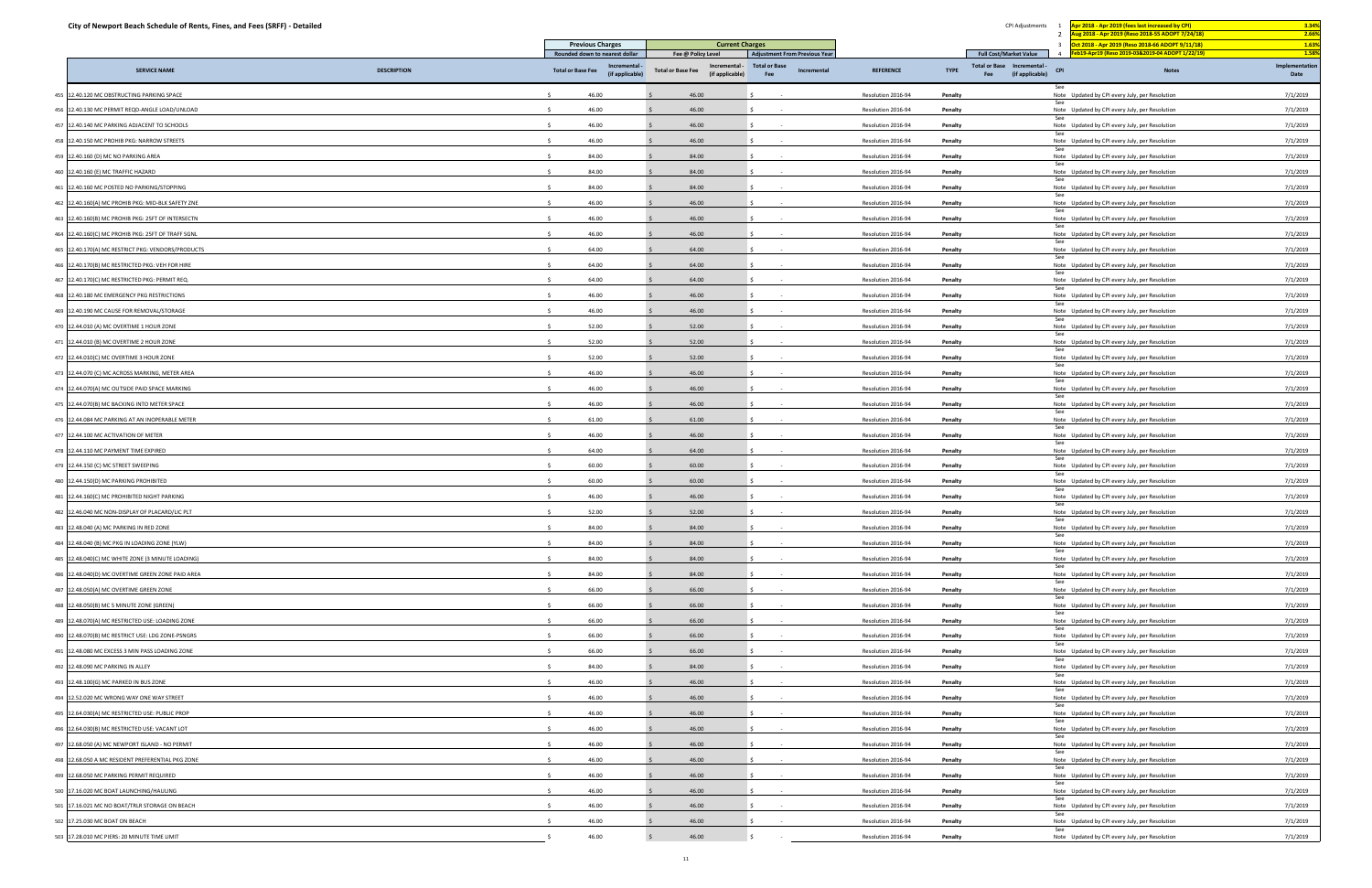# City of Newport Beach Schedule of Rents, Fines, and Fees (SRFF) - Detailed

| CPI Adjustments | | |
|---|---|---|
| 1 | Apr 2018 - Apr 2019 (fees last increased by CPI) | 3.34% |
| 2 | Aug 2018 - Apr 2019 (Reso 2018-55 ADOPT 7/24/18) | 2.66% |
| 3 | Oct 2018 - Apr 2019 (Reso 2018-66 ADOPT 9/11/18) | 1.63% |
| 4 | Feb19-Apr19 (Reso 2019-03&2019-04 ADOPT 1/22/19) | 1.58% |

| | SERVICE NAME | DESCRIPTION | Previous Charges (Rounded down to nearest dollar) Total or Base Fee | Incremental - (if applicable) | Current Charges (Fee @ Policy Level) Total or Base Fee | Incremental - (if applicable) | Adjustment From Previous Year Total or Base Fee | Incremental | REFERENCE | TYPE | Full Cost/Market Value Total or Base Fee | Incremental - (if applicable) | CPI | Notes | Implementation Date |
|---|---|---|---|---|---|---|---|---|---|---|---|---|---|---|---|
| 455 | 12.40.120 MC OBSTRUCTING PARKING SPACE | | $ 46.00 | | $ 46.00 | | $ - | | Resolution 2016-94 | Penalty | | | See Note | Updated by CPI every July, per Resolution | 7/1/2019 |
| 456 | 12.40.130 MC PERMIT REQD-ANGLE LOAD/UNLOAD | | $ 46.00 | | $ 46.00 | | $ - | | Resolution 2016-94 | Penalty | | | See Note | Updated by CPI every July, per Resolution | 7/1/2019 |
| 457 | 12.40.140 MC PARKING ADJACENT TO SCHOOLS | | $ 46.00 | | $ 46.00 | | $ - | | Resolution 2016-94 | Penalty | | | See Note | Updated by CPI every July, per Resolution | 7/1/2019 |
| 458 | 12.40.150 MC PROHIB PKG: NARROW STREETS | | $ 46.00 | | $ 46.00 | | $ - | | Resolution 2016-94 | Penalty | | | See Note | Updated by CPI every July, per Resolution | 7/1/2019 |
| 459 | 12.40.160 (D) MC NO PARKING AREA | | $ 84.00 | | $ 84.00 | | $ - | | Resolution 2016-94 | Penalty | | | See Note | Updated by CPI every July, per Resolution | 7/1/2019 |
| 460 | 12.40.160 (E) MC TRAFFIC HAZARD | | $ 84.00 | | $ 84.00 | | $ - | | Resolution 2016-94 | Penalty | | | See Note | Updated by CPI every July, per Resolution | 7/1/2019 |
| 461 | 12.40.160 MC POSTED NO PARKING/STOPPING | | $ 84.00 | | $ 84.00 | | $ - | | Resolution 2016-94 | Penalty | | | See Note | Updated by CPI every July, per Resolution | 7/1/2019 |
| 462 | 12.40.160(A) MC PROHIB PKG: MID-BLK SAFETY ZNE | | $ 46.00 | | $ 46.00 | | $ - | | Resolution 2016-94 | Penalty | | | See Note | Updated by CPI every July, per Resolution | 7/1/2019 |
| 463 | 12.40.160(B) MC PROHIB PKG: 25FT OF INTERSECTN | | $ 46.00 | | $ 46.00 | | $ - | | Resolution 2016-94 | Penalty | | | See Note | Updated by CPI every July, per Resolution | 7/1/2019 |
| 464 | 12.40.160(C) MC PROHIB PKG: 25FT OF TRAFF SGNL | | $ 46.00 | | $ 46.00 | | $ - | | Resolution 2016-94 | Penalty | | | See Note | Updated by CPI every July, per Resolution | 7/1/2019 |
| 465 | 12.40.170(A) MC RESTRICT PKG: VENDORS/PRODUCTS | | $ 64.00 | | $ 64.00 | | $ - | | Resolution 2016-94 | Penalty | | | See Note | Updated by CPI every July, per Resolution | 7/1/2019 |
| 466 | 12.40.170(B) MC RESTRICTED PKG: VEH FOR HIRE | | $ 64.00 | | $ 64.00 | | $ - | | Resolution 2016-94 | Penalty | | | See Note | Updated by CPI every July, per Resolution | 7/1/2019 |
| 467 | 12.40.170(C) MC RESTRICTED PKG: PERMIT REQ. | | $ 64.00 | | $ 64.00 | | $ - | | Resolution 2016-94 | Penalty | | | See Note | Updated by CPI every July, per Resolution | 7/1/2019 |
| 468 | 12.40.180 MC EMERGENCY PKG RESTRICTIONS | | $ 46.00 | | $ 46.00 | | $ - | | Resolution 2016-94 | Penalty | | | See Note | Updated by CPI every July, per Resolution | 7/1/2019 |
| 469 | 12.40.190 MC CAUSE FOR REMOVAL/STORAGE | | $ 46.00 | | $ 46.00 | | $ - | | Resolution 2016-94 | Penalty | | | See Note | Updated by CPI every July, per Resolution | 7/1/2019 |
| 470 | 12.44.010 (A) MC OVERTIME 1 HOUR ZONE | | $ 52.00 | | $ 52.00 | | $ - | | Resolution 2016-94 | Penalty | | | See Note | Updated by CPI every July, per Resolution | 7/1/2019 |
| 471 | 12.44.010 (B) MC OVERTIME 2 HOUR ZONE | | $ 52.00 | | $ 52.00 | | $ - | | Resolution 2016-94 | Penalty | | | See Note | Updated by CPI every July, per Resolution | 7/1/2019 |
| 472 | 12.44.010(C) MC OVERTIME 3 HOUR ZONE | | $ 52.00 | | $ 52.00 | | $ - | | Resolution 2016-94 | Penalty | | | See Note | Updated by CPI every July, per Resolution | 7/1/2019 |
| 473 | 12.44.070 (C) MC ACROSS MARKING, METER AREA | | $ 46.00 | | $ 46.00 | | $ - | | Resolution 2016-94 | Penalty | | | See Note | Updated by CPI every July, per Resolution | 7/1/2019 |
| 474 | 12.44.070(A) MC OUTSIDE PAID SPACE MARKING | | $ 46.00 | | $ 46.00 | | $ - | | Resolution 2016-94 | Penalty | | | See Note | Updated by CPI every July, per Resolution | 7/1/2019 |
| 475 | 12.44.070(B) MC BACKING INTO METER SPACE | | $ 46.00 | | $ 46.00 | | $ - | | Resolution 2016-94 | Penalty | | | See Note | Updated by CPI every July, per Resolution | 7/1/2019 |
| 476 | 12.44.084 MC PARKING AT AN INOPERABLE METER | | $ 61.00 | | $ 61.00 | | $ - | | Resolution 2016-94 | Penalty | | | See Note | Updated by CPI every July, per Resolution | 7/1/2019 |
| 477 | 12.44.100 MC ACTIVATION OF METER | | $ 46.00 | | $ 46.00 | | $ - | | Resolution 2016-94 | Penalty | | | See Note | Updated by CPI every July, per Resolution | 7/1/2019 |
| 478 | 12.44.110 MC PAYMENT TIME EXPIRED | | $ 64.00 | | $ 64.00 | | $ - | | Resolution 2016-94 | Penalty | | | See Note | Updated by CPI every July, per Resolution | 7/1/2019 |
| 479 | 12.44.150 (C) MC STREET SWEEPING | | $ 60.00 | | $ 60.00 | | $ - | | Resolution 2016-94 | Penalty | | | See Note | Updated by CPI every July, per Resolution | 7/1/2019 |
| 480 | 12.44.150(D) MC PARKING PROHIBITED | | $ 60.00 | | $ 60.00 | | $ - | | Resolution 2016-94 | Penalty | | | See Note | Updated by CPI every July, per Resolution | 7/1/2019 |
| 481 | 12.44.160(C) MC PROHIBITED NIGHT PARKING | | $ 46.00 | | $ 46.00 | | $ - | | Resolution 2016-94 | Penalty | | | See Note | Updated by CPI every July, per Resolution | 7/1/2019 |
| 482 | 12.46.040 MC NON-DISPLAY OF PLACARD/LIC PLT | | $ 52.00 | | $ 52.00 | | $ - | | Resolution 2016-94 | Penalty | | | See Note | Updated by CPI every July, per Resolution | 7/1/2019 |
| 483 | 12.48.040 (A) MC PARKING IN RED ZONE | | $ 84.00 | | $ 84.00 | | $ - | | Resolution 2016-94 | Penalty | | | See Note | Updated by CPI every July, per Resolution | 7/1/2019 |
| 484 | 12.48.040 (B) MC PKG IN LOADING ZONE (YLW) | | $ 84.00 | | $ 84.00 | | $ - | | Resolution 2016-94 | Penalty | | | See Note | Updated by CPI every July, per Resolution | 7/1/2019 |
| 485 | 12.48.040(C) MC WHITE ZONE (3 MINUTE LOADING) | | $ 84.00 | | $ 84.00 | | $ - | | Resolution 2016-94 | Penalty | | | See Note | Updated by CPI every July, per Resolution | 7/1/2019 |
| 486 | 12.48.040(D) MC OVERTIME GREEN ZONE PAID AREA | | $ 84.00 | | $ 84.00 | | $ - | | Resolution 2016-94 | Penalty | | | See Note | Updated by CPI every July, per Resolution | 7/1/2019 |
| 487 | 12.48.050(A) MC OVERTIME GREEN ZONE | | $ 66.00 | | $ 66.00 | | $ - | | Resolution 2016-94 | Penalty | | | See Note | Updated by CPI every July, per Resolution | 7/1/2019 |
| 488 | 12.48.050(B) MC 5 MINUTE ZONE (GREEN) | | $ 66.00 | | $ 66.00 | | $ - | | Resolution 2016-94 | Penalty | | | See Note | Updated by CPI every July, per Resolution | 7/1/2019 |
| 489 | 12.48.070(A) MC RESTRICTED USE: LOADING ZONE | | $ 66.00 | | $ 66.00 | | $ - | | Resolution 2016-94 | Penalty | | | See Note | Updated by CPI every July, per Resolution | 7/1/2019 |
| 490 | 12.48.070(B) MC RESTRICT USE: LDG ZONE-PSNGRS | | $ 66.00 | | $ 66.00 | | $ - | | Resolution 2016-94 | Penalty | | | See Note | Updated by CPI every July, per Resolution | 7/1/2019 |
| 491 | 12.48.080 MC EXCESS 3 MIN PASS LOADING ZONE | | $ 66.00 | | $ 66.00 | | $ - | | Resolution 2016-94 | Penalty | | | See Note | Updated by CPI every July, per Resolution | 7/1/2019 |
| 492 | 12.48.090 MC PARKING IN ALLEY | | $ 84.00 | | $ 84.00 | | $ - | | Resolution 2016-94 | Penalty | | | See Note | Updated by CPI every July, per Resolution | 7/1/2019 |
| 493 | 12.48.100(G) MC PARKED IN BUS ZONE | | $ 46.00 | | $ 46.00 | | $ - | | Resolution 2016-94 | Penalty | | | See Note | Updated by CPI every July, per Resolution | 7/1/2019 |
| 494 | 12.52.020 MC WRONG WAY ONE WAY STREET | | $ 46.00 | | $ 46.00 | | $ - | | Resolution 2016-94 | Penalty | | | See Note | Updated by CPI every July, per Resolution | 7/1/2019 |
| 495 | 12.64.030(A) MC RESTRICTED USE: PUBLIC PROP | | $ 46.00 | | $ 46.00 | | $ - | | Resolution 2016-94 | Penalty | | | See Note | Updated by CPI every July, per Resolution | 7/1/2019 |
| 496 | 12.64.030(B) MC RESTRICTED USE: VACANT LOT | | $ 46.00 | | $ 46.00 | | $ - | | Resolution 2016-94 | Penalty | | | See Note | Updated by CPI every July, per Resolution | 7/1/2019 |
| 497 | 12.68.050 (A) MC NEWPORT ISLAND - NO PERMIT | | $ 46.00 | | $ 46.00 | | $ - | | Resolution 2016-94 | Penalty | | | See Note | Updated by CPI every July, per Resolution | 7/1/2019 |
| 498 | 12.68.050 A MC RESIDENT PREFERENTIAL PKG ZONE | | $ 46.00 | | $ 46.00 | | $ - | | Resolution 2016-94 | Penalty | | | See Note | Updated by CPI every July, per Resolution | 7/1/2019 |
| 499 | 12.68.050 MC PARKING PERMIT REQUIRED | | $ 46.00 | | $ 46.00 | | $ - | | Resolution 2016-94 | Penalty | | | See Note | Updated by CPI every July, per Resolution | 7/1/2019 |
| 500 | 17.16.020 MC BOAT LAUNCHING/HAULING | | $ 46.00 | | $ 46.00 | | $ - | | Resolution 2016-94 | Penalty | | | See Note | Updated by CPI every July, per Resolution | 7/1/2019 |
| 501 | 17.16.021 MC NO BOAT/TRLR STORAGE ON BEACH | | $ 46.00 | | $ 46.00 | | $ - | | Resolution 2016-94 | Penalty | | | See Note | Updated by CPI every July, per Resolution | 7/1/2019 |
| 502 | 17.25.030 MC BOAT ON BEACH | | $ 46.00 | | $ 46.00 | | $ - | | Resolution 2016-94 | Penalty | | | See Note | Updated by CPI every July, per Resolution | 7/1/2019 |
| 503 | 17.28.010 MC PIERS: 20 MINUTE TIME LIMIT | | $ 46.00 | | $ 46.00 | | $ - | | Resolution 2016-94 | Penalty | | | See Note | Updated by CPI every July, per Resolution | 7/1/2019 |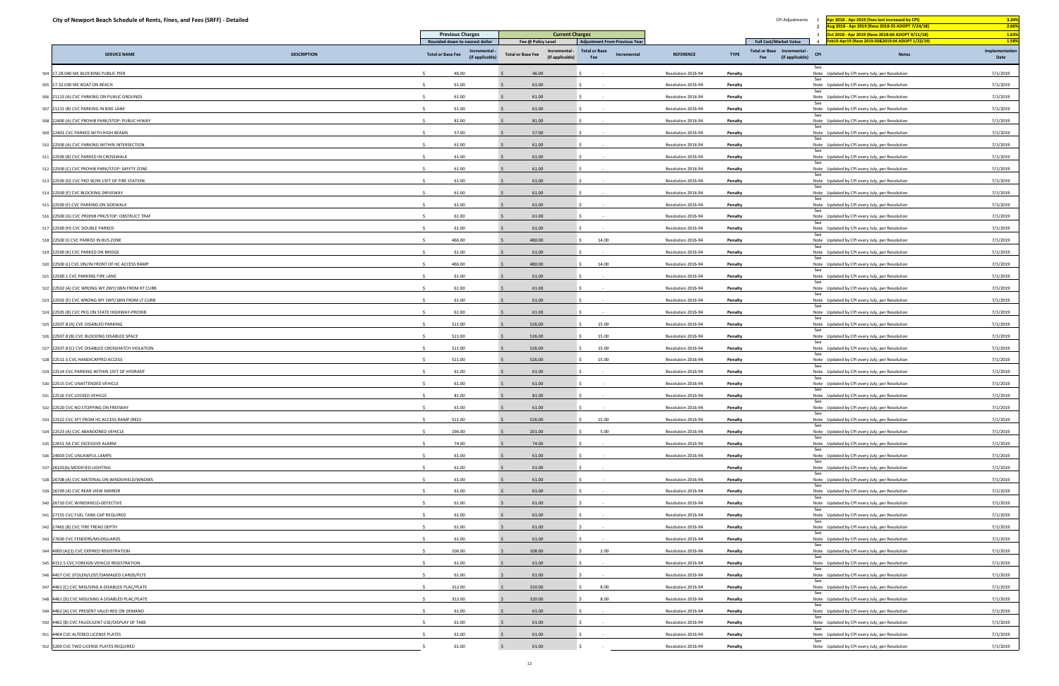# City of Newport Beach Schedule of Rents, Fines, and Fees (SRFF) - Detailed

| CPI Adjustments | | |
|---|---|---|
| 1 | Apr 2018 - Apr 2019 (fees last increased by CPI) | 3.34% |
| 2 | Aug 2018 - Apr 2019 (Reso 2018-55 ADOPT 7/24/18) | 2.66% |
| 3 | Oct 2018 - Apr 2019 (Reso 2018-66 ADOPT 9/11/18) | 1.63% |
| 4 | Feb19-Apr19 (Reso 2019-03&2019-04 ADOPT 1/22/19) | 1.58% |

| | SERVICE NAME | DESCRIPTION | Previous Charges (Rounded down to nearest dollar) Total or Base Fee | Incremental - (if applicable) | Current Charges (Fee @ Policy Level) Total or Base Fee | Incremental - (if applicable) | Adjustment From Previous Year Total or Base Fee | Incremental | REFERENCE | TYPE | Full Cost/Market Value Total or Base Fee | Incremental - (if applicable) | CPI | Notes | Implementation Date |
|---|---|---|---|---|---|---|---|---|---|---|---|---|---|---|---|
| 504 | 17.28.040 MC BLOCKING PUBLIC PIER | | $ 46.00 | | $ 46.00 | | $ - | | Resolution 2016-94 | Penalty | | | See Note | Updated by CPI every July, per Resolution | 7/1/2019 |
| 505 | 17.32.030 MC BOAT ON BEACH | | $ 61.00 | | $ 61.00 | | $ - | | Resolution 2016-94 | Penalty | | | See Note | Updated by CPI every July, per Resolution | 7/1/2019 |
| 506 | 21113 (A) CVC PARKING ON PUBLIC GROUNDS | | $ 61.00 | | $ 61.00 | | $ - | | Resolution 2016-94 | Penalty | | | See Note | Updated by CPI every July, per Resolution | 7/1/2019 |
| 507 | 21211 (B) CVC PARKING IN BIKE LANE | | $ 61.00 | | $ 61.00 | | $ - | | Resolution 2016-94 | Penalty | | | See Note | Updated by CPI every July, per Resolution | 7/1/2019 |
| 508 | 22400 (A) CVC PROHIB PARK/STOP: PUBLIC HIWAY | | $ 81.00 | | $ 81.00 | | $ - | | Resolution 2016-94 | Penalty | | | See Note | Updated by CPI every July, per Resolution | 7/1/2019 |
| 509 | 22401 CVC PARKED WITH HIGH BEAMS | | $ 57.00 | | $ 57.00 | | $ - | | Resolution 2016-94 | Penalty | | | See Note | Updated by CPI every July, per Resolution | 7/1/2019 |
| 510 | 22500 (A) CVC PARKING WITHIN INTERSECTION | | $ 61.00 | | $ 61.00 | | $ - | | Resolution 2016-94 | Penalty | | | See Note | Updated by CPI every July, per Resolution | 7/1/2019 |
| 511 | 22500 (B) CVC PARKED IN CROSSWALK | | $ 61.00 | | $ 61.00 | | $ - | | Resolution 2016-94 | Penalty | | | See Note | Updated by CPI every July, per Resolution | 7/1/2019 |
| 512 | 22500 (C) CVC PROHIB PARK/STOP: SAFETY ZONE | | $ 61.00 | | $ 61.00 | | $ - | | Resolution 2016-94 | Penalty | | | See Note | Updated by CPI every July, per Resolution | 7/1/2019 |
| 513 | 22500 (D) CVC PKD W/IN 15FT OF FIRE STATION | | $ 61.00 | | $ 61.00 | | $ - | | Resolution 2016-94 | Penalty | | | See Note | Updated by CPI every July, per Resolution | 7/1/2019 |
| 514 | 22500 (E) CVC BLOCKING DRIVEWAY | | $ 61.00 | | $ 61.00 | | $ - | | Resolution 2016-94 | Penalty | | | See Note | Updated by CPI every July, per Resolution | 7/1/2019 |
| 515 | 22500 (F) CVC PARKING ON SIDEWALK | | $ 61.00 | | $ 61.00 | | $ - | | Resolution 2016-94 | Penalty | | | See Note | Updated by CPI every July, per Resolution | 7/1/2019 |
| 516 | 22500 (G) CVC PROHIB PRK/STOP: OBSTRUCT TRAF | | $ 61.00 | | $ 61.00 | | $ - | | Resolution 2016-94 | Penalty | | | See Note | Updated by CPI every July, per Resolution | 7/1/2019 |
| 517 | 22500 (H) CVC DOUBLE PARKED | | $ 61.00 | | $ 61.00 | | $ - | | Resolution 2016-94 | Penalty | | | See Note | Updated by CPI every July, per Resolution | 7/1/2019 |
| 518 | 22500 (I) CVC PARKED IN BUS ZONE | | $ 466.00 | | $ 480.00 | | $ 14.00 | | Resolution 2016-94 | Penalty | | | See Note | Updated by CPI every July, per Resolution | 7/1/2019 |
| 519 | 22500 (K) CVC PARKED ON BRIDGE | | $ 61.00 | | $ 61.00 | | $ - | | Resolution 2016-94 | Penalty | | | See Note | Updated by CPI every July, per Resolution | 7/1/2019 |
| 520 | 22500 (L) CVC ON/IN FRONT OF HC ACCESS RAMP | | $ 466.00 | | $ 480.00 | | $ 14.00 | | Resolution 2016-94 | Penalty | | | See Note | Updated by CPI every July, per Resolution | 7/1/2019 |
| 521 | 22500.1 CVC PARKING FIRE LANE | | $ 61.00 | | $ 61.00 | | $ - | | Resolution 2016-94 | Penalty | | | See Note | Updated by CPI every July, per Resolution | 7/1/2019 |
| 522 | 22502 (A) CVC WRONG WY 2WY/18IN FROM RT CURB | | $ 61.00 | | $ 61.00 | | $ - | | Resolution 2016-94 | Penalty | | | See Note | Updated by CPI every July, per Resolution | 7/1/2019 |
| 523 | 22502 (E) CVC WRONG WY 1WY/18IN FROM LT CURB | | $ 61.00 | | $ 61.00 | | $ - | | Resolution 2016-94 | Penalty | | | See Note | Updated by CPI every July, per Resolution | 7/1/2019 |
| 524 | 22505 (B) CVC PKG ON STATE HIGHWAY-PROHIB | | $ 61.00 | | $ 61.00 | | $ - | | Resolution 2016-94 | Penalty | | | See Note | Updated by CPI every July, per Resolution | 7/1/2019 |
| 525 | 22507.8 (A) CVC DISABLED PARKING | | $ 511.00 | | $ 526.00 | | $ 15.00 | | Resolution 2016-94 | Penalty | | | See Note | Updated by CPI every July, per Resolution | 7/1/2019 |
| 526 | 22507.8 (B) CVC BLOCKING DISABLED SPACE | | $ 511.00 | | $ 526.00 | | $ 15.00 | | Resolution 2016-94 | Penalty | | | See Note | Updated by CPI every July, per Resolution | 7/1/2019 |
| 527 | 22507.8 (C) CVC DISABLED CROSSHATCH VIOLATION | | $ 511.00 | | $ 526.00 | | $ 15.00 | | Resolution 2016-94 | Penalty | | | See Note | Updated by CPI every July, per Resolution | 7/1/2019 |
| 528 | 22511.5 CVC HANDICAPPED ACCESS | | $ 511.00 | | $ 526.00 | | $ 15.00 | | Resolution 2016-94 | Penalty | | | See Note | Updated by CPI every July, per Resolution | 7/1/2019 |
| 529 | 22514 CVC PARKING WITHIN 15FT OF HYDRANT | | $ 61.00 | | $ 61.00 | | $ - | | Resolution 2016-94 | Penalty | | | See Note | Updated by CPI every July, per Resolution | 7/1/2019 |
| 530 | 22515 CVC UNATTENDED VEHICLE | | $ 61.00 | | $ 61.00 | | $ - | | Resolution 2016-94 | Penalty | | | See Note | Updated by CPI every July, per Resolution | 7/1/2019 |
| 531 | 22516 CVC LOCKED VEHICLE | | $ 81.00 | | $ 81.00 | | $ - | | Resolution 2016-94 | Penalty | | | See Note | Updated by CPI every July, per Resolution | 7/1/2019 |
| 532 | 22520 CVC NO STOPPING ON FREEWAY | | $ 61.00 | | $ 61.00 | | $ - | | Resolution 2016-94 | Penalty | | | See Note | Updated by CPI every July, per Resolution | 7/1/2019 |
| 533 | 22522 CVC 3FT FROM HC ACCESS RAMP (RED) | | $ 511.00 | | $ 526.00 | | $ 15.00 | | Resolution 2016-94 | Penalty | | | See Note | Updated by CPI every July, per Resolution | 7/1/2019 |
| 534 | 22523 (A) CVC ABANDONED VEHICLE | | $ 196.00 | | $ 201.00 | | $ 5.00 | | Resolution 2016-94 | Penalty | | | See Note | Updated by CPI every July, per Resolution | 7/1/2019 |
| 535 | 22651.5A CVC EXCESSIVE ALARM | | $ 74.00 | | $ 74.00 | | $ - | | Resolution 2016-94 | Penalty | | | See Note | Updated by CPI every July, per Resolution | 7/1/2019 |
| 536 | 24003 CVC UNLAWFUL LAMPS | | $ 61.00 | | $ 61.00 | | $ - | | Resolution 2016-94 | Penalty | | | See Note | Updated by CPI every July, per Resolution | 7/1/2019 |
| 537 | 26101(b) MODIFIED LIGHTING | | $ 61.00 | | $ 61.00 | | $ - | | | Penalty | | | See Note | Updated by CPI every July, per Resolution | 7/1/2019 |
| 538 | 26708 (A) CVC MATERIAL ON WINDSHIELD/WNDWS | | $ 61.00 | | $ 61.00 | | $ - | | Resolution 2016-94 | Penalty | | | See Note | Updated by CPI every July, per Resolution | 7/1/2019 |
| 539 | 26709 (A) CVC REAR VIEW MIRROR | | $ 61.00 | | $ 61.00 | | $ - | | Resolution 2016-94 | Penalty | | | See Note | Updated by CPI every July, per Resolution | 7/1/2019 |
| 540 | 26710 CVC WINDSHIELD-DEFECTIVE | | $ 61.00 | | $ 61.00 | | $ - | | Resolution 2016-94 | Penalty | | | See Note | Updated by CPI every July, per Resolution | 7/1/2019 |
| 541 | 27155 CVC FUEL TANK CAP REQUIRED | | $ 61.00 | | $ 61.00 | | $ - | | Resolution 2016-94 | Penalty | | | See Note | Updated by CPI every July, per Resolution | 7/1/2019 |
| 542 | 27465 (B) CVC TIRE TREAD DEPTH | | $ 61.00 | | $ 61.00 | | $ - | | Resolution 2016-94 | Penalty | | | See Note | Updated by CPI every July, per Resolution | 7/1/2019 |
| 543 | 27600 CVC FENDERS/MUDGUARDS | | $ 61.00 | | $ 61.00 | | $ - | | Resolution 2016-94 | Penalty | | | See Note | Updated by CPI every July, per Resolution | 7/1/2019 |
| 544 | 4000 (A)(1) CVC EXPIRED REGISTRATION | | $ 106.00 | | $ 108.00 | | $ 2.00 | | Resolution 2016-94 | Penalty | | | See Note | Updated by CPI every July, per Resolution | 7/1/2019 |
| 545 | 4152.5 CVC FOREIGN VEHICLE REGISTRATION | | $ 61.00 | | $ 61.00 | | $ - | | Resolution 2016-94 | Penalty | | | See Note | Updated by CPI every July, per Resolution | 7/1/2019 |
| 546 | 4457 CVC STOLEN/LOST/DAMAGED CARDS/PLTS | | $ 61.00 | | $ 61.00 | | $ - | | Resolution 2016-94 | Penalty | | | See Note | Updated by CPI every July, per Resolution | 7/1/2019 |
| 547 | 4461 (C) CVC MISUSING A DISABLED PLAC/PLATE | | $ 312.00 | | $ 320.00 | | $ 8.00 | | Resolution 2016-94 | Penalty | | | See Note | Updated by CPI every July, per Resolution | 7/1/2019 |
| 548 | 4461 (D) CVC MISUSING A DISABLED PLAC/PLATE | | $ 312.00 | | $ 320.00 | | $ 8.00 | | Resolution 2016-94 | Penalty | | | See Note | Updated by CPI every July, per Resolution | 7/1/2019 |
| 549 | 4462 (A) CVC PRESENT VALID REG ON DEMAND | | $ 61.00 | | $ 61.00 | | $ - | | Resolution 2016-94 | Penalty | | | See Note | Updated by CPI every July, per Resolution | 7/1/2019 |
| 550 | 4462 (B) CVC FAUDULENT USE/DISPLAY OF TABS | | $ 61.00 | | $ 61.00 | | $ - | | Resolution 2016-94 | Penalty | | | See Note | Updated by CPI every July, per Resolution | 7/1/2019 |
| 551 | 4464 CVC ALTERED LICENSE PLATES | | $ 61.00 | | $ 61.00 | | $ - | | Resolution 2016-94 | Penalty | | | See Note | Updated by CPI every July, per Resolution | 7/1/2019 |
| 552 | 5200 CVC TWO LICENSE PLATES REQUIRED | | $ 61.00 | | $ 61.00 | | $ - | | Resolution 2016-94 | Penalty | | | See Note | Updated by CPI every July, per Resolution | 7/1/2019 |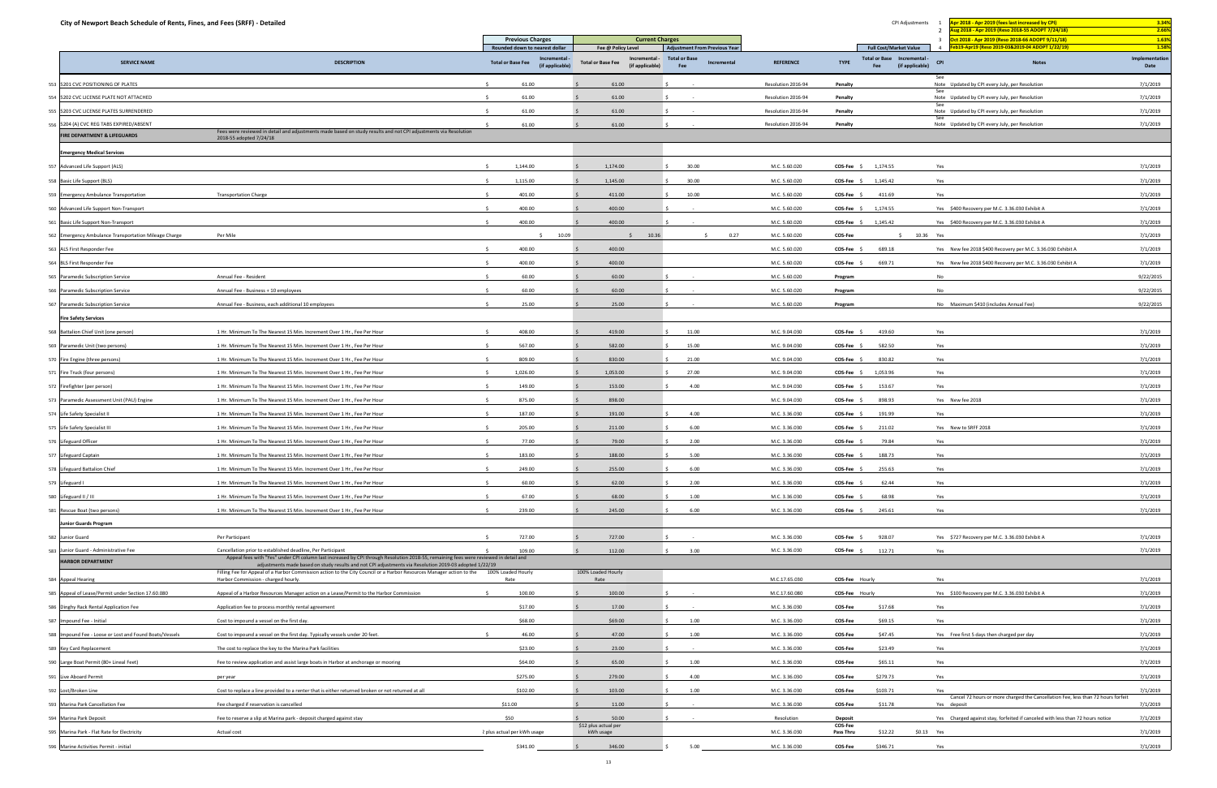# City of Newport Beach Schedule of Rents, Fines, and Fees (SRFF) - Detailed

CPI Adjustments

| # | Period | % |
|---|---|---|
| 1 | Apr 2018 - Apr 2019 (fees last increased by CPI) | 3.34% |
| 2 | Aug 2018 - Apr 2019 (Reso 2018-55 ADOPT 7/24/18) | 2.66% |
| 3 | Oct 2018 - Apr 2019 (Reso 2018-66 ADOPT 9/11/18) | 1.63% |
| 4 | Feb19-Apr19 (Reso 2019-03&2019-04 ADOPT 1/22/19) | 1.58% |

| | SERVICE NAME | DESCRIPTION | Previous Charges (Rounded down to nearest dollar) Total or Base Fee | Previous Charges Incremental (if applicable) | Current Charges (Fee @ Policy Level) Total or Base Fee | Current Charges Incremental (if applicable) | Adjustment From Previous Year Total or Base Fee | Adjustment From Previous Year Incremental | REFERENCE | TYPE | Full Cost/Market Value Total or Base Fee | Full Cost/Market Value Incremental (if applicable) | CPI | Notes | Implementation Date |
|---|---|---|---|---|---|---|---|---|---|---|---|---|---|---|---|
| 553 | 5201 CVC POSITIONING OF PLATES | | $ 61.00 | | $ 61.00 | | $ - | | Resolution 2016-94 | Penalty | | | See Note | Updated by CPI every July, per Resolution | 7/1/2019 |
| 554 | 5202 CVC LICENSE PLATE NOT ATTACHED | | $ 61.00 | | $ 61.00 | | $ - | | Resolution 2016-94 | Penalty | | | See Note | Updated by CPI every July, per Resolution | 7/1/2019 |
| 555 | 5203 CVC LICENSE PLATES SURRENDERED | | $ 61.00 | | $ 61.00 | | $ - | | Resolution 2016-94 | Penalty | | | See Note | Updated by CPI every July, per Resolution | 7/1/2019 |
| 556 | 5204 (A) CVC REG TABS EXPIRED/ABSENT | | $ 61.00 | | $ 61.00 | | $ - | | Resolution 2016-94 | Penalty | | | See Note | Updated by CPI every July, per Resolution | 7/1/2019 |
| | **FIRE DEPARTMENT & LIFEGUARDS** | Fees were reviewed in detail and adjustments made based on study results and not CPI adjustments via Resolution 2018-55 adopted 7/24/18 | | | | | | | | | | | | | |
| | **Emergency Medical Services** | | | | | | | | | | | | | | |
| 557 | Advanced Life Support (ALS) | | $ 1,144.00 | | $ 1,174.00 | | $ 30.00 | | M.C. 5.60.020 | COS-Fee | $ 1,174.55 | | Yes | | 7/1/2019 |
| 558 | Basic Life Support (BLS) | | $ 1,115.00 | | $ 1,145.00 | | $ 30.00 | | M.C. 5.60.020 | COS-Fee | $ 1,145.42 | | Yes | | 7/1/2019 |
| 559 | Emergency Ambulance Transportation | Transportation Charge | $ 401.00 | | $ 411.00 | | $ 10.00 | | M.C. 5.60.020 | COS-Fee | $ 411.69 | | Yes | | 7/1/2019 |
| 560 | Advanced Life Support Non-Transport | | $ 400.00 | | $ 400.00 | | $ - | | M.C. 5.60.020 | COS-Fee | $ 1,174.55 | | Yes | $400 Recovery per M.C. 3.36.030 Exhibit A | 7/1/2019 |
| 561 | Basic Life Support Non-Transport | | $ 400.00 | | $ 400.00 | | $ - | | M.C. 5.60.020 | COS-Fee | $ 1,145.42 | | Yes | $400 Recovery per M.C. 3.36.030 Exhibit A | 7/1/2019 |
| 562 | Emergency Ambulance Transportation Mileage Charge | Per Mile | | $ 10.09 | | $ 10.36 | | $ 0.27 | M.C. 5.60.020 | COS-Fee | | $ 10.36 | Yes | | 7/1/2019 |
| 563 | ALS First Responder Fee | | $ 400.00 | | $ 400.00 | | | | M.C. 5.60.020 | COS-Fee | $ 689.18 | | Yes | New fee 2018 $400 Recovery per M.C. 3.36.030 Exhibit A | 7/1/2019 |
| 564 | BLS First Responder Fee | | $ 400.00 | | $ 400.00 | | | | M.C. 5.60.020 | COS-Fee | $ 669.71 | | Yes | New fee 2018 $400 Recovery per M.C. 3.36.030 Exhibit A | 7/1/2019 |
| 565 | Paramedic Subscription Service | Annual Fee - Resident | $ 60.00 | | $ 60.00 | | $ - | | M.C. 5.60.020 | Program | | | No | | 9/22/2015 |
| 566 | Paramedic Subscription Service | Annual Fee - Business + 10 employees | $ 60.00 | | $ 60.00 | | $ - | | M.C. 5.60.020 | Program | | | No | | 9/22/2015 |
| 567 | Paramedic Subscription Service | Annual Fee - Business, each additional 10 employees | $ 25.00 | | $ 25.00 | | $ - | | M.C. 5.60.020 | Program | | | No | Maximum $410 (includes Annual Fee) | 9/22/2015 |
| | **Fire Safety Services** | | | | | | | | | | | | | | |
| 568 | Battalion Chief Unit (one person) | 1 Hr. Minimum To The Nearest 15 Min. Increment Over 1 Hr., Fee Per Hour | $ 408.00 | | $ 419.00 | | $ 11.00 | | M.C. 9.04.030 | COS-Fee | $ 419.60 | | Yes | | 7/1/2019 |
| 569 | Paramedic Unit (two persons) | 1 Hr. Minimum To The Nearest 15 Min. Increment Over 1 Hr., Fee Per Hour | $ 567.00 | | $ 582.00 | | $ 15.00 | | M.C. 9.04.030 | COS-Fee | $ 582.50 | | Yes | | 7/1/2019 |
| 570 | Fire Engine (three persons) | 1 Hr. Minimum To The Nearest 15 Min. Increment Over 1 Hr., Fee Per Hour | $ 809.00 | | $ 830.00 | | $ 21.00 | | M.C. 9.04.030 | COS-Fee | $ 830.82 | | Yes | | 7/1/2019 |
| 571 | Fire Truck (four persons) | 1 Hr. Minimum To The Nearest 15 Min. Increment Over 1 Hr., Fee Per Hour | $ 1,026.00 | | $ 1,053.00 | | $ 27.00 | | M.C. 9.04.030 | COS-Fee | $ 1,053.96 | | Yes | | 7/1/2019 |
| 572 | Firefighter (per person) | 1 Hr. Minimum To The Nearest 15 Min. Increment Over 1 Hr., Fee Per Hour | $ 149.00 | | $ 153.00 | | $ 4.00 | | M.C. 9.04.030 | COS-Fee | $ 153.67 | | Yes | | 7/1/2019 |
| 573 | Paramedic Assessment Unit (PAU) Engine | 1 Hr. Minimum To The Nearest 15 Min. Increment Over 1 Hr., Fee Per Hour | $ 875.00 | | $ 898.00 | | | | M.C. 9.04.030 | COS-Fee | $ 898.93 | | Yes | New fee 2018 | 7/1/2019 |
| 574 | Life Safety Specialist II | 1 Hr. Minimum To The Nearest 15 Min. Increment Over 1 Hr., Fee Per Hour | $ 187.00 | | $ 191.00 | | $ 4.00 | | M.C. 3.36.030 | COS-Fee | $ 191.99 | | Yes | | 7/1/2019 |
| 575 | Life Safety Specialist III | 1 Hr. Minimum To The Nearest 15 Min. Increment Over 1 Hr., Fee Per Hour | $ 205.00 | | $ 211.00 | | $ 6.00 | | M.C. 3.36.030 | COS-Fee | $ 211.02 | | Yes | New to SRFF 2018 | 7/1/2019 |
| 576 | Lifeguard Officer | 1 Hr. Minimum To The Nearest 15 Min. Increment Over 1 Hr., Fee Per Hour | $ 77.00 | | $ 79.00 | | $ 2.00 | | M.C. 3.36.030 | COS-Fee | $ 79.84 | | Yes | | 7/1/2019 |
| 577 | Lifeguard Captain | 1 Hr. Minimum To The Nearest 15 Min. Increment Over 1 Hr., Fee Per Hour | $ 183.00 | | $ 188.00 | | $ 5.00 | | M.C. 3.36.030 | COS-Fee | $ 188.73 | | Yes | | 7/1/2019 |
| 578 | Lifeguard Battalion Chief | 1 Hr. Minimum To The Nearest 15 Min. Increment Over 1 Hr., Fee Per Hour | $ 249.00 | | $ 255.00 | | $ 6.00 | | M.C. 3.36.030 | COS-Fee | $ 255.63 | | Yes | | 7/1/2019 |
| 579 | Lifeguard I | 1 Hr. Minimum To The Nearest 15 Min. Increment Over 1 Hr., Fee Per Hour | $ 60.00 | | $ 62.00 | | $ 2.00 | | M.C. 3.36.030 | COS-Fee | $ 62.44 | | Yes | | 7/1/2019 |
| 580 | Lifeguard II / III | 1 Hr. Minimum To The Nearest 15 Min. Increment Over 1 Hr., Fee Per Hour | $ 67.00 | | $ 68.00 | | $ 1.00 | | M.C. 3.36.030 | COS-Fee | $ 68.98 | | Yes | | 7/1/2019 |
| 581 | Rescue Boat (two persons) | 1 Hr. Minimum To The Nearest 15 Min. Increment Over 1 Hr., Fee Per Hour | $ 239.00 | | $ 245.00 | | $ 6.00 | | M.C. 3.36.030 | COS-Fee | $ 245.61 | | Yes | | 7/1/2019 |
| | **Junior Guards Program** | | | | | | | | | | | | | | |
| 582 | Junior Guard | Per Participant | $ 727.00 | | $ 727.00 | | $ - | | M.C. 3.36.030 | COS-Fee | $ 928.07 | | Yes | $727 Recovery per M.C. 3.36.030 Exhibit A | 7/1/2019 |
| 583 | Junior Guard - Administrative Fee | Cancellation prior to established deadline, Per Participant | $ 109.00 | | $ 112.00 | | $ 3.00 | | M.C. 3.36.030 | COS-Fee | $ 112.71 | | Yes | | 7/1/2019 |
| | **HARBOR DEPARTMENT** | Appeal fees with "Yes" under CPI column last increased by CPI through Resolution 2018-55, remaining fees were reviewed in detail and adjustments made based on study results and not CPI adjustments via Resolution 2019-03 adopted 1/22/19 | | | | | | | | | | | | | |
| 584 | Appeal Hearing | Filling Fee for Appeal of a Harbor Commission action to the City Council or a Harbor Resources Manager action to the Harbor Commission - charged hourly. | 100% Loaded Hourly Rate | | 100% Loaded Hourly Rate | | | | M.C.17.65.030 | COS-Fee | Hourly | | Yes | | 7/1/2019 |
| 585 | Appeal of Lease/Permit under Section 17.60.080 | Appeal of a Harbor Resources Manager action on a Lease/Permit to the Harbor Commission | $ 100.00 | | $ 100.00 | | $ - | | M.C.17.60.080 | COS-Fee | Hourly | | Yes | $100 Recovery per M.C. 3.36.030 Exhibit A | 7/1/2019 |
| 586 | Dinghy Rack Rental Application Fee | Application fee to process monthly rental agreement | $17.00 | | $ 17.00 | | $ - | | M.C. 3.36.030 | COS-Fee | $17.68 | | Yes | | 7/1/2019 |
| 587 | Impound Fee - Initial | Cost to impound a vessel on the first day. | $68.00 | | $ 69.00 | | $ 1.00 | | M.C. 3.36.030 | COS-Fee | $69.15 | | Yes | | 7/1/2019 |
| 588 | Impound Fee - Loose or Lost and Found Boats/Vessels | Cost to impound a vessel on the first day. Typically vessels under 20 feet. | $ 46.00 | | $ 47.00 | | $ 1.00 | | M.C. 3.36.030 | COS-Fee | $47.45 | | Yes | Free first 5 days then charged per day | 7/1/2019 |
| 589 | Key Card Replacement | The cost to replace the key to the Marina Park facilities | $23.00 | | $ 23.00 | | $ - | | M.C. 3.36.030 | COS-Fee | $23.49 | | Yes | | 7/1/2019 |
| 590 | Large Boat Permit (80+ Lineal Feet) | Fee to review application and assist large boats in Harbor at anchorage or mooring | $64.00 | | $ 65.00 | | $ 1.00 | | M.C. 3.36.030 | COS-Fee | $65.11 | | Yes | | 7/1/2019 |
| 591 | Live Aboard Permit | per year | $275.00 | | $ 279.00 | | $ 4.00 | | M.C. 3.36.030 | COS-Fee | $279.73 | | Yes | | 7/1/2019 |
| 592 | Lost/Broken Line | Cost to replace a line provided to a renter that is either returned broken or not returned at all | $102.00 | | $ 103.00 | | $ 1.00 | | M.C. 3.36.030 | COS-Fee | $103.71 | | Yes | | 7/1/2019 |
| 593 | Marina Park Cancellation Fee | Fee charged if reservation is cancelled | $11.00 | | $ 11.00 | | $ - | | M.C. 3.36.030 | COS-Fee | $11.78 | | Yes | Cancel 72 hours or more charged the Cancellation Fee, less than 72 hours forfeit deposit | 7/1/2019 |
| 594 | Marina Park Deposit | Fee to reserve a slip at Marina park - deposit charged against stay | $50 | | $ 50.00 | | $ - | | Resolution | Deposit | | | Yes | Charged against stay, forfeited if canceled with less than 72 hours notice | 7/1/2019 |
| 595 | Marina Park - Flat Rate for Electricity | Actual cost | 2 plus actual per kWh usage | | $12 plus actual per kWh usage | | | | M.C. 3.36.030 | COS-Fee Pass Thru | $12.22 | $0.13 | Yes | | 7/1/2019 |
| 596 | Marine Activities Permit - initial | | $341.00 | | $ 346.00 | | $ 5.00 | | M.C. 3.36.030 | COS-Fee | $346.71 | | Yes | | 7/1/2019 |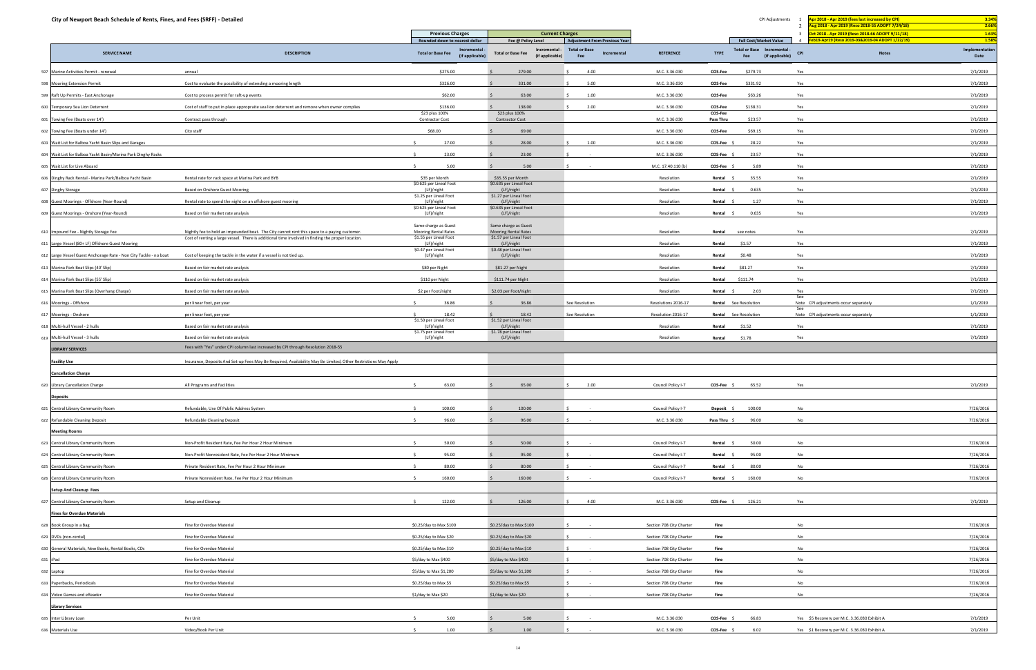# City of Newport Beach Schedule of Rents, Fines, and Fees (SRFF) - Detailed

CPI Adjustments

| | | |
|---|---|---|
| 1 | Apr 2018 - Apr 2019 (fees last increased by CPI) | 3.34% |
| 2 | Aug 2018 - Apr 2019 (Reso 2018-55 ADOPT 7/24/18) | 2.66% |
| 3 | Oct 2018 - Apr 2019 (Reso 2018-66 ADOPT 9/11/18) | 1.63% |
| 4 | Feb19-Apr19 (Reso 2019-03&2019-04 ADOPT 1/22/19) | 1.58% |

| | SERVICE NAME | DESCRIPTION | Previous Charges (Rounded down to nearest dollar) Total or Base Fee | Incremental - (if applicable) | Current Charges (Fee @ Policy Level) Total or Base Fee | Incremental - (if applicable) | Adjustment From Previous Year Total or Base Fee | Incremental | REFERENCE | TYPE | Full Cost/Market Value Total or Base Fee | Incremental - (if applicable) | CPI | Notes | Implementation Date |
|---|---|---|---|---|---|---|---|---|---|---|---|---|---|---|---|
| 597 | Marine Activities Permit - renewal | annual | $275.00 | | $ 279.00 | | $ 4.00 | | M.C. 3.36.030 | COS-Fee | $279.73 | | Yes | | 7/1/2019 |
| 598 | Mooring Extension Permit | Cost to evaluate the possibility of extending a mooring length | $326.00 | | $ 331.00 | | $ 5.00 | | M.C. 3.36.030 | COS-Fee | $331.92 | | Yes | | 7/1/2019 |
| 599 | Raft Up Permits - East Anchorage | Cost to process permit for raft-up events | $62.00 | | $ 63.00 | | $ 1.00 | | M.C. 3.36.030 | COS-Fee | $63.26 | | Yes | | 7/1/2019 |
| 600 | Temporary Sea Lion Deterrent | Cost of staff to put in place appropraite sea lion deterrent and remove when owner complies | $136.00 | | $ 138.00 | | $ 2.00 | | M.C. 3.36.030 | COS-Fee | $138.31 | | Yes | | 7/1/2019 |
| 601 | Towing Fee (Boats over 14') | Contract pass through | $23 plus 100% Contractor Cost | | $23 plus 100% Contractor Cost | | | | M.C. 3.36.030 | COS-Fee Pass Thru | $23.57 | | Yes | | 7/1/2019 |
| 602 | Towing Fee (Boats under 14') | City staff | $68.00 | | $ 69.00 | | | | M.C. 3.36.030 | COS-Fee | $69.15 | | Yes | | 7/1/2019 |
| 603 | Wait List for Balboa Yacht Basin Slips and Garages | | $ 27.00 | | $ 28.00 | | $ 1.00 | | M.C. 3.36.030 | COS-Fee | $ 28.22 | | Yes | | 7/1/2019 |
| 604 | Wait List for Balboa Yacht Basin/Marina Park Dinghy Racks | | $ 23.00 | | $ 23.00 | | $ - | | M.C. 3.36.030 | COS-Fee | $ 23.57 | | Yes | | 7/1/2019 |
| 605 | Wait List for Live Aboard | | $ 5.00 | | $ 5.00 | | $ - | | M.C. 17.40.110 (b) | COS-Fee | $ 5.89 | | Yes | | 7/1/2019 |
| 606 | Dinghy Rack Rental - Marina Park/Balboa Yacht Basin | Rental rate for rack space at Marina Park and BYB | $35 per Month | | $35.55 per Month | | | | Resolution | Rental | $ 35.55 | | Yes | | 7/1/2019 |
| 607 | Dinghy Storage | Based on Onshore Guest Mooring | $0.625 per Lineal Foot (LF)/night | | $0.635 per Lineal Foot (LF)/night | | | | Resolution | Rental | $ 0.635 | | Yes | | 7/1/2019 |
| 608 | Guest Moorings - Offshore (Year-Round) | Rental rate to spend the night on an offshore guest mooring | $1.25 per Lineal Foot (LF)/night | | $1.27 per Lineal Foot (LF)/night | | | | Resolution | Rental | $ 1.27 | | Yes | | 7/1/2019 |
| 609 | Guest Moorings - Onshore (Year-Round) | Based on fair market rate analysis | $0.625 per Lineal Foot (LF)/night | | $0.635 per Lineal Foot (LF)/night | | | | Resolution | Rental | $ 0.635 | | Yes | | 7/1/2019 |
| 610 | Impound Fee - Nightly Storage Fee | Nightly fee to hold an impounded boat. The City cannot rent this space to a paying customer. | Same charge as Guest Mooring Rental Rates | | Same charge as Guest Mooring Rental Rates | | | | Resolution | Rental | see notes | | Yes | | 7/1/2019 |
| 611 | Large Vessel (80+ LF) Offshore Guest Mooring | Cost of renting a large vessel. There is additional time involved in finding the proper location. | $1.55 per Lineal Foot (LF)/night | | $1.57 per Lineal Foot (LF)/night | | | | Resolution | Rental | $1.57 | | Yes | | 7/1/2019 |
| 612 | Large Vessel Guest Anchorage Rate - Non City Tackle - no boat | Cost of keeping the tackle in the water if a vessel is not tied up. | $0.47 per Lineal Foot (LF)/night | | $0.48 per Lineal Foot (LF)/night | | | | Resolution | Rental | $0.48 | | Yes | | 7/1/2019 |
| 613 | Marina Park Boat Slips (40' Slip) | Based on fair market rate analysis | $80 per Night | | $81.27 per Night | | | | Resolution | Rental | $81.27 | | Yes | | 7/1/2019 |
| 614 | Marina Park Boat Slips (55' Slip) | Based on fair market rate analysis | $110 per Night | | $111.74 per Night | | | | Resolution | Rental | $111.74 | | Yes | | 7/1/2019 |
| 615 | Marina Park Boat Slips (Overhang Charge) | Based on fair market rate analysis | $2 per Foot/night | | $2.03 per Foot/night | | | | Resolution | Rental | $ 2.03 | | Yes | | 7/1/2019 |
| 616 | Moorings - Offshore | per linear foot, per year | $ 36.86 | | $ 36.86 | | See Resolution | | Resolutions 2016-17 | Rental | See Resolution | | See Note | CPI adjustments occur separately | 1/1/2019 |
| 617 | Moorings - Onshore | per linear foot, per year | $ 18.42 | | $ 18.42 | | See Resolution | | Resolution 2016-17 | Rental | See Resolution | | See Note | CPI adjustments occur separately | 1/1/2019 |
| 618 | Multi-hull Vessel - 2 hulls | Based on fair market rate analysis | $1.50 per Lineal Foot (LF)/night | | $1.52 per Lineal Foot (LF)/night | | | | Resolution | Rental | $1.52 | | Yes | | 7/1/2019 |
| 619 | Multi-hull Vessel - 3 hulls | Based on fair market rate analysis | $1.75 per Lineal Foot (LF)/night | | $1.78 per Lineal Foot (LF)/night | | | | Resolution | Rental | $1.78 | | Yes | | 7/1/2019 |
| | **LIBRARY SERVICES** | Fees with "Yes" under CPI column last increased by CPI through Resolution 2018-55 | | | | | | | | | | | | | |
| | **Facility Use** | Insurance, Deposits And Set-up Fees May Be Required, Availability May Be Limited, Other Restrictions May Apply | | | | | | | | | | | | | |
| | **Cancellation Charge** | | | | | | | | | | | | | | |
| 620 | Library Cancellation Charge | All Programs and Facilities | $ 63.00 | | $ 65.00 | | $ 2.00 | | Council Policy I-7 | COS-Fee | $ 65.52 | | Yes | | 7/1/2019 |
| | **Deposits** | | | | | | | | | | | | | | |
| 621 | Central Library Community Room | Refundable, Use Of Public Address System | $ 100.00 | | $ 100.00 | | $ - | | Council Policy I-7 | Deposit | $ 100.00 | | No | | 7/26/2016 |
| 622 | Refundable Cleaning Deposit | Refundable Cleaning Deposit | $ 96.00 | | $ 96.00 | | $ - | | M.C. 3.36.030 | Pass Thru | $ 96.00 | | No | | 7/26/2016 |
| | **Meeting Rooms** | | | | | | | | | | | | | | |
| 623 | Central Library Community Room | Non-Profit Resident Rate, Fee Per Hour 2 Hour Minimum | $ 50.00 | | $ 50.00 | | $ - | | Council Policy I-7 | Rental | $ 50.00 | | No | | 7/26/2016 |
| 624 | Central Library Community Room | Non-Profit Nonresident Rate, Fee Per Hour 2 Hour Minimum | $ 95.00 | | $ 95.00 | | $ - | | Council Policy I-7 | Rental | $ 95.00 | | No | | 7/26/2016 |
| 625 | Central Library Community Room | Private Resident Rate, Fee Per Hour 2 Hour Minimum | $ 80.00 | | $ 80.00 | | $ - | | Council Policy I-7 | Rental | $ 80.00 | | No | | 7/26/2016 |
| 626 | Central Library Community Room | Private Nonresident Rate, Fee Per Hour 2 Hour Minimum | $ 160.00 | | $ 160.00 | | $ - | | Council Policy I-7 | Rental | $ 160.00 | | No | | 7/26/2016 |
| | **Setup And Cleanup Fees** | | | | | | | | | | | | | | |
| 627 | Central Library Community Room | Setup and Cleanup | $ 122.00 | | $ 126.00 | | $ 4.00 | | M.C. 3.36.030 | COS-Fee | $ 126.21 | | Yes | | 7/1/2019 |
| | **Fines for Overdue Materials** | | | | | | | | | | | | | | |
| 628 | Book Group in a Bag | Fine for Overdue Material | $0.25/day to Max $100 | | $0.25/day to Max $100 | | $ - | | Section 708 City Charter | Fine | | | No | | 7/26/2016 |
| 629 | DVDs (non-rental) | Fine for Overdue Material | $0.25/day to Max $20 | | $0.25/day to Max $20 | | $ - | | Section 708 City Charter | Fine | | | No | | 7/26/2016 |
| 630 | General Materials, New Books, Rental Books, CDs | Fine for Overdue Material | $0.25/day to Max $10 | | $0.25/day to Max $10 | | $ - | | Section 708 City Charter | Fine | | | No | | 7/26/2016 |
| 631 | iPad | Fine for Overdue Material | $5/day to Max $400 | | $5/day to Max $400 | | $ - | | Section 708 City Charter | Fine | | | No | | 7/26/2016 |
| 632 | Laptop | Fine for Overdue Material | $5/day to Max $1,200 | | $5/day to Max $1,200 | | $ - | | Section 708 City Charter | Fine | | | No | | 7/26/2016 |
| 633 | Paperbacks, Periodicals | Fine for Overdue Material | $0.25/day to Max $5 | | $0.25/day to Max $5 | | $ - | | Section 708 City Charter | Fine | | | No | | 7/26/2016 |
| 634 | Video Games and eReader | Fine for Overdue Material | $1/day to Max $20 | | $1/day to Max $20 | | $ - | | Section 708 City Charter | Fine | | | No | | 7/26/2016 |
| | **Library Services** | | | | | | | | | | | | | | |
| 635 | Inter Library Loan | Per Unit | $ 5.00 | | $ 5.00 | | $ - | | M.C. 3.36.030 | COS-Fee | $ 66.83 | | Yes | $5 Recovery per M.C. 3.36.030 Exhibit A | 7/1/2019 |
| 636 | Materials Use | Video/Book Per Unit | $ 1.00 | | $ 1.00 | | $ - | | M.C. 3.36.030 | COS-Fee | $ 6.02 | | Yes | $1 Recovery per M.C. 3.36.030 Exhibit A | 7/1/2019 |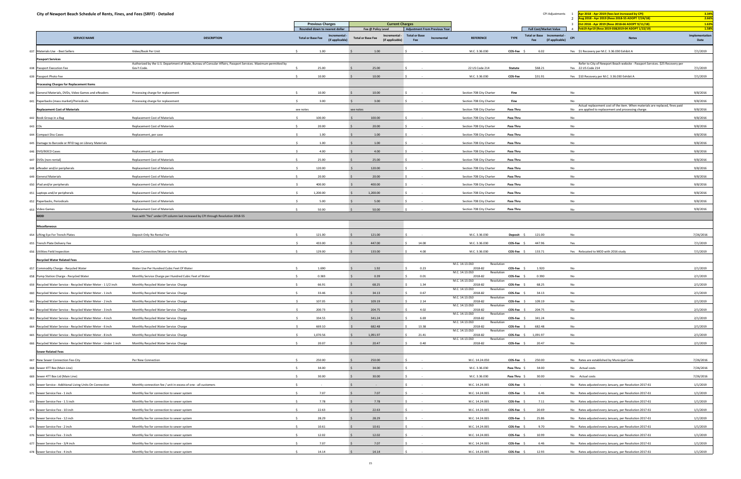# City of Newport Beach Schedule of Rents, Fines, and Fees (SRFF) - Detailed

| CPI Adjustments | | |
|---|---|---|
| 1 | Apr 2018 - Apr 2019 (fees last increased by CPI) | 3.34% |
| 2 | Aug 2018 - Apr 2019 (Reso 2018-55 ADOPT 7/24/18) | 2.66% |
| 3 | Oct 2018 - Apr 2019 (Reso 2018-66 ADOPT 9/11/18) | 1.63% |
| 4 | Feb19-Apr19 (Reso 2019-03&2019-04 ADOPT 1/22/19) | 1.58% |

| | SERVICE NAME | DESCRIPTION | Previous Charges (Rounded down to nearest dollar) Total or Base Fee | Incremental - (if applicable) | Current Charges (Fee @ Policy Level) Total or Base Fee | Incremental - (if applicable) | Adjustment From Previous Year Total or Base Fee | Incremental | REFERENCE | TYPE | Full Cost/Market Value Total or Base Fee | Incremental - (if applicable) | CPI | Notes | Implementation Date |
|---|---|---|---|---|---|---|---|---|---|---|---|---|---|---|---|
| 637 | Materials Use - Best Sellers | Video/Book Per Unit | $ 1.00 | | $ 1.00 | | $ - | | M.C. 3.36.030 | COS-Fee | $ 6.02 | | Yes | $1 Recovery per M.C. 3.36.030 Exhibit A | 7/1/2019 |
| | **Passport Services** | | | | | | | | | | | | | | |
| 638 | Passport Execution Fee | Authorized by the U.S. Department of State, Bureau of Consular Affairs, Passport Services. Maximum permitted by Gov't Code. | $ 25.00 | | $ 25.00 | | $ - | | 22 US Code 214 | Statute | $68.21 | | Yes | Refer to City of Newport Beach website - Passport Services. $25 Recovery per 22 US Code 214 | 7/1/2019 |
| 639 | Passport Photo Fee | | $ 10.00 | | $ 10.00 | | $ - | | M.C. 3.36.030 | COS-Fee | $31.91 | | Yes | $10 Recovery per M.C. 3.36.030 Exhibit A | 7/1/2019 |
| | **Processing Charges for Replacement Items** | | | | | | | | | | | | | | |
| 640 | General Materials, DVDs, Video Games and eReaders | Processing charge for replacement | $ 10.00 | | $ 10.00 | | $ - | | Section 708 City Charter | Fine | | | No | | 9/8/2016 |
| 641 | Paperbacks (mass market)/Periodicals | Processing charge for replacement | $ 3.00 | | $ 3.00 | | $ - | | Section 708 City Charter | Fine | | | No | | 9/8/2016 |
| | **Replacement Cost of Materials** | | see notes | | see notes | | | | Section 708 City Charter | Pass Thru | | | No | Actual replacement cost of the item. When materials are replaced, fines paid are applied to replacement and processing charge. | 9/8/2016 |
| 642 | Book Group in a Bag | Replacement Cost of Materials | $ 100.00 | | $ 100.00 | | $ - | | Section 708 City Charter | Pass Thru | | | No | | 9/8/2016 |
| 643 | CDs | Replacement Cost of Materials | $ 20.00 | | $ 20.00 | | $ - | | Section 708 City Charter | Pass Thru | | | No | | 9/8/2016 |
| 644 | Compact Disc Cases | Replacement, per case | $ 1.00 | | $ 1.00 | | $ - | | Section 708 City Charter | Pass Thru | | | No | | 9/8/2016 |
| 645 | Damage to Barcode or RFID tag on Library Materials | | $ 1.00 | | $ 1.00 | | $ - | | Section 708 City Charter | Pass Thru | | | No | | 9/8/2016 |
| 646 | DVD/BOCD Cases | Replacement, per case | $ 4.00 | | $ 4.00 | | $ - | | Section 708 City Charter | Pass Thru | | | No | | 9/8/2016 |
| 647 | DVDs (non-rental) | Replacement Cost of Materials | $ 25.00 | | $ 25.00 | | $ - | | Section 708 City Charter | Pass Thru | | | No | | 9/8/2016 |
| 648 | eReader and/or peripherals | Replacement Cost of Materials | $ 120.00 | | $ 120.00 | | $ - | | Section 708 City Charter | Pass Thru | | | No | | 9/8/2016 |
| 649 | General Materials | Replacement Cost of Materials | $ 20.00 | | $ 20.00 | | $ - | | Section 708 City Charter | Pass Thru | | | No | | 9/8/2016 |
| 650 | iPad and/or peripherals | Replacement Cost of Materials | $ 400.00 | | $ 400.00 | | $ - | | Section 708 City Charter | Pass Thru | | | No | | 9/8/2016 |
| 651 | Laptops and/or peripherals | Replacement Cost of Materials | $ 1,200.00 | | $ 1,200.00 | | $ - | | Section 708 City Charter | Pass Thru | | | No | | 9/8/2016 |
| 652 | Paperbacks, Periodicals | Replacement Cost of Materials | $ 5.00 | | $ 5.00 | | $ - | | Section 708 City Charter | Pass Thru | | | No | | 9/8/2016 |
| 653 | Video Games | Replacement Cost of Materials | $ 50.00 | | $ 50.00 | | $ - | | Section 708 City Charter | Pass Thru | | | No | | 9/8/2016 |
| | **MOD** | Fees with "Yes" under CPI column last increased by CPI through Resolution 2018-55 | | | | | | | | | | | | | |
| | **Miscellaneous** | | | | | | | | | | | | | | |
| 654 | Lifting Eye For Trench Plates | Deposit Only No Rental Fee | $ 121.00 | | $ 121.00 | | $ - | | M.C. 3.36.030 | Deposit | $ 121.00 | | No | | 7/26/2016 |
| 655 | Trench Plate Delivery Fee | | $ 433.00 | | $ 447.00 | | $ 14.00 | | M.C. 3.36.030 | COS-Fee | $ 447.96 | | Yes | | 7/1/2019 |
| 656 | Utilities Field Inspection | Sewer Connection/Water Service-Hourly | $ 129.00 | | $ 133.00 | | $ 4.00 | | M.C. 3.36.030 | COS-Fee | $ 133.71 | | Yes | Relocated to MOD with 2016 study | 7/1/2019 |
| | **Recycled Water Related Fees** | | | | | | | | | | | | | | |
| 657 | Commodity Charge - Recycled Water | Water Use Per Hundred Cubic Feet Of Water | $ 1.690 | | $ 1.92 | | $ 0.23 | | M.C. 14.13.010 Resolution 2018-82 | COS-Fee | $ 1.920 | | No | | 2/1/2019 |
| 658 | Pump Station Charge - Recycled Water | Monthly Service Charge per Hundred Cubic Feet of Water | $ 0.383 | | $ 0.39 | | $ 0.01 | | M.C. 14.13.010 Resolution 2018-82 | COS-Fee | $ 0.390 | | No | | 2/1/2019 |
| 659 | Recycled Water Service - Recycled Water Meter - 1 1/2 inch | Monthly Recycled Water Service Charge | $ 66.91 | | $ 68.25 | | $ 1.34 | | M.C. 14.13.010 Resolution 2018-82 | COS-Fee | $ 68.25 | | No | | 2/1/2019 |
| 660 | Recycled Water Service - Recycled Water Meter - 1 inch | Monthly Recycled Water Service Charge | $ 33.46 | | $ 34.13 | | $ 0.67 | | M.C. 14.13.010 Resolution 2018-82 | COS-Fee | $ 34.13 | | No | | 2/1/2019 |
| 661 | Recycled Water Service - Recycled Water Meter - 2 inch | Monthly Recycled Water Service Charge | $ 107.05 | | $ 109.19 | | $ 2.14 | | M.C. 14.13.010 Resolution 2018-82 | COS-Fee | $ 109.19 | | No | | 2/1/2019 |
| 662 | Recycled Water Service - Recycled Water Meter - 3 inch | Monthly Recycled Water Service Charge | $ 200.73 | | $ 204.75 | | $ 4.02 | | M.C. 14.13.010 Resolution 2018-82 | COS-Fee | $ 204.75 | | No | | 2/1/2019 |
| 663 | Recycled Water Service - Recycled Water Meter - 4 inch | Monthly Recycled Water Service Charge | $ 334.55 | | $ 341.24 | | $ 6.69 | | M.C. 14.13.010 Resolution 2018-82 | COS-Fee | $ 341.24 | | No | | 2/1/2019 |
| 664 | Recycled Water Service - Recycled Water Meter - 6 inch | Monthly Recycled Water Service Charge | $ 669.10 | | $ 682.48 | | $ 13.38 | | M.C. 14.13.010 Resolution 2018-82 | COS-Fee | $ 682.48 | | No | | 2/1/2019 |
| 665 | Recycled Water Service - Recycled Water Meter - 8 inch | Monthly Recycled Water Service Charge | $ 1,070.56 | | $ 1,091.97 | | $ 21.41 | | M.C. 14.13.010 Resolution 2018-82 | COS-Fee | $ 1,091.97 | | No | | 2/1/2019 |
| 666 | Recycled Water Service - Recycled Water Meter - Under 1 inch | Monthly Recycled Water Service Charge | $ 20.07 | | $ 20.47 | | $ 0.40 | | M.C. 14.13.010 Resolution 2018-82 | COS-Fee | $ 20.47 | | No | | 2/1/2019 |
| | **Sewer Related Fees** | | | | | | | | | | | | | | |
| 667 | New Sewer Connection Fee-City | Per New Connection | $ 250.00 | | $ 250.00 | | $ - | | M.C. 14.24.050 | COS-Fee | $ 250.00 | | No | Rates are established by Municipal Code | 7/26/2016 |
| 668 | Sewer 4TT Box (Main Line) | | $ 34.00 | | $ 34.00 | | $ - | | M.C. 3.36.030 | Pass Thru | $ 34.00 | | No | Actual costs | 7/26/2016 |
| 669 | Sewer 4TT Box Lid (Main Line) | | $ 30.00 | | $ 30.00 | | $ - | | M.C. 3.36.030 | Pass Thru | $ 30.00 | | No | Actual costs | 7/26/2016 |
| 670 | Sewer Service - Additional Living Units On Connection | Monthly connection fee / unit in excess of one - all customers | $ - | | $ - | | $ - | | M.C. 14.24.065 | COS-Fee | $ - | | No | Rates adjusted every January, per Resolution 2017-61 | 1/1/2019 |
| 671 | Sewer Service Fee - 1 inch | Monthly fee for connection to sewer system | $ 7.07 | | $ 7.07 | | $ - | | M.C. 14.24.065 | COS-Fee | $ 6.46 | | No | Rates adjusted every January, per Resolution 2017-61 | 1/1/2019 |
| 672 | Sewer Service Fee - 1.5 inch | Monthly fee for connection to sewer system | $ 7.78 | | $ 7.78 | | $ - | | M.C. 14.24.065 | COS-Fee | $ 7.11 | | No | Rates adjusted every January, per Resolution 2017-61 | 1/1/2019 |
| 673 | Sewer Service Fee - 10 inch | Monthly fee for connection to sewer system | $ 22.63 | | $ 22.63 | | $ - | | M.C. 14.24.065 | COS-Fee | $ 20.69 | | No | Rates adjusted every January, per Resolution 2017-61 | 1/1/2019 |
| 674 | Sewer Service Fee - 12 inch | Monthly fee for connection to sewer system | $ 28.29 | | $ 28.29 | | $ - | | M.C. 14.24.065 | COS-Fee | $ 25.86 | | No | Rates adjusted every January, per Resolution 2017-61 | 1/1/2019 |
| 675 | Sewer Service Fee - 2 inch | Monthly fee for connection to sewer system | $ 10.61 | | $ 10.61 | | $ - | | M.C. 14.24.065 | COS-Fee | $ 9.70 | | No | Rates adjusted every January, per Resolution 2017-61 | 1/1/2019 |
| 676 | Sewer Service Fee - 3 inch | Monthly fee for connection to sewer system | $ 12.02 | | $ 12.02 | | $ - | | M.C. 14.24.065 | COS-Fee | $ 10.99 | | No | Rates adjusted every January, per Resolution 2017-61 | 1/1/2019 |
| 677 | Sewer Service Fee - 3/4 inch | Monthly fee for connection to sewer system | $ 7.07 | | $ 7.07 | | $ - | | M.C. 14.24.065 | COS-Fee | $ 6.46 | | No | Rates adjusted every January, per Resolution 2017-61 | 1/1/2019 |
| 678 | Sewer Service Fee - 4 inch | Monthly fee for connection to sewer system | $ 14.14 | | $ 14.14 | | $ - | | M.C. 14.24.065 | COS-Fee | $ 12.93 | | No | Rates adjusted every January, per Resolution 2017-61 | 1/1/2019 |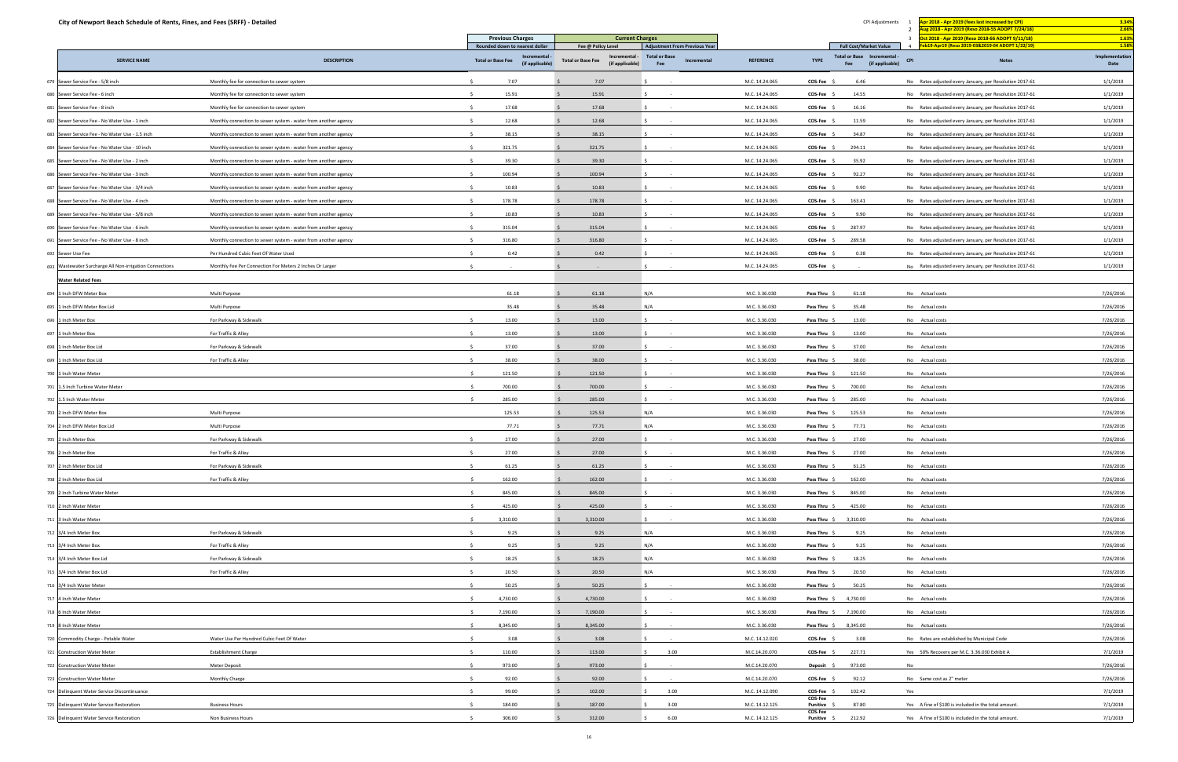# City of Newport Beach Schedule of Rents, Fines, and Fees (SRFF) - Detailed

| | CPI Adjustments | |
|---|---|---|
| 1 | Apr 2018 - Apr 2019 (fees last increased by CPI) | 3.34% |
| 2 | Aug 2018 - Apr 2019 (Reso 2018-55 ADOPT 7/24/18) | 2.66% |
| 3 | Oct 2018 - Apr 2019 (Reso 2018-66 ADOPT 9/11/18) | 1.63% |
| 4 | Feb19-Apr19 (Reso 2019-03&2019-04 ADOPT 1/22/19) | 1.58% |

| | SERVICE NAME | DESCRIPTION | Previous Charges (Rounded down to nearest dollar) Total or Base Fee | Previous Charges Incremental - (if applicable) | Current Charges (Fee @ Policy Level) Total or Base Fee | Current Charges Incremental - (if applicable) | Adjustment From Previous Year Total or Base Fee | Adjustment From Previous Year Incremental | REFERENCE | TYPE | Full Cost/Market Value Total or Base Fee | Full Cost/Market Value Incremental - (if applicable) | CPI | Notes | Implementation Date |
|---|---|---|---|---|---|---|---|---|---|---|---|---|---|---|---|
| 679 | Sewer Service Fee - 5/8 inch | Monthly fee for connection to sewer system | $ 7.07 | | $ 7.07 | | $ - | | M.C. 14.24.065 | COS-Fee | $ 6.46 | | No | Rates adjusted every January, per Resolution 2017-61 | 1/1/2019 |
| 680 | Sewer Service Fee - 6 inch | Monthly fee for connection to sewer system | $ 15.91 | | $ 15.91 | | $ - | | M.C. 14.24.065 | COS-Fee | $ 14.55 | | No | Rates adjusted every January, per Resolution 2017-61 | 1/1/2019 |
| 681 | Sewer Service Fee - 8 inch | Monthly fee for connection to sewer system | $ 17.68 | | $ 17.68 | | $ - | | M.C. 14.24.065 | COS-Fee | $ 16.16 | | No | Rates adjusted every January, per Resolution 2017-61 | 1/1/2019 |
| 682 | Sewer Service Fee - No Water Use - 1 inch | Monthly connection to sewer system - water from another agency | $ 12.68 | | $ 12.68 | | $ - | | M.C. 14.24.065 | COS-Fee | $ 11.59 | | No | Rates adjusted every January, per Resolution 2017-61 | 1/1/2019 |
| 683 | Sewer Service Fee - No Water Use - 1.5 inch | Monthly connection to sewer system - water from another agency | $ 38.15 | | $ 38.15 | | $ - | | M.C. 14.24.065 | COS-Fee | $ 34.87 | | No | Rates adjusted every January, per Resolution 2017-61 | 1/1/2019 |
| 684 | Sewer Service Fee - No Water Use - 10 inch | Monthly connection to sewer system - water from another agency | $ 321.75 | | $ 321.75 | | $ - | | M.C. 14.24.065 | COS-Fee | $ 294.11 | | No | Rates adjusted every January, per Resolution 2017-61 | 1/1/2019 |
| 685 | Sewer Service Fee - No Water Use - 2 inch | Monthly connection to sewer system - water from another agency | $ 39.30 | | $ 39.30 | | $ - | | M.C. 14.24.065 | COS-Fee | $ 35.92 | | No | Rates adjusted every January, per Resolution 2017-61 | 1/1/2019 |
| 686 | Sewer Service Fee - No Water Use - 3 inch | Monthly connection to sewer system - water from another agency | $ 100.94 | | $ 100.94 | | $ - | | M.C. 14.24.065 | COS-Fee | $ 92.27 | | No | Rates adjusted every January, per Resolution 2017-61 | 1/1/2019 |
| 687 | Sewer Service Fee - No Water Use - 3/4 inch | Monthly connection to sewer system - water from another agency | $ 10.83 | | $ 10.83 | | $ - | | M.C. 14.24.065 | COS-Fee | $ 9.90 | | No | Rates adjusted every January, per Resolution 2017-61 | 1/1/2019 |
| 688 | Sewer Service Fee - No Water Use - 4 inch | Monthly connection to sewer system - water from another agency | $ 178.78 | | $ 178.78 | | $ - | | M.C. 14.24.065 | COS-Fee | $ 163.41 | | No | Rates adjusted every January, per Resolution 2017-61 | 1/1/2019 |
| 689 | Sewer Service Fee - No Water Use - 5/8 inch | Monthly connection to sewer system - water from another agency | $ 10.83 | | $ 10.83 | | $ - | | M.C. 14.24.065 | COS-Fee | $ 9.90 | | No | Rates adjusted every January, per Resolution 2017-61 | 1/1/2019 |
| 690 | Sewer Service Fee - No Water Use - 6 inch | Monthly connection to sewer system - water from another agency | $ 315.04 | | $ 315.04 | | $ - | | M.C. 14.24.065 | COS-Fee | $ 287.97 | | No | Rates adjusted every January, per Resolution 2017-61 | 1/1/2019 |
| 691 | Sewer Service Fee - No Water Use - 8 inch | Monthly connection to sewer system - water from another agency | $ 316.80 | | $ 316.80 | | $ - | | M.C. 14.24.065 | COS-Fee | $ 289.58 | | No | Rates adjusted every January, per Resolution 2017-61 | 1/1/2019 |
| 692 | Sewer Use Fee | Per Hundred Cubic Feet Of Water Used | $ 0.42 | | $ 0.42 | | $ - | | M.C. 14.24.065 | COS-Fee | $ 0.38 | | No | Rates adjusted every January, per Resolution 2017-61 | 1/1/2019 |
| 693 | Wastewater Surcharge All Non-irrigation Connections | Monthly Fee Per Connection For Meters 2 Inches Or Larger | $ - | | $ - | | $ - | | M.C. 14.24.065 | COS-Fee | $ - | | No | Rates adjusted every January, per Resolution 2017-61 | 1/1/2019 |
| | **Water Related Fees** | | | | | | | | | | | | | | |
| 694 | 1 Inch DFW Meter Box | Multi Purpose | 61.18 | | $ 61.18 | | N/A | | M.C. 3.36.030 | Pass Thru | $ 61.18 | | No | Actual costs | 7/26/2016 |
| 695 | 1 Inch DFW Meter Box Lid | Multi Purpose | 35.48 | | $ 35.48 | | N/A | | M.C. 3.36.030 | Pass Thru | $ 35.48 | | No | Actual costs | 7/26/2016 |
| 696 | 1 Inch Meter Box | For Parkway & Sidewalk | $ 13.00 | | $ 13.00 | | $ - | | M.C. 3.36.030 | Pass Thru | $ 13.00 | | No | Actual costs | 7/26/2016 |
| 697 | 1 Inch Meter Box | For Traffic & Alley | $ 13.00 | | $ 13.00 | | $ - | | M.C. 3.36.030 | Pass Thru | $ 13.00 | | No | Actual costs | 7/26/2016 |
| 698 | 1 Inch Meter Box Lid | For Parkway & Sidewalk | $ 37.00 | | $ 37.00 | | $ - | | M.C. 3.36.030 | Pass Thru | $ 37.00 | | No | Actual costs | 7/26/2016 |
| 699 | 1 Inch Meter Box Lid | For Traffic & Alley | $ 38.00 | | $ 38.00 | | $ - | | M.C. 3.36.030 | Pass Thru | $ 38.00 | | No | Actual costs | 7/26/2016 |
| 700 | 1 Inch Water Meter | | $ 121.50 | | $ 121.50 | | $ - | | M.C. 3.36.030 | Pass Thru | $ 121.50 | | No | Actual costs | 7/26/2016 |
| 701 | 1.5 Inch Turbine Water Meter | | $ 700.00 | | $ 700.00 | | $ - | | M.C. 3.36.030 | Pass Thru | $ 700.00 | | No | Actual costs | 7/26/2016 |
| 702 | 1.5 Inch Water Meter | | $ 285.00 | | $ 285.00 | | $ - | | M.C. 3.36.030 | Pass Thru | $ 285.00 | | No | Actual costs | 7/26/2016 |
| 703 | 2 Inch DFW Meter Box | Multi Purpose | 125.53 | | $ 125.53 | | N/A | | M.C. 3.36.030 | Pass Thru | $ 125.53 | | No | Actual costs | 7/26/2016 |
| 704 | 2 Inch DFW Meter Box Lid | Multi Purpose | 77.71 | | $ 77.71 | | N/A | | M.C. 3.36.030 | Pass Thru | $ 77.71 | | No | Actual costs | 7/26/2016 |
| 705 | 2 Inch Meter Box | For Parkway & Sidewalk | $ 27.00 | | $ 27.00 | | $ - | | M.C. 3.36.030 | Pass Thru | $ 27.00 | | No | Actual costs | 7/26/2016 |
| 706 | 2 Inch Meter Box | For Traffic & Alley | $ 27.00 | | $ 27.00 | | $ - | | M.C. 3.36.030 | Pass Thru | $ 27.00 | | No | Actual costs | 7/26/2016 |
| 707 | 2 Inch Meter Box Lid | For Parkway & Sidewalk | $ 61.25 | | $ 61.25 | | $ - | | M.C. 3.36.030 | Pass Thru | $ 61.25 | | No | Actual costs | 7/26/2016 |
| 708 | 2 Inch Meter Box Lid | For Traffic & Alley | $ 162.00 | | $ 162.00 | | $ - | | M.C. 3.36.030 | Pass Thru | $ 162.00 | | No | Actual costs | 7/26/2016 |
| 709 | 2 Inch Turbine Water Meter | | $ 845.00 | | $ 845.00 | | $ - | | M.C. 3.36.030 | Pass Thru | $ 845.00 | | No | Actual costs | 7/26/2016 |
| 710 | 2 Inch Water Meter | | $ 425.00 | | $ 425.00 | | $ - | | M.C. 3.36.030 | Pass Thru | $ 425.00 | | No | Actual costs | 7/26/2016 |
| 711 | 3 Inch Water Meter | | $ 3,310.00 | | $ 3,310.00 | | $ - | | M.C. 3.36.030 | Pass Thru | $ 3,310.00 | | No | Actual costs | 7/26/2016 |
| 712 | 3/4 Inch Meter Box | For Parkway & Sidewalk | $ 9.25 | | $ 9.25 | | N/A | | M.C. 3.36.030 | Pass Thru | $ 9.25 | | No | Actual costs | 7/26/2016 |
| 713 | 3/4 Inch Meter Box | For Traffic & Alley | $ 9.25 | | $ 9.25 | | N/A | | M.C. 3.36.030 | Pass Thru | $ 9.25 | | No | Actual costs | 7/26/2016 |
| 714 | 3/4 Inch Meter Box Lid | For Parkway & Sidewalk | $ 18.25 | | $ 18.25 | | N/A | | M.C. 3.36.030 | Pass Thru | $ 18.25 | | No | Actual costs | 7/26/2016 |
| 715 | 3/4 Inch Meter Box Lid | For Traffic & Alley | $ 20.50 | | $ 20.50 | | N/A | | M.C. 3.36.030 | Pass Thru | $ 20.50 | | No | Actual costs | 7/26/2016 |
| 716 | 3/4 Inch Water Meter | | $ 50.25 | | $ 50.25 | | $ - | | M.C. 3.36.030 | Pass Thru | $ 50.25 | | No | Actual costs | 7/26/2016 |
| 717 | 4 Inch Water Meter | | $ 4,730.00 | | $ 4,730.00 | | $ - | | M.C. 3.36.030 | Pass Thru | $ 4,730.00 | | No | Actual costs | 7/26/2016 |
| 718 | 6 Inch Water Meter | | $ 7,190.00 | | $ 7,190.00 | | $ - | | M.C. 3.36.030 | Pass Thru | $ 7,190.00 | | No | Actual costs | 7/26/2016 |
| 719 | 8 Inch Water Meter | | $ 8,345.00 | | $ 8,345.00 | | $ - | | M.C. 3.36.030 | Pass Thru | $ 8,345.00 | | No | Actual costs | 7/26/2016 |
| 720 | Commodity Charge - Potable Water | Water Use Per Hundred Cubic Feet Of Water | $ 3.08 | | $ 3.08 | | $ - | | M.C. 14.12.020 | COS-Fee | $ 3.08 | | No | Rates are established by Municipal Code | 7/26/2016 |
| 721 | Construction Water Meter | Establishment Charge | $ 110.00 | | $ 113.00 | | $ 3.00 | | M.C. 14.20.070 | COS-Fee | $ 227.71 | | Yes | 50% Recovery per M.C. 3.36.030 Exhibit A | 7/1/2019 |
| 722 | Construction Water Meter | Meter Deposit | $ 973.00 | | $ 973.00 | | $ - | | M.C. 14.20.070 | Deposit | $ 973.00 | | No | | 7/26/2016 |
| 723 | Construction Water Meter | Monthly Charge | $ 92.00 | | $ 92.00 | | $ - | | M.C. 14.20.070 | COS-Fee | $ 92.12 | | No | Same cost as 2" meter | 7/26/2016 |
| 724 | Delinquent Water Service Discontinuance | | $ 99.00 | | $ 102.00 | | $ 3.00 | | M.C. 14.12.090 | COS-Fee | $ 102.42 | | Yes | | 7/1/2019 |
| 725 | Delinquent Water Service Restoration | Business Hours | $ 184.00 | | $ 187.00 | | $ 3.00 | | M.C. 14.12.125 | COS-Fee Punitive | $ 87.80 | | Yes | A fine of $100 is included in the total amount. | 7/1/2019 |
| 726 | Delinquent Water Service Restoration | Non Business Hours | $ 306.00 | | $ 312.00 | | $ 6.00 | | M.C. 14.12.125 | COS-Fee Punitive | $ 212.92 | | Yes | A fine of $100 is included in the total amount. | 7/1/2019 |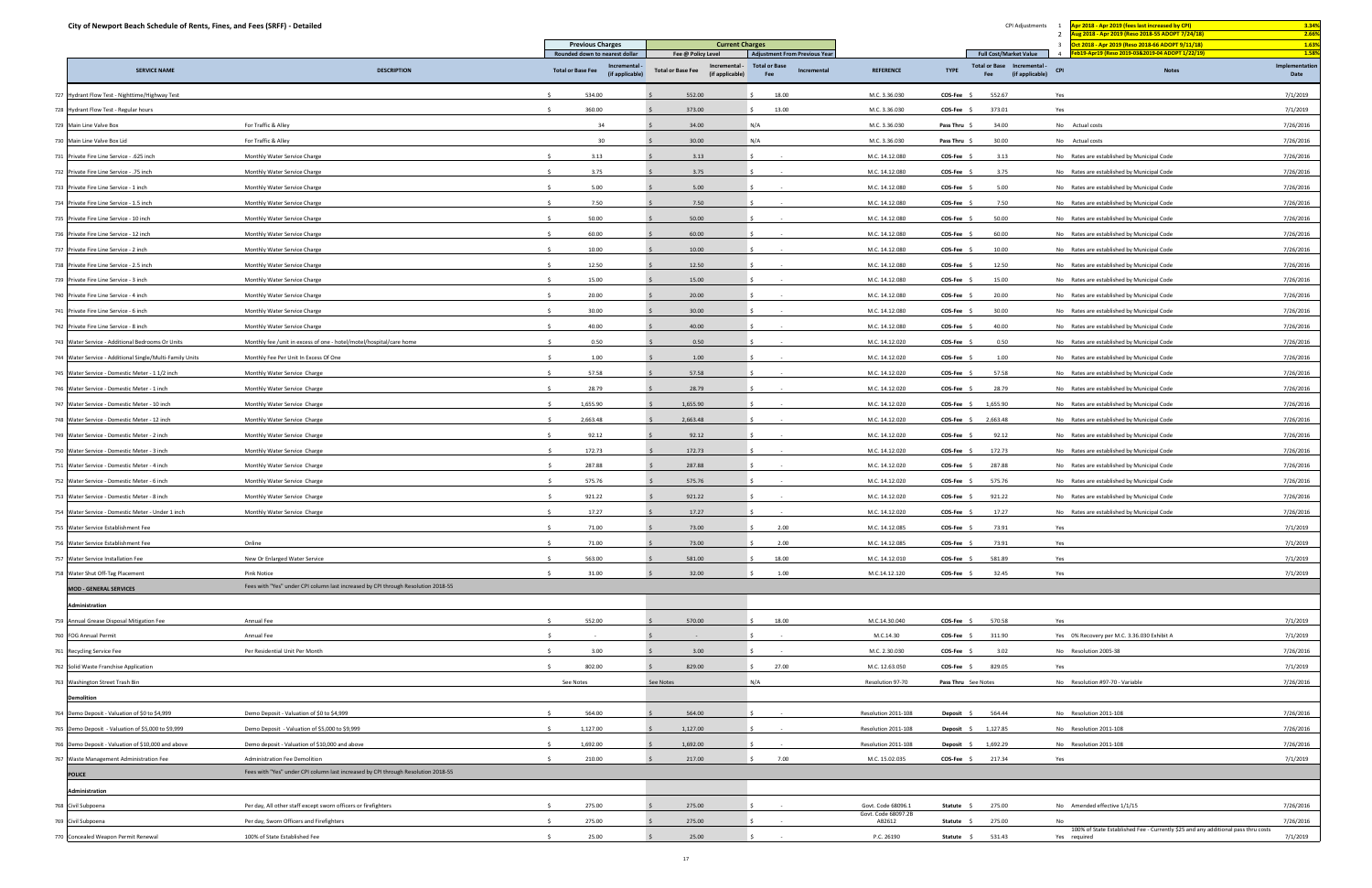# City of Newport Beach Schedule of Rents, Fines, and Fees (SRFF) - Detailed

| CPI Adjustments | | |
|---|---|---|
| 1 | Apr 2018 - Apr 2019 (fees last increased by CPI) | 3.34% |
| 2 | Aug 2018 - Apr 2019 (Reso 2018-55 ADOPT 7/24/18) | 2.66% |
| 3 | Oct 2018 - Apr 2019 (Reso 2018-66 ADOPT 9/11/18) | 1.63% |
| 4 | Feb19-Apr19 (Reso 2019-03&2019-04 ADOPT 1/22/19) | 1.58% |

| | SERVICE NAME | DESCRIPTION | Previous Charges (Rounded down to nearest dollar): Total or Base Fee | Incremental - (if applicable) | Current Charges (Fee @ Policy Level): Total or Base Fee | Incremental - (if applicable) | Adjustment From Previous Year: Total or Base Fee | Incremental | REFERENCE | TYPE | Full Cost/Market Value: Total or Base Fee | Incremental - (if applicable) | CPI | Notes | Implementation Date |
|---|---|---|---|---|---|---|---|---|---|---|---|---|---|---|---|
| 727 | Hydrant Flow Test - Nighttime/Highway Test | | $ 534.00 | | $ 552.00 | | $ 18.00 | | M.C. 3.36.030 | COS-Fee | $ 552.67 | | Yes | | 7/1/2019 |
| 728 | Hydrant Flow Test - Regular hours | | $ 360.00 | | $ 373.00 | | $ 13.00 | | M.C. 3.36.030 | COS-Fee | $ 373.01 | | Yes | | 7/1/2019 |
| 729 | Main Line Valve Box | For Traffic & Alley | 34 | | $ 34.00 | | N/A | | M.C. 3.36.030 | Pass Thru | $ 34.00 | | No | Actual costs | 7/26/2016 |
| 730 | Main Line Valve Box Lid | For Traffic & Alley | 30 | | $ 30.00 | | N/A | | M.C. 3.36.030 | Pass Thru | $ 30.00 | | No | Actual costs | 7/26/2016 |
| 731 | Private Fire Line Service - .625 inch | Monthly Water Service Charge | $ 3.13 | | $ 3.13 | | $ - | | M.C. 14.12.080 | COS-Fee | $ 3.13 | | No | Rates are established by Municipal Code | 7/26/2016 |
| 732 | Private Fire Line Service - .75 inch | Monthly Water Service Charge | $ 3.75 | | $ 3.75 | | $ - | | M.C. 14.12.080 | COS-Fee | $ 3.75 | | No | Rates are established by Municipal Code | 7/26/2016 |
| 733 | Private Fire Line Service - 1 inch | Monthly Water Service Charge | $ 5.00 | | $ 5.00 | | $ - | | M.C. 14.12.080 | COS-Fee | $ 5.00 | | No | Rates are established by Municipal Code | 7/26/2016 |
| 734 | Private Fire Line Service - 1.5 inch | Monthly Water Service Charge | $ 7.50 | | $ 7.50 | | $ - | | M.C. 14.12.080 | COS-Fee | $ 7.50 | | No | Rates are established by Municipal Code | 7/26/2016 |
| 735 | Private Fire Line Service - 10 inch | Monthly Water Service Charge | $ 50.00 | | $ 50.00 | | $ - | | M.C. 14.12.080 | COS-Fee | $ 50.00 | | No | Rates are established by Municipal Code | 7/26/2016 |
| 736 | Private Fire Line Service - 12 inch | Monthly Water Service Charge | $ 60.00 | | $ 60.00 | | $ - | | M.C. 14.12.080 | COS-Fee | $ 60.00 | | No | Rates are established by Municipal Code | 7/26/2016 |
| 737 | Private Fire Line Service - 2 inch | Monthly Water Service Charge | $ 10.00 | | $ 10.00 | | $ - | | M.C. 14.12.080 | COS-Fee | $ 10.00 | | No | Rates are established by Municipal Code | 7/26/2016 |
| 738 | Private Fire Line Service - 2.5 inch | Monthly Water Service Charge | $ 12.50 | | $ 12.50 | | $ - | | M.C. 14.12.080 | COS-Fee | $ 12.50 | | No | Rates are established by Municipal Code | 7/26/2016 |
| 739 | Private Fire Line Service - 3 inch | Monthly Water Service Charge | $ 15.00 | | $ 15.00 | | $ - | | M.C. 14.12.080 | COS-Fee | $ 15.00 | | No | Rates are established by Municipal Code | 7/26/2016 |
| 740 | Private Fire Line Service - 4 inch | Monthly Water Service Charge | $ 20.00 | | $ 20.00 | | $ - | | M.C. 14.12.080 | COS-Fee | $ 20.00 | | No | Rates are established by Municipal Code | 7/26/2016 |
| 741 | Private Fire Line Service - 6 inch | Monthly Water Service Charge | $ 30.00 | | $ 30.00 | | $ - | | M.C. 14.12.080 | COS-Fee | $ 30.00 | | No | Rates are established by Municipal Code | 7/26/2016 |
| 742 | Private Fire Line Service - 8 inch | Monthly Water Service Charge | $ 40.00 | | $ 40.00 | | $ - | | M.C. 14.12.080 | COS-Fee | $ 40.00 | | No | Rates are established by Municipal Code | 7/26/2016 |
| 743 | Water Service - Additional Bedrooms Or Units | Monthly fee /unit in excess of one - hotel/motel/hospital/care home | $ 0.50 | | $ 0.50 | | $ - | | M.C. 14.12.020 | COS-Fee | $ 0.50 | | No | Rates are established by Municipal Code | 7/26/2016 |
| 744 | Water Service - Additional Single/Multi-Family Units | Monthly Fee Per Unit In Excess Of One | $ 1.00 | | $ 1.00 | | $ - | | M.C. 14.12.020 | COS-Fee | $ 1.00 | | No | Rates are established by Municipal Code | 7/26/2016 |
| 745 | Water Service - Domestic Meter - 1 1/2 inch | Monthly Water Service Charge | $ 57.58 | | $ 57.58 | | $ - | | M.C. 14.12.020 | COS-Fee | $ 57.58 | | No | Rates are established by Municipal Code | 7/26/2016 |
| 746 | Water Service - Domestic Meter - 1 inch | Monthly Water Service Charge | $ 28.79 | | $ 28.79 | | $ - | | M.C. 14.12.020 | COS-Fee | $ 28.79 | | No | Rates are established by Municipal Code | 7/26/2016 |
| 747 | Water Service - Domestic Meter - 10 inch | Monthly Water Service Charge | $ 1,655.90 | | $ 1,655.90 | | $ - | | M.C. 14.12.020 | COS-Fee | $ 1,655.90 | | No | Rates are established by Municipal Code | 7/26/2016 |
| 748 | Water Service - Domestic Meter - 12 inch | Monthly Water Service Charge | $ 2,663.48 | | $ 2,663.48 | | $ - | | M.C. 14.12.020 | COS-Fee | $ 2,663.48 | | No | Rates are established by Municipal Code | 7/26/2016 |
| 749 | Water Service - Domestic Meter - 2 inch | Monthly Water Service Charge | $ 92.12 | | $ 92.12 | | $ - | | M.C. 14.12.020 | COS-Fee | $ 92.12 | | No | Rates are established by Municipal Code | 7/26/2016 |
| 750 | Water Service - Domestic Meter - 3 inch | Monthly Water Service Charge | $ 172.73 | | $ 172.73 | | $ - | | M.C. 14.12.020 | COS-Fee | $ 172.73 | | No | Rates are established by Municipal Code | 7/26/2016 |
| 751 | Water Service - Domestic Meter - 4 inch | Monthly Water Service Charge | $ 287.88 | | $ 287.88 | | $ - | | M.C. 14.12.020 | COS-Fee | $ 287.88 | | No | Rates are established by Municipal Code | 7/26/2016 |
| 752 | Water Service - Domestic Meter - 6 inch | Monthly Water Service Charge | $ 575.76 | | $ 575.76 | | $ - | | M.C. 14.12.020 | COS-Fee | $ 575.76 | | No | Rates are established by Municipal Code | 7/26/2016 |
| 753 | Water Service - Domestic Meter - 8 inch | Monthly Water Service Charge | $ 921.22 | | $ 921.22 | | $ - | | M.C. 14.12.020 | COS-Fee | $ 921.22 | | No | Rates are established by Municipal Code | 7/26/2016 |
| 754 | Water Service - Domestic Meter - Under 1 inch | Monthly Water Service Charge | $ 17.27 | | $ 17.27 | | $ - | | M.C. 14.12.020 | COS-Fee | $ 17.27 | | No | Rates are established by Municipal Code | 7/26/2016 |
| 755 | Water Service Establishment Fee | | $ 71.00 | | $ 73.00 | | $ 2.00 | | M.C. 14.12.085 | COS-Fee | $ 73.91 | | Yes | | 7/1/2019 |
| 756 | Water Service Establishment Fee | Online | $ 71.00 | | $ 73.00 | | $ 2.00 | | M.C. 14.12.085 | COS-Fee | $ 73.91 | | Yes | | 7/1/2019 |
| 757 | Water Service Installation Fee | New Or Enlarged Water Service | $ 563.00 | | $ 581.00 | | $ 18.00 | | M.C. 14.12.010 | COS-Fee | $ 581.89 | | Yes | | 7/1/2019 |
| 758 | Water Shut Off-Tag Placement | Pink Notice | $ 31.00 | | $ 32.00 | | $ 1.00 | | M.C.14.12.120 | COS-Fee | $ 32.45 | | Yes | | 7/1/2019 |
| | **MOD - GENERAL SERVICES** | Fees with "Yes" under CPI column last increased by CPI through Resolution 2018-55 | | | | | | | | | | | | | |
| | **Administration** | | | | | | | | | | | | | | |
| 759 | Annual Grease Disposal Mitigation Fee | Annual Fee | $ 552.00 | | $ 570.00 | | $ 18.00 | | M.C.14.30.040 | COS-Fee | $ 570.58 | | Yes | | 7/1/2019 |
| 760 | FOG Annual Permit | Annual Fee | $ - | | $ - | | $ - | | M.C.14.30 | COS-Fee | $ 311.90 | | Yes | 0% Recovery per M.C. 3.36.030 Exhibit A | 7/1/2019 |
| 761 | Recycling Service Fee | Per Residential Unit Per Month | $ 3.00 | | $ 3.00 | | $ - | | M.C. 2.30.030 | COS-Fee | $ 3.02 | | No | Resolution 2005-38 | 7/26/2016 |
| 762 | Solid Waste Franchise Application | | $ 802.00 | | $ 829.00 | | $ 27.00 | | M.C. 12.63.050 | COS-Fee | $ 829.05 | | Yes | | 7/1/2019 |
| 763 | Washington Street Trash Bin | | See Notes | | See Notes | | N/A | | Resolution 97-70 | Pass Thru | See Notes | | No | Resolution #97-70 - Variable | 7/26/2016 |
| | **Demolition** | | | | | | | | | | | | | | |
| 764 | Demo Deposit - Valuation of $0 to $4,999 | Demo Deposit - Valuation of $0 to $4,999 | $ 564.00 | | $ 564.00 | | $ - | | Resolution 2011-108 | Deposit | $ 564.44 | | No | Resolution 2011-108 | 7/26/2016 |
| 765 | Demo Deposit - Valuation of $5,000 to $9,999 | Demo Deposit - Valuation of $5,000 to $9,999 | $ 1,127.00 | | $ 1,127.00 | | $ - | | Resolution 2011-108 | Deposit | $ 1,127.85 | | No | Resolution 2011-108 | 7/26/2016 |
| 766 | Demo Deposit - Valuation of $10,000 and above | Demo deposit - Valuation of $10,000 and above | $ 1,692.00 | | $ 1,692.00 | | $ - | | Resolution 2011-108 | Deposit | $ 1,692.29 | | No | Resolution 2011-108 | 7/26/2016 |
| 767 | Waste Management Administration Fee | Administration Fee Demolition | $ 210.00 | | $ 217.00 | | $ 7.00 | | M.C. 15.02.035 | COS-Fee | $ 217.34 | | Yes | | 7/1/2019 |
| | **POLICE** | Fees with "Yes" under CPI column last increased by CPI through Resolution 2018-55 | | | | | | | | | | | | | |
| | **Administration** | | | | | | | | | | | | | | |
| 768 | Civil Subpoena | Per day, All other staff except sworn officers or firefighters | $ 275.00 | | $ 275.00 | | $ - | | Govt. Code 68096.1 | Statute | $ 275.00 | | No | Amended effective 1/1/15 | 7/26/2016 |
| 769 | Civil Subpoena | Per day, Sworn Officers and Firefighters | $ 275.00 | | $ 275.00 | | $ - | | Govt. Code 68097.2B AB2612 | Statute | $ 275.00 | | No | | 7/26/2016 |
| 770 | Concealed Weapon Permit Renewal | 100% of State Established Fee | $ 25.00 | | $ 25.00 | | $ - | | P.C. 26190 | Statute | $ 531.43 | | Yes | 100% of State Established Fee - Currently $25 and any additional pass thru costs required | 7/1/2019 |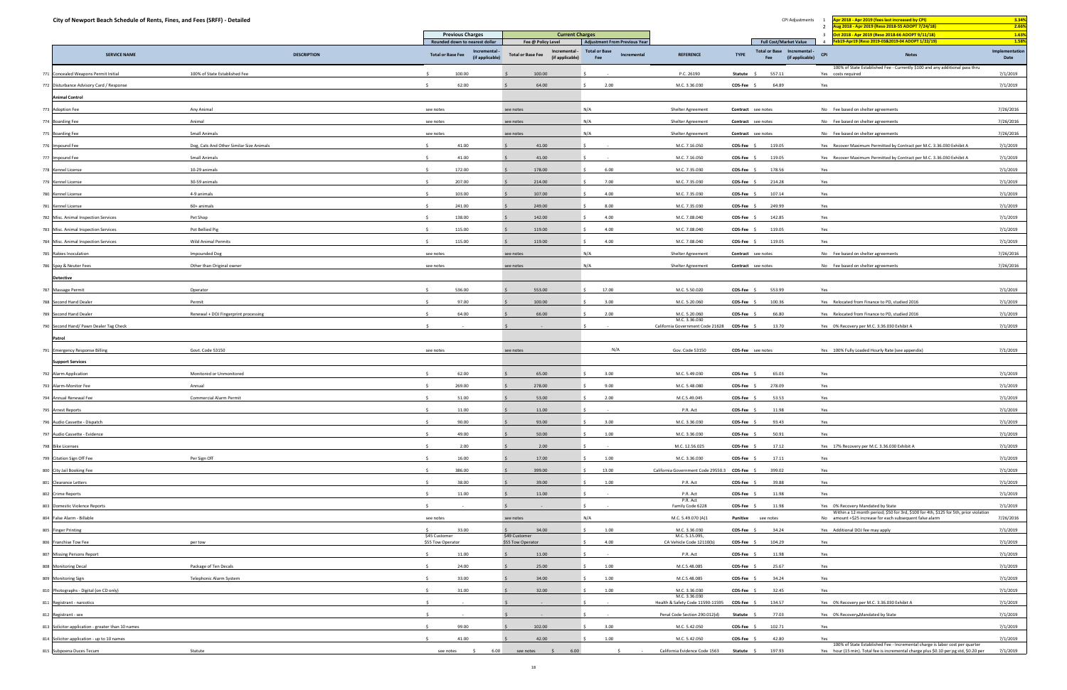# City of Newport Beach Schedule of Rents, Fines, and Fees (SRFF) - Detailed

| CPI Adjustments | | |
|---|---|---|
| 1 | Apr 2018 - Apr 2019 (fees last increased by CPI) | 3.34% |
| 2 | Aug 2018 - Apr 2019 (Reso 2018-55 ADOPT 7/24/18) | 2.66% |
| 3 | Oct 2018 - Apr 2019 (Reso 2018-66 ADOPT 9/11/18) | 1.63% |
| 4 | Feb19-Apr19 (Reso 2019-03&2019-04 ADOPT 1/22/19) | 1.58% |

| | SERVICE NAME | DESCRIPTION | Previous Charges (Rounded down to nearest dollar): Total or Base Fee | Previous Charges: Incremental - (if applicable) | Current Charges (Fee @ Policy Level): Total or Base Fee | Current Charges: Incremental - (if applicable) | Adjustment From Previous Year: Total or Base Fee | Adjustment From Previous Year: Incremental | REFERENCE | TYPE | Full Cost/Market Value: Total or Base Fee | Full Cost/Market Value: Incremental - (if applicable) | CPI | Notes | Implementation Date |
|---|---|---|---|---|---|---|---|---|---|---|---|---|---|---|---|
| 771 | Concealed Weapons Permit Initial | 100% of State Established Fee | $ 100.00 | | $ 100.00 | | $ - | | P.C. 26190 | Statute | $ 557.11 | | Yes | 100% of State Established Fee - Currently $100 and any additional pass thru costs required | 7/1/2019 |
| 772 | Disturbance Advisory Card / Response | | $ 62.00 | | $ 64.00 | | $ 2.00 | | M.C. 3.36.030 | COS-Fee | $ 64.89 | | Yes | | 7/1/2019 |
| | **Animal Control** | | | | | | | | | | | | | | |
| 773 | Adoption Fee | Any Animal | see notes | | see notes | | N/A | | Shelter Agreement | Contract | see notes | | No | Fee based on shelter agreements | 7/26/2016 |
| 774 | Boarding Fee | Animal | see notes | | see notes | | N/A | | Shelter Agreement | Contract | see notes | | No | Fee based on shelter agreements | 7/26/2016 |
| 775 | Boarding Fee | Small Animals | see notes | | see notes | | N/A | | Shelter Agreement | Contract | see notes | | No | Fee based on shelter agreements | 7/26/2016 |
| 776 | Impound Fee | Dog, Cats And Other Similar Size Animals | $ 41.00 | | $ 41.00 | | $ - | | M.C. 7.16.050 | COS-Fee | $ 119.05 | | Yes | Recover Maximum Permitted by Contract per M.C. 3.36.030 Exhibit A | 7/1/2019 |
| 777 | Impound Fee | Small Animals | $ 41.00 | | $ 41.00 | | $ - | | M.C. 7.16.050 | COS-Fee | $ 119.05 | | Yes | Recover Maximum Permitted by Contract per M.C. 3.36.030 Exhibit A | 7/1/2019 |
| 778 | Kennel License | 10-29 animals | $ 172.00 | | $ 178.00 | | $ 6.00 | | M.C. 7.35.030 | COS-Fee | $ 178.56 | | Yes | | 7/1/2019 |
| 779 | Kennel License | 30-59 animals | $ 207.00 | | $ 214.00 | | $ 7.00 | | M.C. 7.35.030 | COS-Fee | $ 214.28 | | Yes | | 7/1/2019 |
| 780 | Kennel License | 4-9 animals | $ 103.00 | | $ 107.00 | | $ 4.00 | | M.C. 7.35.030 | COS-Fee | $ 107.14 | | Yes | | 7/1/2019 |
| 781 | Kennel License | 60+ animals | $ 241.00 | | $ 249.00 | | $ 8.00 | | M.C. 7.35.030 | COS-Fee | $ 249.99 | | Yes | | 7/1/2019 |
| 782 | Misc. Animal Inspection Services | Pet Shop | $ 138.00 | | $ 142.00 | | $ 4.00 | | M.C. 7.08.040 | COS-Fee | $ 142.85 | | Yes | | 7/1/2019 |
| 783 | Misc. Animal Inspection Services | Pot Bellied Pig | $ 115.00 | | $ 119.00 | | $ 4.00 | | M.C. 7.08.040 | COS-Fee | $ 119.05 | | Yes | | 7/1/2019 |
| 784 | Misc. Animal Inspection Services | Wild Animal Permits | $ 115.00 | | $ 119.00 | | $ 4.00 | | M.C. 7.08.040 | COS-Fee | $ 119.05 | | Yes | | 7/1/2019 |
| 785 | Rabies Inoculation | Impounded Dog | see notes | | see notes | | N/A | | Shelter Agreement | Contract | see notes | | No | Fee based on shelter agreements | 7/26/2016 |
| 786 | Spay & Neuter Fees | Other than Original owner | see notes | | see notes | | N/A | | Shelter Agreement | Contract | see notes | | No | Fee based on shelter agreements | 7/26/2016 |
| | **Detective** | | | | | | | | | | | | | | |
| 787 | Massage Permit | Operator | $ 536.00 | | $ 553.00 | | $ 17.00 | | M.C. 5.50.020 | COS-Fee | $ 553.99 | | Yes | | 7/1/2019 |
| 788 | Second Hand Dealer | Permit | $ 97.00 | | $ 100.00 | | $ 3.00 | | M.C. 5.20.060 | COS-Fee | $ 100.36 | | Yes | Relocated from Finance to PD, studied 2016 | 7/1/2019 |
| 789 | Second Hand Dealer | Renewal + DOJ Fingerprint processing | $ 64.00 | | $ 66.00 | | $ 2.00 | | M.C. 5.20.060 | COS-Fee | $ 66.80 | | Yes | Relocated from Finance to PD, studied 2016 | 7/1/2019 |
| 790 | Second Hand/ Pawn Dealer Tag Check | | $ - | | $ - | | $ - | | M.C. 3.36.030 California Government Code 21628 | COS-Fee | $ 13.70 | | Yes | 0% Recovery per M.C. 3.36.030 Exhibit A | 7/1/2019 |
| | **Patrol** | | | | | | | | | | | | | | |
| 791 | Emergency Response Billing | Govt. Code 53150 | see notes | | see notes | | N/A | | Gov. Code 53150 | COS-Fee | see notes | | Yes | 100% Fully Loaded Hourly Rate (see appendix) | 7/1/2019 |
| | **Support Services** | | | | | | | | | | | | | | |
| 792 | Alarm Application | Monitored or Unmonitored | $ 62.00 | | $ 65.00 | | $ 3.00 | | M.C. 5.49.030 | COS-Fee | $ 65.03 | | Yes | | 7/1/2019 |
| 793 | Alarm-Monitor Fee | Annual | $ 269.00 | | $ 278.00 | | $ 9.00 | | M.C. 5.48.080 | COS-Fee | $ 278.09 | | Yes | | 7/1/2019 |
| 794 | Annual Renewal Fee | Commercial Alarm Permit | $ 51.00 | | $ 53.00 | | $ 2.00 | | M.C.5.49.045 | COS-Fee | $ 53.53 | | Yes | | 7/1/2019 |
| 795 | Arrest Reports | | $ 11.00 | | $ 11.00 | | $ - | | P.R. Act | COS-Fee | $ 11.98 | | Yes | | 7/1/2019 |
| 796 | Audio Cassette - Dispatch | | $ 90.00 | | $ 93.00 | | $ 3.00 | | M.C. 3.36.030 | COS-Fee | $ 93.43 | | Yes | | 7/1/2019 |
| 797 | Audio Cassette - Evidence | | $ 49.00 | | $ 50.00 | | $ 1.00 | | M.C. 3.36.030 | COS-Fee | $ 50.91 | | Yes | | 7/1/2019 |
| 798 | Bike Licenses | | $ 2.00 | | $ 2.00 | | $ - | | M.C. 12.56.025 | COS-Fee | $ 17.12 | | Yes | 17% Recovery per M.C. 3.36.030 Exhibit A | 7/1/2019 |
| 799 | Citation Sign Off Fee | Per Sign Off | $ 16.00 | | $ 17.00 | | $ 1.00 | | M.C. 3.36.030 | COS-Fee | $ 17.11 | | Yes | | 7/1/2019 |
| 800 | City Jail Booking Fee | | $ 386.00 | | $ 399.00 | | $ 13.00 | | California Government Code 29550.3 | COS-Fee | $ 399.02 | | Yes | | 7/1/2019 |
| 801 | Clearance Letters | | $ 38.00 | | $ 39.00 | | $ 1.00 | | P.R. Act | COS-Fee | $ 39.88 | | Yes | | 7/1/2019 |
| 802 | Crime Reports | | $ 11.00 | | $ 11.00 | | $ - | | P.R. Act | COS-Fee | $ 11.98 | | Yes | | 7/1/2019 |
| 803 | Domestic Violence Reports | | $ - | | $ - | | $ - | | P.R. Act Family Code 6228 | COS-Fee | $ 11.98 | | Yes | 0% Recovery Mandated by State | 7/1/2019 |
| 804 | False Alarm - Billable | | see notes | | see notes | | N/A | | M.C. 5.49.070 (A)1 | Punitive | see notes | | No | Within a 12 month period; $50 for 3rd, $100 for 4th, $125 for 5th, prior violation amount +$25 increase for each subsequent false alarm | 7/26/2016 |
| 805 | Finger Printing | | $ 33.00 | | $ 34.00 | | $ 1.00 | | M.C. 3.36.030 | COS-Fee | $ 34.24 | | Yes | Additional DOJ fee may apply | 7/1/2019 |
| 806 | Franchise Tow Fee | per tow | $45 Customer $55 Tow Operator | | $49 Customer $55 Tow Operator | | $ 4.00 | | M.C. 5.15.095, CA Vehicle Code 12110(b) | COS-Fee | $ 104.29 | | Yes | | 7/1/2019 |
| 807 | Missing Persons Report | | $ 11.00 | | $ 11.00 | | $ - | | P.R. Act | COS-Fee | $ 11.98 | | Yes | | 7/1/2019 |
| 808 | Monitoring Decal | Package of Ten Decals | $ 24.00 | | $ 25.00 | | $ 1.00 | | M.C.5.48.085 | COS-Fee | $ 25.67 | | Yes | | 7/1/2019 |
| 809 | Monitoring Sign | Telephonic Alarm System | $ 33.00 | | $ 34.00 | | $ 1.00 | | M.C.5.48.085 | COS-Fee | $ 34.24 | | Yes | | 7/1/2019 |
| 810 | Photographs - Digital (on CD only) | | $ 31.00 | | $ 32.00 | | $ 1.00 | | M.C. 3.36.030 | COS-Fee | $ 32.45 | | Yes | | 7/1/2019 |
| 811 | Registrant - narcotics | | $ - | | $ - | | $ - | | M.C. 3.36.030 Health & Safety Code 11590-11595 | COS-Fee | $ 134.57 | | Yes | 0% Recovery per M.C. 3.36.030 Exhibit A | 7/1/2019 |
| 812 | Registrant - sex | | $ - | | $ - | | $ - | | Penal Code Section 290.012(d) | Statute | $ 77.03 | | Yes | 0% Recovery,Mandated by State | 7/1/2019 |
| 813 | Solicitor application - greater than 10 names | | $ 99.00 | | $ 102.00 | | $ 3.00 | | M.C. 5.42.050 | COS-Fee | $ 102.71 | | Yes | | 7/1/2019 |
| 814 | Solicitor application - up to 10 names | | $ 41.00 | | $ 42.00 | | $ 1.00 | | M.C. 5.42.050 | COS-Fee | $ 42.80 | | Yes | | 7/1/2019 |
| 815 | Subpoena Duces Tecum | Statute | see notes | $ 6.00 | see notes | $ 6.00 | | $ - | California Evidence Code 1563 | Statute | $ 197.93 | | Yes | 100% of State Established Fee - Incremental charge is labor cost per quarter hour (15 min). Total fee is incremental charge plus $0.10 per pg std, $0.20 per | 7/1/2019 |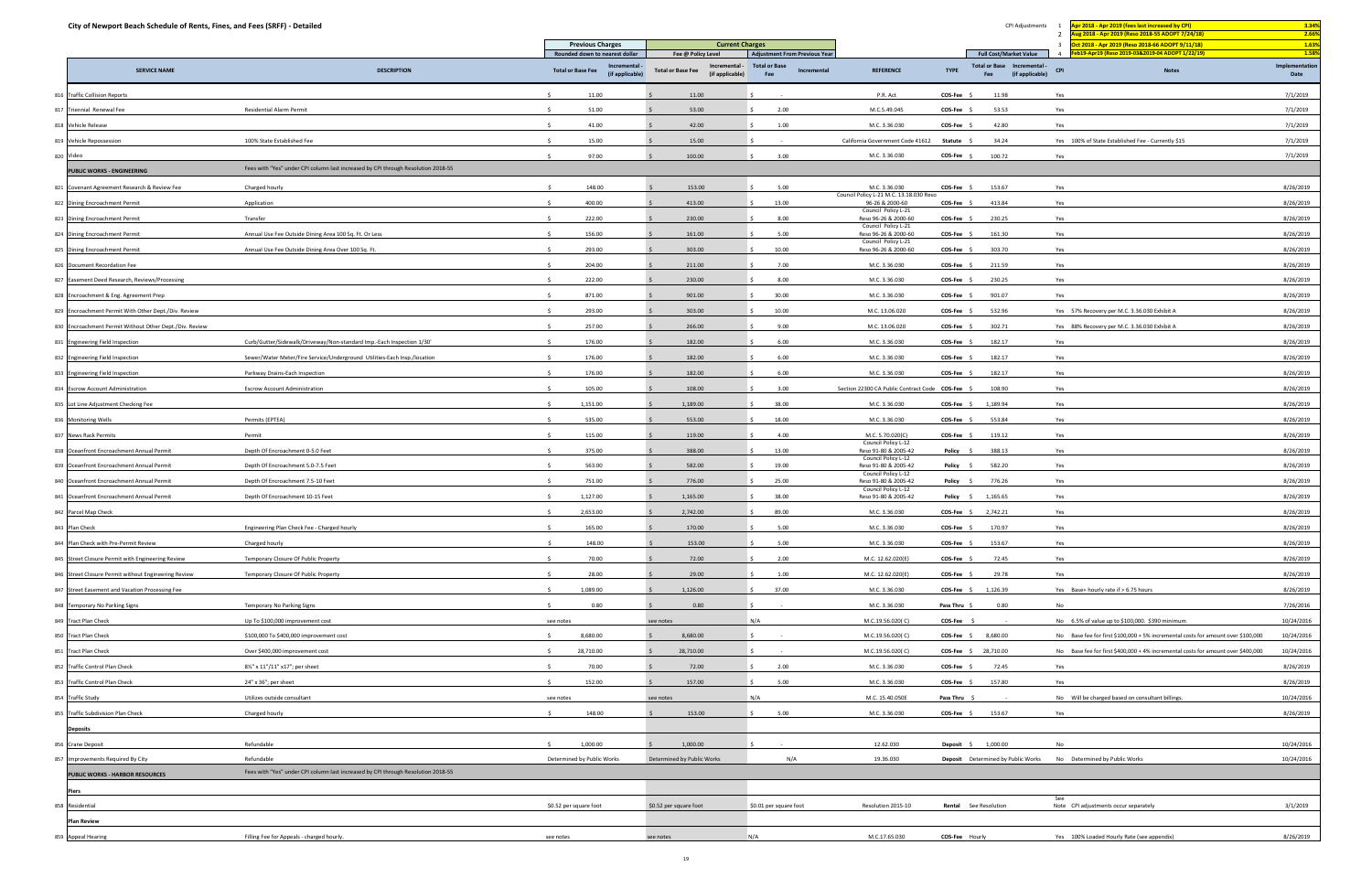# City of Newport Beach Schedule of Rents, Fines, and Fees (SRFF) - Detailed

| CPI Adjustments | | | |
|---|---|---|---|
| 1 | Apr 2018 - Apr 2019 (fees last increased by CPI) | 3.34% |
| 2 | Aug 2018 - Apr 2019 (Reso 2018-55 ADOPT 7/24/18) | 2.66% |
| 3 | Oct 2018 - Apr 2019 (Reso 2018-66 ADOPT 9/11/18) | 1.63% |
| 4 | Feb19-Apr19 (Reso 2019-03&2019-04 ADOPT 1/22/19) | 1.58% |

| | SERVICE NAME | DESCRIPTION | Previous Charges (Rounded down to nearest dollar) Total or Base Fee | Previous Charges Incremental - (if applicable) | Current Charges (Fee @ Policy Level) Total or Base Fee | Current Charges Incremental - (if applicable) | Adjustment From Previous Year Total or Base Fee | Adjustment From Previous Year Incremental | REFERENCE | TYPE | Full Cost/Market Value Total or Base Fee | Full Cost/Market Value Incremental - (if applicable) | CPI | Notes | Implementation Date |
|---|---|---|---|---|---|---|---|---|---|---|---|---|---|---|---|
| 816 | Traffic Collision Reports | | $ 11.00 | | $ 11.00 | | $ - | | P.R. Act | COS-Fee | $ 11.98 | | Yes | | 7/1/2019 |
| 817 | Triennial Renewal Fee | Residential Alarm Permit | $ 51.00 | | $ 53.00 | | $ 2.00 | | M.C.5.49.045 | COS-Fee | $ 53.53 | | Yes | | 7/1/2019 |
| 818 | Vehicle Release | | $ 41.00 | | $ 42.00 | | $ 1.00 | | M.C. 3.36.030 | COS-Fee | $ 42.80 | | Yes | | 7/1/2019 |
| 819 | Vehicle Repossession | 100% State Established Fee | $ 15.00 | | $ 15.00 | | $ - | | California Government Code 41612 | Statute | $ 34.24 | | Yes | 100% of State Established Fee - Currently $15 | 7/1/2019 |
| 820 | Video | | $ 97.00 | | $ 100.00 | | $ 3.00 | | M.C. 3.36.030 | COS-Fee | $ 100.72 | | Yes | | 7/1/2019 |
| | **PUBLIC WORKS - ENGINEERING** | Fees with "Yes" under CPI column last increased by CPI through Resolution 2018-55 | | | | | | | | | | | | | |
| 821 | Covenant Agreement Research & Review Fee | Charged hourly | $ 148.00 | | $ 153.00 | | $ 5.00 | | M.C. 3.36.030 | COS-Fee | $ 153.67 | | Yes | | 8/26/2019 |
| 822 | Dining Encroachment Permit | Application | $ 400.00 | | $ 413.00 | | $ 13.00 | | Council Policy L-21 M.C. 13.18.030 Reso 96-26 & 2000-60 | COS-Fee | $ 413.84 | | Yes | | 8/26/2019 |
| 823 | Dining Encroachment Permit | Transfer | $ 222.00 | | $ 230.00 | | $ 8.00 | | Council Policy L-21 Reso 96-26 & 2000-60 | COS-Fee | $ 230.25 | | Yes | | 8/26/2019 |
| 824 | Dining Encroachment Permit | Annual Use Fee Outside Dining Area 100 Sq. Ft. Or Less | $ 156.00 | | $ 161.00 | | $ 5.00 | | Council Policy L-21 Reso 96-26 & 2000-60 | COS-Fee | $ 161.30 | | Yes | | 8/26/2019 |
| 825 | Dining Encroachment Permit | Annual Use Fee Outside Dining Area Over 100 Sq. Ft. | $ 293.00 | | $ 303.00 | | $ 10.00 | | Council Policy L-21 Reso 96-26 & 2000-60 | COS-Fee | $ 303.70 | | Yes | | 8/26/2019 |
| 826 | Document Recordation Fee | | $ 204.00 | | $ 211.00 | | $ 7.00 | | M.C. 3.36.030 | COS-Fee | $ 211.59 | | Yes | | 8/26/2019 |
| 827 | Easement Deed Research, Reviews/Processing | | $ 222.00 | | $ 230.00 | | $ 8.00 | | M.C. 3.36.030 | COS-Fee | $ 230.25 | | Yes | | 8/26/2019 |
| 828 | Encroachment & Eng. Agreement Prep | | $ 871.00 | | $ 901.00 | | $ 30.00 | | M.C. 3.36.030 | COS-Fee | $ 901.07 | | Yes | | 8/26/2019 |
| 829 | Encroachment Permit With Other Dept./Div. Review | | $ 293.00 | | $ 303.00 | | $ 10.00 | | M.C. 13.06.020 | COS-Fee | $ 532.96 | | Yes | 57% Recovery per M.C. 3.36.030 Exhibit A | 8/26/2019 |
| 830 | Encroachment Permit Without Other Dept./Div. Review | | $ 257.00 | | $ 266.00 | | $ 9.00 | | M.C. 13.06.020 | COS-Fee | $ 302.71 | | Yes | 88% Recovery per M.C. 3.36.030 Exhibit A | 8/26/2019 |
| 831 | Engineering Field Inspection | Curb/Gutter/Sidewalk/Driveway/Non-standard Imp.-Each Inspection 1/30' | $ 176.00 | | $ 182.00 | | $ 6.00 | | M.C. 3.36.030 | COS-Fee | $ 182.17 | | Yes | | 8/26/2019 |
| 832 | Engineering Field Inspection | Sewer/Water Meter/Fire Service/Underground Utilities-Each Insp./location | $ 176.00 | | $ 182.00 | | $ 6.00 | | M.C. 3.36.030 | COS-Fee | $ 182.17 | | Yes | | 8/26/2019 |
| 833 | Engineering Field Inspection | Parkway Drains-Each Inspection | $ 176.00 | | $ 182.00 | | $ 6.00 | | M.C. 3.36.030 | COS-Fee | $ 182.17 | | Yes | | 8/26/2019 |
| 834 | Escrow Account Administration | Escrow Account Administration | $ 105.00 | | $ 108.00 | | $ 3.00 | | Section 22300 CA Public Contract Code | COS-Fee | $ 108.90 | | Yes | | 8/26/2019 |
| 835 | Lot Line Adjustment Checking Fee | | $ 1,151.00 | | $ 1,189.00 | | $ 38.00 | | M.C. 3.36.030 | COS-Fee | $ 1,189.94 | | Yes | | 8/26/2019 |
| 836 | Monitoring Wells | Permits (EPTEA) | $ 535.00 | | $ 553.00 | | $ 18.00 | | M.C. 3.36.030 | COS-Fee | $ 553.84 | | Yes | | 8/26/2019 |
| 837 | News Rack Permits | Permit | $ 115.00 | | $ 119.00 | | $ 4.00 | | M.C. 5.70.020(C) | COS-Fee | $ 119.12 | | Yes | | 8/26/2019 |
| 838 | Oceanfront Encroachment Annual Permit | Depth Of Encroachment 0-5.0 Feet | $ 375.00 | | $ 388.00 | | $ 13.00 | | Council Policy L-12 Reso 91-80 & 2005-42 | Policy | $ 388.13 | | Yes | | 8/26/2019 |
| 839 | Oceanfront Encroachment Annual Permit | Depth Of Encroachment 5.0-7.5 Feet | $ 563.00 | | $ 582.00 | | $ 19.00 | | Council Policy L-12 Reso 91-80 & 2005-42 | Policy | $ 582.20 | | Yes | | 8/26/2019 |
| 840 | Oceanfront Encroachment Annual Permit | Depth Of Encroachment 7.5-10 Feet | $ 751.00 | | $ 776.00 | | $ 25.00 | | Council Policy L-12 Reso 91-80 & 2005-42 | Policy | $ 776.26 | | Yes | | 8/26/2019 |
| 841 | Oceanfront Encroachment Annual Permit | Depth Of Encroachment 10-15 Feet | $ 1,127.00 | | $ 1,165.00 | | $ 38.00 | | Council Policy L-12 Reso 91-80 & 2005-42 | Policy | $ 1,165.65 | | Yes | | 8/26/2019 |
| 842 | Parcel Map Check | | $ 2,653.00 | | $ 2,742.00 | | $ 89.00 | | M.C. 3.36.030 | COS-Fee | $ 2,742.21 | | Yes | | 8/26/2019 |
| 843 | Plan Check | Engineering Plan Check Fee - Charged hourly | $ 165.00 | | $ 170.00 | | $ 5.00 | | M.C. 3.36.030 | COS-Fee | $ 170.97 | | Yes | | 8/26/2019 |
| 844 | Plan Check with Pre-Permit Review | Charged hourly | $ 148.00 | | $ 153.00 | | $ 5.00 | | M.C. 3.36.030 | COS-Fee | $ 153.67 | | Yes | | 8/26/2019 |
| 845 | Street Closure Permit with Engineering Review | Temporary Closure Of Public Property | $ 70.00 | | $ 72.00 | | $ 2.00 | | M.C. 12.62.020(E) | COS-Fee | $ 72.45 | | Yes | | 8/26/2019 |
| 846 | Street Closure Permit without Engineering Review | Temporary Closure Of Public Property | $ 28.00 | | $ 29.00 | | $ 1.00 | | M.C. 12.62.020(E) | COS-Fee | $ 29.78 | | Yes | | 8/26/2019 |
| 847 | Street Easement and Vacation Processing Fee | | $ 1,089.00 | | $ 1,126.00 | | $ 37.00 | | M.C. 3.36.030 | COS-Fee | $ 1,126.39 | | Yes | Base+ hourly rate if > 6.75 hours | 8/26/2019 |
| 848 | Temporary No Parking Signs | Temporary No Parking Signs | $ 0.80 | | $ 0.80 | | $ - | | M.C. 3.36.030 | Pass Thru | $ 0.80 | | No | | 7/26/2016 |
| 849 | Tract Plan Check | Up To $100,000 improvement cost | see notes | | see notes | | N/A | | M.C.19.56.020( C) | COS-Fee | $ - | | No | 6.5% of value up to $100,000. $390 minimum | 10/24/2016 |
| 850 | Tract Plan Check | $100,000 To $400,000 improvement cost | $ 8,680.00 | | $ 8,680.00 | | $ - | | M.C.19.56.020( C) | COS-Fee | $ 8,680.00 | | No | Base fee for first $100,000 + 5% incremental costs for amount over $100,000 | 10/24/2016 |
| 851 | Tract Plan Check | Over $400,000 improvement cost | $ 28,710.00 | | $ 28,710.00 | | $ - | | M.C.19.56.020( C) | COS-Fee | $ 28,710.00 | | No | Base fee for first $400,000 + 4% incremental costs for amount over $400,000 | 10/24/2016 |
| 852 | Traffic Control Plan Check | 8½" x 11"/11" x17"; per sheet | $ 70.00 | | $ 72.00 | | $ 2.00 | | M.C. 3.36.030 | COS-Fee | $ 72.45 | | Yes | | 8/26/2019 |
| 853 | Traffic Control Plan Check | 24" x 36"; per sheet | $ 152.00 | | $ 157.00 | | $ 5.00 | | M.C. 3.36.030 | COS-Fee | $ 157.80 | | Yes | | 8/26/2019 |
| 854 | Traffic Study | Utilizes outside consultant | see notes | | see notes | | N/A | | M.C. 15.40.050E | Pass Thru | $ - | | No | Will be charged based on consultant billings. | 10/24/2016 |
| 855 | Traffic Subdivision Plan Check | Charged hourly | $ 148.00 | | $ 153.00 | | $ 5.00 | | M.C. 3.36.030 | COS-Fee | $ 153.67 | | Yes | | 8/26/2019 |
| | **Deposits** | | | | | | | | | | | | | | |
| 856 | Crane Deposit | Refundable | $ 1,000.00 | | $ 1,000.00 | | $ - | | 12.62.030 | Deposit | $ 1,000.00 | | No | | 10/24/2016 |
| 857 | Improvements Required By City | Refundable | Determined by Public Works | | Determined by Public Works | | N/A | | 19.36.030 | Deposit | Determined by Public Works | | No | Determined by Public Works | 10/24/2016 |
| | **PUBLIC WORKS - HARBOR RESOURCES** | Fees with "Yes" under CPI column last increased by CPI through Resolution 2018-55 | | | | | | | | | | | | | |
| | **Piers** | | | | | | | | | | | | | | |
| 858 | Residential | | $0.52 per square foot | | $0.52 per square foot | | $0.01 per square foot | | Resolution 2015-10 | Rental | See Resolution | | See Note | CPI adjustments occur separately | 3/1/2019 |
| | **Plan Review** | | | | | | | | | | | | | | |
| 859 | Appeal Hearing | Filling Fee for Appeals - charged hourly. | see notes | | see notes | | N/A | | M.C.17.65.030 | COS-Fee | Hourly | | Yes | 100% Loaded Hourly Rate (see appendix) | 8/26/2019 |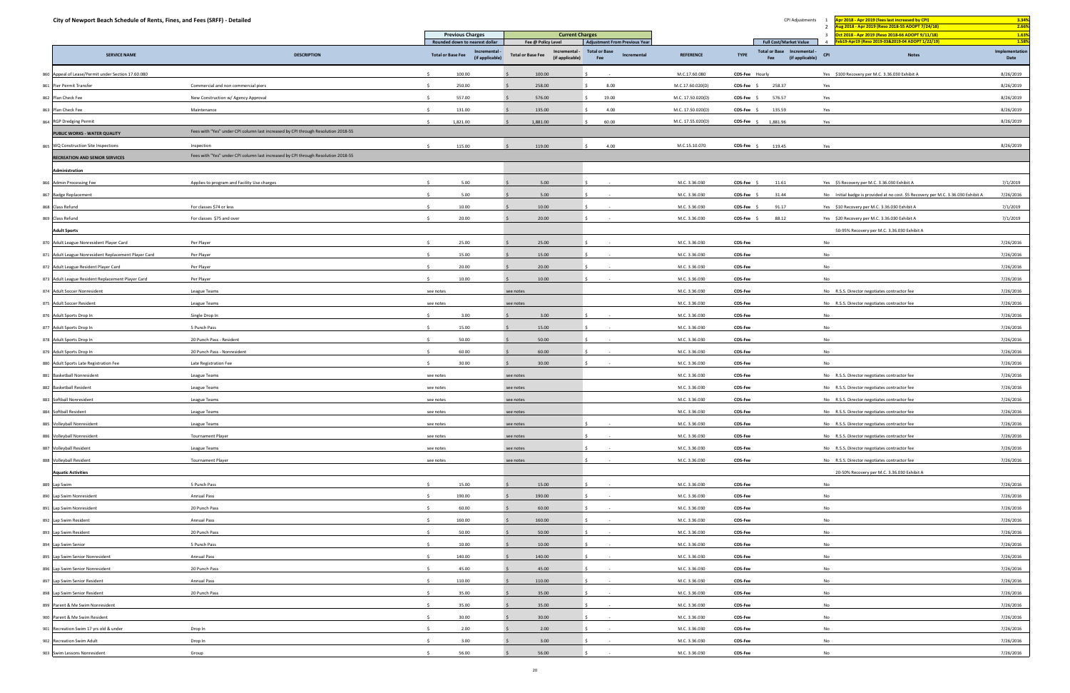# City of Newport Beach Schedule of Rents, Fines, and Fees (SRFF) - Detailed

| CPI Adjustments | | |
|---|---|---|
| 1 | Apr 2018 - Apr 2019 (fees last increased by CPI) | 3.34% |
| 2 | Aug 2018 - Apr 2019 (Reso 2018-55 ADOPT 7/24/18) | 2.66% |
| 3 | Oct 2018 - Apr 2019 (Reso 2018-66 ADOPT 9/11/18) | 1.63% |
| 4 | Feb19-Apr19 (Reso 2019-03&2019-04 ADOPT 1/22/19) | 1.58% |

| | SERVICE NAME | DESCRIPTION | Previous Charges (Rounded down to nearest dollar) Total or Base Fee | Previous Charges Incremental - (if applicable) | Current Charges (Fee @ Policy Level) Total or Base Fee | Current Charges Incremental - (if applicable) | Adjustment From Previous Year Total or Base Fee | Adjustment From Previous Year Incremental | REFERENCE | TYPE | Full Cost/Market Value Total or Base Fee | Full Cost/Market Value Incremental - (if applicable) | CPI | Notes | Implementation Date |
|---|---|---|---|---|---|---|---|---|---|---|---|---|---|---|---|
| 860 | Appeal of Lease/Permit under Section 17.60.080 | | $ 100.00 | | $ 100.00 | | $ - | | M.C.17.60.080 | COS-Fee | Hourly | | Yes | $100 Recovery per M.C. 3.36.030 Exhibit A | 8/26/2019 |
| 861 | Pier Permit Transfer | Commercial and non commercial piers | $ 250.00 | | $ 258.00 | | $ 8.00 | | M.C.17.60.020(D) | COS-Fee | $ 258.37 | | Yes | | 8/26/2019 |
| 862 | Plan Check Fee | New Construction w/ Agency Approval | $ 557.00 | | $ 576.00 | | $ 19.00 | | M.C. 17.50.020(D) | COS-Fee | $ 576.57 | | Yes | | 8/26/2019 |
| 863 | Plan Check Fee | Maintenance | $ 131.00 | | $ 135.00 | | $ 4.00 | | M.C. 17.50.020(D) | COS-Fee | $ 135.59 | | Yes | | 8/26/2019 |
| 864 | RGP Dredging Permit | | $ 1,821.00 | | $ 1,881.00 | | $ 60.00 | | M.C. 17.55.020(D) | COS-Fee | $ 1,881.96 | | Yes | | 8/26/2019 |
| | **PUBLIC WORKS - WATER QUALITY** | Fees with "Yes" under CPI column last increased by CPI through Resolution 2018-55 | | | | | | | | | | | | | |
| 865 | WQ Construction Site Inspections | Inspection | $ 115.00 | | $ 119.00 | | $ 4.00 | | M.C.15.10.070 | COS-Fee | $ 119.45 | | Yes | | 8/26/2019 |
| | **RECREATION AND SENIOR SERVICES** | Fees with "Yes" under CPI column last increased by CPI through Resolution 2018-55 | | | | | | | | | | | | | |
| | **Administration** | | | | | | | | | | | | | | |
| 866 | Admin Processing Fee | Applies to program and Facility Use charges | $ 5.00 | | $ 5.00 | | $ - | | M.C. 3.36.030 | COS-Fee | $ 11.61 | | Yes | $5 Recovery per M.C. 3.36.030 Exhibit A | 7/1/2019 |
| 867 | Badge Replacement | | $ 5.00 | | $ 5.00 | | $ - | | M.C. 3.36.030 | COS-Fee | $ 31.44 | | No | Initial badge is provided at no cost. $5 Recovery per M.C. 3.36.030 Exhibit A | 7/26/2016 |
| 868 | Class Refund | For classes $74 or less | $ 10.00 | | $ 10.00 | | $ - | | M.C. 3.36.030 | COS-Fee | $ 91.17 | | Yes | $10 Recovery per M.C. 3.36.030 Exhibit A | 7/1/2019 |
| 869 | Class Refund | For classes $75 and over | $ 20.00 | | $ 20.00 | | $ - | | M.C. 3.36.030 | COS-Fee | $ 88.12 | | Yes | $20 Recovery per M.C. 3.36.030 Exhibit A | 7/1/2019 |
| | **Adult Sports** | | | | | | | | | | | | | 50-95% Recovery per M.C. 3.36.030 Exhibit A | |
| 870 | Adult League Nonresident Player Card | Per Player | $ 25.00 | | $ 25.00 | | $ - | | M.C. 3.36.030 | COS-Fee | | | No | | 7/26/2016 |
| 871 | Adult League Nonresident Replacement Player Card | Per Player | $ 15.00 | | $ 15.00 | | $ - | | M.C. 3.36.030 | COS-Fee | | | No | | 7/26/2016 |
| 872 | Adult League Resident Player Card | Per Player | $ 20.00 | | $ 20.00 | | $ - | | M.C. 3.36.030 | COS-Fee | | | No | | 7/26/2016 |
| 873 | Adult League Resident Replacement Player Card | Per Player | $ 10.00 | | $ 10.00 | | $ - | | M.C. 3.36.030 | COS-Fee | | | No | | 7/26/2016 |
| 874 | Adult Soccer Nonresident | League Teams | see notes | | see notes | | | | M.C. 3.36.030 | COS-Fee | | | No | R.S.S. Director negotiates contractor fee | 7/26/2016 |
| 875 | Adult Soccer Resident | League Teams | see notes | | see notes | | | | M.C. 3.36.030 | COS-Fee | | | No | R.S.S. Director negotiates contractor fee | 7/26/2016 |
| 876 | Adult Sports Drop In | Single Drop In | $ 3.00 | | $ 3.00 | | $ - | | M.C. 3.36.030 | COS-Fee | | | No | | 7/26/2016 |
| 877 | Adult Sports Drop In | 5 Punch Pass | $ 15.00 | | $ 15.00 | | $ - | | M.C. 3.36.030 | COS-Fee | | | No | | 7/26/2016 |
| 878 | Adult Sports Drop In | 20 Punch Pass - Resident | $ 50.00 | | $ 50.00 | | $ - | | M.C. 3.36.030 | COS-Fee | | | No | | 7/26/2016 |
| 879 | Adult Sports Drop In | 20 Punch Pass - Nonresident | $ 60.00 | | $ 60.00 | | $ - | | M.C. 3.36.030 | COS-Fee | | | No | | 7/26/2016 |
| 880 | Adult Sports Late Registration Fee | Late Registration Fee | $ 30.00 | | $ 30.00 | | $ - | | M.C. 3.36.030 | COS-Fee | | | No | | 7/26/2016 |
| 881 | Basketball Nonresident | League Teams | see notes | | see notes | | | | M.C. 3.36.030 | COS-Fee | | | No | R.S.S. Director negotiates contractor fee | 7/26/2016 |
| 882 | Basketball Resident | League Teams | see notes | | see notes | | | | M.C. 3.36.030 | COS-Fee | | | No | R.S.S. Director negotiates contractor fee | 7/26/2016 |
| 883 | Softball Nonresident | League Teams | see notes | | see notes | | | | M.C. 3.36.030 | COS-Fee | | | No | R.S.S. Director negotiates contractor fee | 7/26/2016 |
| 884 | Softball Resident | League Teams | see notes | | see notes | | | | M.C. 3.36.030 | COS-Fee | | | No | R.S.S. Director negotiates contractor fee | 7/26/2016 |
| 885 | Volleyball Nonresident | League Teams | see notes | | see notes | | $ - | | M.C. 3.36.030 | COS-Fee | | | No | R.S.S. Director negotiates contractor fee | 7/26/2016 |
| 886 | Volleyball Nonresident | Tournament Player | see notes | | see notes | | $ - | | M.C. 3.36.030 | COS-Fee | | | No | R.S.S. Director negotiates contractor fee | 7/26/2016 |
| 887 | Volleyball Resident | League Teams | see notes | | see notes | | $ - | | M.C. 3.36.030 | COS-Fee | | | No | R.S.S. Director negotiates contractor fee | 7/26/2016 |
| 888 | Volleyball Resident | Tournament Player | see notes | | see notes | | $ - | | M.C. 3.36.030 | COS-Fee | | | No | R.S.S. Director negotiates contractor fee | 7/26/2016 |
| | **Aquatic Activities** | | | | | | | | | | | | | 20-50% Recovery per M.C. 3.36.030 Exhibit A | |
| 889 | Lap Swim | 5 Punch Pass | $ 15.00 | | $ 15.00 | | $ - | | M.C. 3.36.030 | COS-Fee | | | No | | 7/26/2016 |
| 890 | Lap Swim Nonresident | Annual Pass | $ 190.00 | | $ 190.00 | | $ - | | M.C. 3.36.030 | COS-Fee | | | No | | 7/26/2016 |
| 891 | Lap Swim Nonresident | 20 Punch Pass | $ 60.00 | | $ 60.00 | | $ - | | M.C. 3.36.030 | COS-Fee | | | No | | 7/26/2016 |
| 892 | Lap Swim Resident | Annual Pass | $ 160.00 | | $ 160.00 | | $ - | | M.C. 3.36.030 | COS-Fee | | | No | | 7/26/2016 |
| 893 | Lap Swim Resident | 20 Punch Pass | $ 50.00 | | $ 50.00 | | $ - | | M.C. 3.36.030 | COS-Fee | | | No | | 7/26/2016 |
| 894 | Lap Swim Senior | 5 Punch Pass | $ 10.00 | | $ 10.00 | | $ - | | M.C. 3.36.030 | COS-Fee | | | No | | 7/26/2016 |
| 895 | Lap Swim Senior Nonresident | Annual Pass | $ 140.00 | | $ 140.00 | | $ - | | M.C. 3.36.030 | COS-Fee | | | No | | 7/26/2016 |
| 896 | Lap Swim Senior Nonresident | 20 Punch Pass | $ 45.00 | | $ 45.00 | | $ - | | M.C. 3.36.030 | COS-Fee | | | No | | 7/26/2016 |
| 897 | Lap Swim Senior Resident | Annual Pass | $ 110.00 | | $ 110.00 | | $ - | | M.C. 3.36.030 | COS-Fee | | | No | | 7/26/2016 |
| 898 | Lap Swim Senior Resident | 20 Punch Pass | $ 35.00 | | $ 35.00 | | $ - | | M.C. 3.36.030 | COS-Fee | | | No | | 7/26/2016 |
| 899 | Parent & Me Swim Nonresident | | $ 35.00 | | $ 35.00 | | $ - | | M.C. 3.36.030 | COS-Fee | | | No | | 7/26/2016 |
| 900 | Parent & Me Swim Resident | | $ 30.00 | | $ 30.00 | | $ - | | M.C. 3.36.030 | COS-Fee | | | No | | 7/26/2016 |
| 901 | Recreation Swim 17 yrs old & under | Drop In | $ 2.00 | | $ 2.00 | | $ - | | M.C. 3.36.030 | COS-Fee | | | No | | 7/26/2016 |
| 902 | Recreation Swim Adult | Drop In | $ 3.00 | | $ 3.00 | | $ - | | M.C. 3.36.030 | COS-Fee | | | No | | 7/26/2016 |
| 903 | Swim Lessons Nonresident | Group | $ 56.00 | | $ 56.00 | | $ - | | M.C. 3.36.030 | COS-Fee | | | No | | 7/26/2016 |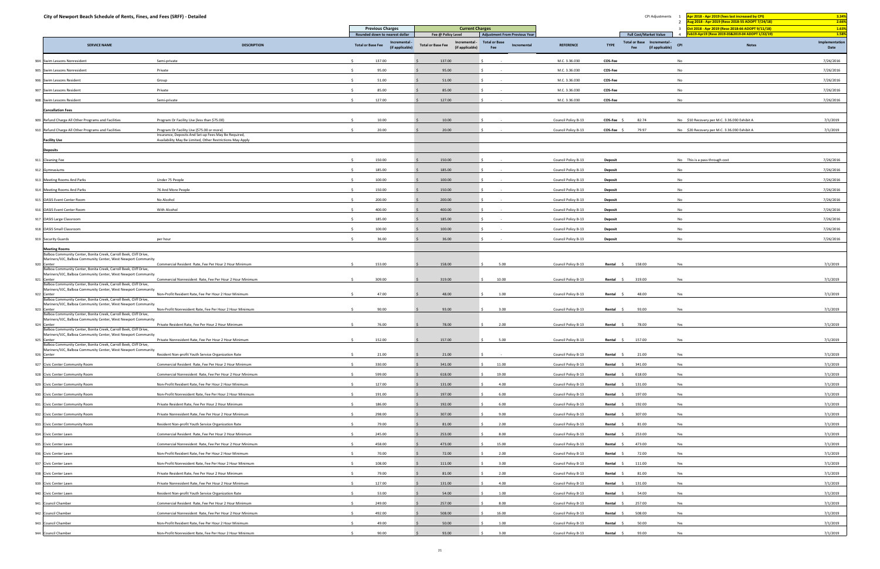# City of Newport Beach Schedule of Rents, Fines, and Fees (SRFF) - Detailed

| CPI Adjustments | | |
|---|---|---|
| 1 | Apr 2018 - Apr 2019 (fees last increased by CPI) | 3.34% |
| 2 | Aug 2018 - Apr 2019 (Reso 2018-55 ADOPT 7/24/18) | 2.66% |
| 3 | Oct 2018 - Apr 2019 (Reso 2018-66 ADOPT 9/11/18) | 1.63% |
| 4 | Feb19-Apr19 (Reso 2019-03&2019-04 ADOPT 1/22/19) | 1.58% |

| | SERVICE NAME | DESCRIPTION | Previous Charges (Rounded down to nearest dollar) Total or Base Fee | Previous Charges Incremental - (if applicable) | Current Charges Fee @ Policy Level Total or Base Fee | Current Charges Fee @ Policy Level Incremental - (if applicable) | Adjustment From Previous Year Total or Base Fee | Adjustment From Previous Year Incremental | REFERENCE | TYPE | Full Cost/Market Value Total or Base Fee | Full Cost/Market Value Incremental - (if applicable) | CPI | Notes | Implementation Date |
|---|---|---|---|---|---|---|---|---|---|---|---|---|---|---|---|
| 904 | Swim Lessons Nonresident | Semi-private | $ 137.00 | | $ 137.00 | | $ - | | M.C. 3.36.030 | COS-Fee | | | No | | 7/26/2016 |
| 905 | Swim Lessons Nonresident | Private | $ 95.00 | | $ 95.00 | | $ - | | M.C. 3.36.030 | COS-Fee | | | No | | 7/26/2016 |
| 906 | Swim Lessons Resident | Group | $ 51.00 | | $ 51.00 | | $ - | | M.C. 3.36.030 | COS-Fee | | | No | | 7/26/2016 |
| 907 | Swim Lessons Resident | Private | $ 85.00 | | $ 85.00 | | $ - | | M.C. 3.36.030 | COS-Fee | | | No | | 7/26/2016 |
| 908 | Swim Lessons Resident | Semi-private | $ 127.00 | | $ 127.00 | | $ - | | M.C. 3.36.030 | COS-Fee | | | No | | 7/26/2016 |
| | **Cancellation Fees** | | | | | | | | | | | | | | |
| 909 | Refund Charge All Other Programs and Facilities | Program Or Facility Use (less than $75.00) | $ 10.00 | | $ 10.00 | | $ - | | Council Policy B-13 | COS-Fee | $ 82.74 | | No | $10 Recovery per M.C. 3.36.030 Exhibit A | 7/1/2019 |
| 910 | Refund Charge All Other Programs and Facilities | Program Or Facility Use ($75.00 or more) | $ 20.00 | | $ 20.00 | | $ - | | Council Policy B-13 | COS-Fee | $ 79.97 | | No | $20 Recovery per M.C. 3.36.030 Exhibit A | 7/1/2019 |
| | **Facility Use** | Insurance, Deposits And Set-up Fees May Be Required, Availability May Be Limited, Other Restrictions May Apply | | | | | | | | | | | | | |
| | **Deposits** | | | | | | | | | | | | | | |
| 911 | Cleaning Fee | | $ 150.00 | | $ 150.00 | | $ - | | Council Policy B-13 | Deposit | | | No | This is a pass through cost | 7/26/2016 |
| 912 | Gymnasiums | | $ 185.00 | | $ 185.00 | | $ - | | Council Policy B-13 | Deposit | | | No | | 7/26/2016 |
| 913 | Meeting Rooms And Parks | Under 75 People | $ 100.00 | | $ 100.00 | | $ - | | Council Policy B-13 | Deposit | | | No | | 7/26/2016 |
| 914 | Meeting Rooms And Parks | 76 And More People | $ 150.00 | | $ 150.00 | | $ - | | Council Policy B-13 | Deposit | | | No | | 7/26/2016 |
| 915 | OASIS Event Center Room | No Alcohol | $ 200.00 | | $ 200.00 | | $ - | | Council Policy B-13 | Deposit | | | No | | 7/26/2016 |
| 916 | OASIS Event Center Room | With Alcohol | $ 400.00 | | $ 400.00 | | $ - | | Council Policy B-13 | Deposit | | | No | | 7/26/2016 |
| 917 | OASIS Large Classroom | | $ 185.00 | | $ 185.00 | | $ - | | Council Policy B-13 | Deposit | | | No | | 7/26/2016 |
| 918 | OASIS Small Classroom | | $ 100.00 | | $ 100.00 | | $ - | | Council Policy B-13 | Deposit | | | No | | 7/26/2016 |
| 919 | Security Guards | per hour | $ 36.00 | | $ 36.00 | | $ - | | Council Policy B-13 | Deposit | | | No | | 7/26/2016 |
| | **Meeting Rooms** | | | | | | | | | | | | | | |
| 920 | Balboa Community Center, Bonita Creek, Carroll Beek, Cliff Drive, Mariners/VJC, Balboa Community Center, West Newport Community Center | Commercial Resident Rate, Fee Per Hour 2 Hour Minimum | $ 153.00 | | $ 158.00 | | $ 5.00 | | Council Policy B-13 | Rental | $ 158.00 | | Yes | | 7/1/2019 |
| 921 | Balboa Community Center, Bonita Creek, Carroll Beek, Cliff Drive, Mariners/VJC, Balboa Community Center, West Newport Community Center | Commercial Nonresident Rate, Fee Per Hour 2 Hour Minimum | $ 309.00 | | $ 319.00 | | $ 10.00 | | Council Policy B-13 | Rental | $ 319.00 | | Yes | | 7/1/2019 |
| 922 | Balboa Community Center, Bonita Creek, Carroll Beek, Cliff Drive, Mariners/VJC, Balboa Community Center, West Newport Community Center | Non-Profit Resident Rate, Fee Per Hour 2 Hour Minimum | $ 47.00 | | $ 48.00 | | $ 1.00 | | Council Policy B-13 | Rental | $ 48.00 | | Yes | | 7/1/2019 |
| 923 | Balboa Community Center, Bonita Creek, Carroll Beek, Cliff Drive, Mariners/VJC, Balboa Community Center, West Newport Community Center | Non-Profit Nonresident Rate, Fee Per Hour 2 Hour Minimum | $ 90.00 | | $ 93.00 | | $ 3.00 | | Council Policy B-13 | Rental | $ 93.00 | | Yes | | 7/1/2019 |
| 924 | Balboa Community Center, Bonita Creek, Carroll Beek, Cliff Drive, Mariners/VJC, Balboa Community Center, West Newport Community Center | Private Resident Rate, Fee Per Hour 2 Hour Minimum | $ 76.00 | | $ 78.00 | | $ 2.00 | | Council Policy B-13 | Rental | $ 78.00 | | Yes | | 7/1/2019 |
| 925 | Balboa Community Center, Bonita Creek, Carroll Beek, Cliff Drive, Mariners/VJC, Balboa Community Center, West Newport Community Center | Private Nonresident Rate, Fee Per Hour 2 Hour Minimum | $ 152.00 | | $ 157.00 | | $ 5.00 | | Council Policy B-13 | Rental | $ 157.00 | | Yes | | 7/1/2019 |
| 926 | Balboa Community Center, Bonita Creek, Carroll Beek, Cliff Drive, Mariners/VJC, Balboa Community Center, West Newport Community Center | Resident Non-profit Youth Service Organization Rate | $ 21.00 | | $ 21.00 | | $ - | | Council Policy B-13 | Rental | $ 21.00 | | Yes | | 7/1/2019 |
| 927 | Civic Center Community Room | Commercial Resident Rate, Fee Per Hour 2 Hour Minimum | $ 330.00 | | $ 341.00 | | $ 11.00 | | Council Policy B-13 | Rental | $ 341.00 | | Yes | | 7/1/2019 |
| 928 | Civic Center Community Room | Commercial Nonresident Rate, Fee Per Hour 2 Hour Minimum | $ 599.00 | | $ 618.00 | | $ 19.00 | | Council Policy B-13 | Rental | $ 618.00 | | Yes | | 7/1/2019 |
| 929 | Civic Center Community Room | Non-Profit Resident Rate, Fee Per Hour 2 Hour Minimum | $ 127.00 | | $ 131.00 | | $ 4.00 | | Council Policy B-13 | Rental | $ 131.00 | | Yes | | 7/1/2019 |
| 930 | Civic Center Community Room | Non-Profit Nonresident Rate, Fee Per Hour 2 Hour Minimum | $ 191.00 | | $ 197.00 | | $ 6.00 | | Council Policy B-13 | Rental | $ 197.00 | | Yes | | 7/1/2019 |
| 931 | Civic Center Community Room | Private Resident Rate, Fee Per Hour 2 Hour Minimum | $ 186.00 | | $ 192.00 | | $ 6.00 | | Council Policy B-13 | Rental | $ 192.00 | | Yes | | 7/1/2019 |
| 932 | Civic Center Community Room | Private Nonresident Rate, Fee Per Hour 2 Hour Minimum | $ 298.00 | | $ 307.00 | | $ 9.00 | | Council Policy B-13 | Rental | $ 307.00 | | Yes | | 7/1/2019 |
| 933 | Civic Center Community Room | Resident Non-profit Youth Service Organization Rate | $ 79.00 | | $ 81.00 | | $ 2.00 | | Council Policy B-13 | Rental | $ 81.00 | | Yes | | 7/1/2019 |
| 934 | Civic Center Lawn | Commercial Resident Rate, Fee Per Hour 2 Hour Minimum | $ 245.00 | | $ 253.00 | | $ 8.00 | | Council Policy B-13 | Rental | $ 253.00 | | Yes | | 7/1/2019 |
| 935 | Civic Center Lawn | Commercial Nonresident Rate, Fee Per Hour 2 Hour Minimum | $ 458.00 | | $ 473.00 | | $ 15.00 | | Council Policy B-13 | Rental | $ 473.00 | | Yes | | 7/1/2019 |
| 936 | Civic Center Lawn | Non-Profit Resident Rate, Fee Per Hour 2 Hour Minimum | $ 70.00 | | $ 72.00 | | $ 2.00 | | Council Policy B-13 | Rental | $ 72.00 | | Yes | | 7/1/2019 |
| 937 | Civic Center Lawn | Non-Profit Nonresident Rate, Fee Per Hour 2 Hour Minimum | $ 108.00 | | $ 111.00 | | $ 3.00 | | Council Policy B-13 | Rental | $ 111.00 | | Yes | | 7/1/2019 |
| 938 | Civic Center Lawn | Private Resident Rate, Fee Per Hour 2 Hour Minimum | $ 79.00 | | $ 81.00 | | $ 2.00 | | Council Policy B-13 | Rental | $ 81.00 | | Yes | | 7/1/2019 |
| 939 | Civic Center Lawn | Private Nonresident Rate, Fee Per Hour 2 Hour Minimum | $ 127.00 | | $ 131.00 | | $ 4.00 | | Council Policy B-13 | Rental | $ 131.00 | | Yes | | 7/1/2019 |
| 940 | Civic Center Lawn | Resident Non-profit Youth Service Organization Rate | $ 53.00 | | $ 54.00 | | $ 1.00 | | Council Policy B-13 | Rental | $ 54.00 | | Yes | | 7/1/2019 |
| 941 | Council Chamber | Commercial Resident Rate, Fee Per Hour 2 Hour Minimum | $ 249.00 | | $ 257.00 | | $ 8.00 | | Council Policy B-13 | Rental | $ 257.00 | | Yes | | 7/1/2019 |
| 942 | Council Chamber | Commercial Nonresident Rate, Fee Per Hour 2 Hour Minimum | $ 492.00 | | $ 508.00 | | $ 16.00 | | Council Policy B-13 | Rental | $ 508.00 | | Yes | | 7/1/2019 |
| 943 | Council Chamber | Non-Profit Resident Rate, Fee Per Hour 2 Hour Minimum | $ 49.00 | | $ 50.00 | | $ 1.00 | | Council Policy B-13 | Rental | $ 50.00 | | Yes | | 7/1/2019 |
| 944 | Council Chamber | Non-Profit Nonresident Rate, Fee Per Hour 2 Hour Minimum | $ 90.00 | | $ 93.00 | | $ 3.00 | | Council Policy B-13 | Rental | $ 93.00 | | Yes | | 7/1/2019 |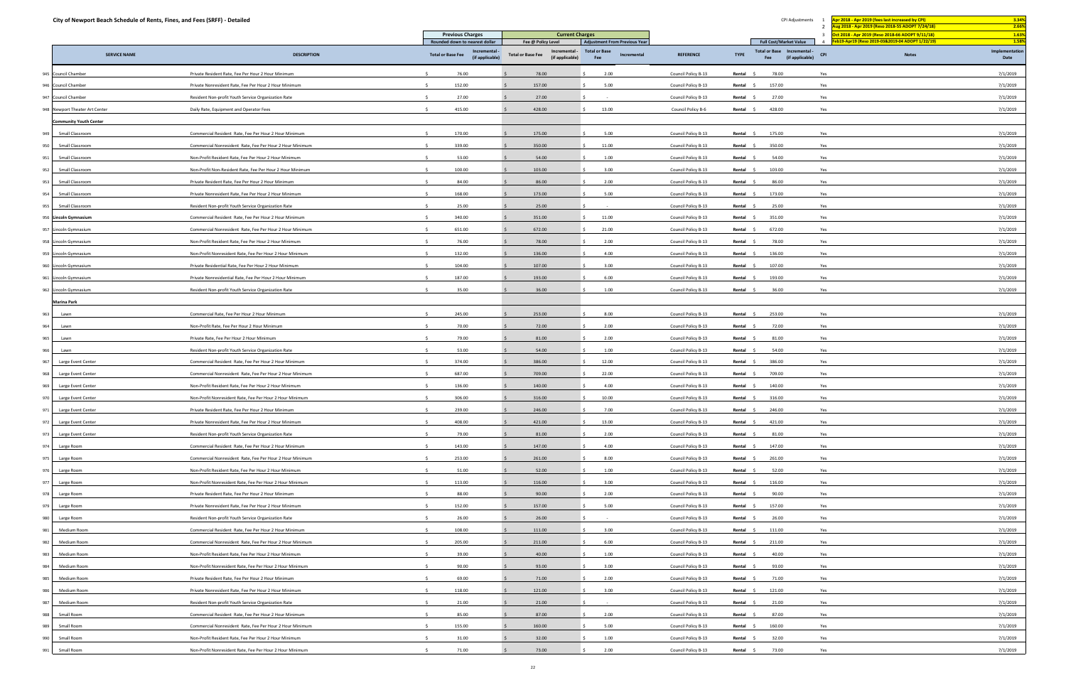# City of Newport Beach Schedule of Rents, Fines, and Fees (SRFF) - Detailed

| CPI Adjustments | | |
|---|---|---|
| 1 | Apr 2018 - Apr 2019 (fees last increased by CPI) | 3.34% |
| 2 | Aug 2018 - Apr 2019 (Reso 2018-55 ADOPT 7/24/18) | 2.66% |
| 3 | Oct 2018 - Apr 2019 (Reso 2018-66 ADOPT 9/11/18) | 1.63% |
| 4 | Feb19-Apr19 (Reso 2019-03&2019-04 ADOPT 1/22/19) | 1.58% |

| | SERVICE NAME | DESCRIPTION | Previous Charges (Rounded down to nearest dollar) Total or Base Fee | Previous Charges Incremental - (if applicable) | Current Charges (Fee @ Policy Level) Total or Base Fee | Current Charges Incremental - (if applicable) | Adjustment From Previous Year Total or Base Fee | Adjustment From Previous Year Incremental | REFERENCE | TYPE | Full Cost/Market Value Total or Base Fee | Full Cost/Market Value Incremental - (if applicable) | CPI | Notes | Implementation Date |
|---|---|---|---|---|---|---|---|---|---|---|---|---|---|---|---|
| 945 | Council Chamber | Private Resident Rate, Fee Per Hour 2 Hour Minimum | $ 76.00 | | $ 78.00 | | $ 2.00 | | Council Policy B-13 | Rental | $ 78.00 | | Yes | | 7/1/2019 |
| 946 | Council Chamber | Private Nonresident Rate, Fee Per Hour 2 Hour Minimum | $ 152.00 | | $ 157.00 | | $ 5.00 | | Council Policy B-13 | Rental | $ 157.00 | | Yes | | 7/1/2019 |
| 947 | Council Chamber | Resident Non-profit Youth Service Organization Rate | $ 27.00 | | $ 27.00 | | $ - | | Council Policy B-13 | Rental | $ 27.00 | | Yes | | 7/1/2019 |
| 948 | Newport Theater Art Center | Daily Rate, Equipment and Operator Fees | $ 415.00 | | $ 428.00 | | $ 13.00 | | Council Policy B-6 | Rental | $ 428.00 | | Yes | | 7/1/2019 |
| | **Community Youth Center** | | | | | | | | | | | | | | |
| 949 | Small Classroom | Commercial Resident Rate, Fee Per Hour 2 Hour Minimum | $ 170.00 | | $ 175.00 | | $ 5.00 | | Council Policy B-13 | Rental | $ 175.00 | | Yes | | 7/1/2019 |
| 950 | Small Classroom | Commercial Nonresident Rate, Fee Per Hour 2 Hour Minimum | $ 339.00 | | $ 350.00 | | $ 11.00 | | Council Policy B-13 | Rental | $ 350.00 | | Yes | | 7/1/2019 |
| 951 | Small Classroom | Non-Profit Resident Rate, Fee Per Hour 2 Hour Minimum | $ 53.00 | | $ 54.00 | | $ 1.00 | | Council Policy B-13 | Rental | $ 54.00 | | Yes | | 7/1/2019 |
| 952 | Small Classroom | Non-Profit Non-Resident Rate, Fee Per Hour 2 Hour Minimum | $ 100.00 | | $ 103.00 | | $ 3.00 | | Council Policy B-13 | Rental | $ 103.00 | | Yes | | 7/1/2019 |
| 953 | Small Classroom | Private Resident Rate, Fee Per Hour 2 Hour Minimum | $ 84.00 | | $ 86.00 | | $ 2.00 | | Council Policy B-13 | Rental | $ 86.00 | | Yes | | 7/1/2019 |
| 954 | Small Classroom | Private Nonresident Rate, Fee Per Hour 2 Hour Minimum | $ 168.00 | | $ 173.00 | | $ 5.00 | | Council Policy B-13 | Rental | $ 173.00 | | Yes | | 7/1/2019 |
| 955 | Small Classroom | Resident Non-profit Youth Service Organization Rate | $ 25.00 | | $ 25.00 | | $ - | | Council Policy B-13 | Rental | $ 25.00 | | Yes | | 7/1/2019 |
| 956 | Lincoln Gymnasium | Commercial Resident Rate, Fee Per Hour 2 Hour Minimum | $ 340.00 | | $ 351.00 | | $ 11.00 | | Council Policy B-13 | Rental | $ 351.00 | | Yes | | 7/1/2019 |
| 957 | Lincoln Gymnasium | Commercial Nonresident Rate, Fee Per Hour 2 Hour Minimum | $ 651.00 | | $ 672.00 | | $ 21.00 | | Council Policy B-13 | Rental | $ 672.00 | | Yes | | 7/1/2019 |
| 958 | Lincoln Gymnasium | Non-Profit Resident Rate, Fee Per Hour 2 Hour Minimum | $ 76.00 | | $ 78.00 | | $ 2.00 | | Council Policy B-13 | Rental | $ 78.00 | | Yes | | 7/1/2019 |
| 959 | Lincoln Gymnasium | Non-Profit Nonresident Rate, Fee Per Hour 2 Hour Minimum | $ 132.00 | | $ 136.00 | | $ 4.00 | | Council Policy B-13 | Rental | $ 136.00 | | Yes | | 7/1/2019 |
| 960 | Lincoln Gymnasium | Private Residential Rate, Fee Per Hour 2 Hour Minimum | $ 104.00 | | $ 107.00 | | $ 3.00 | | Council Policy B-13 | Rental | $ 107.00 | | Yes | | 7/1/2019 |
| 961 | Lincoln Gymnasium | Private Nonresidential Rate, Fee Per Hour 2 Hour Minimum | $ 187.00 | | $ 193.00 | | $ 6.00 | | Council Policy B-13 | Rental | $ 193.00 | | Yes | | 7/1/2019 |
| 962 | Lincoln Gymnasium | Resident Non-profit Youth Service Organization Rate | $ 35.00 | | $ 36.00 | | $ 1.00 | | Council Policy B-13 | Rental | $ 36.00 | | Yes | | 7/1/2019 |
| | **Marina Park** | | | | | | | | | | | | | | |
| 963 | Lawn | Commercial Rate, Fee Per Hour 2 Hour Minimum | $ 245.00 | | $ 253.00 | | $ 8.00 | | Council Policy B-13 | Rental | $ 253.00 | | Yes | | 7/1/2019 |
| 964 | Lawn | Non-Profit Rate, Fee Per Hour 2 Hour Minimum | $ 70.00 | | $ 72.00 | | $ 2.00 | | Council Policy B-13 | Rental | $ 72.00 | | Yes | | 7/1/2019 |
| 965 | Lawn | Private Rate, Fee Per Hour 2 Hour Minimum | $ 79.00 | | $ 81.00 | | $ 2.00 | | Council Policy B-13 | Rental | $ 81.00 | | Yes | | 7/1/2019 |
| 966 | Lawn | Resident Non-profit Youth Service Organization Rate | $ 53.00 | | $ 54.00 | | $ 1.00 | | Council Policy B-13 | Rental | $ 54.00 | | Yes | | 7/1/2019 |
| 967 | Large Event Center | Commercial Resident Rate, Fee Per Hour 2 Hour Minimum | $ 374.00 | | $ 386.00 | | $ 12.00 | | Council Policy B-13 | Rental | $ 386.00 | | Yes | | 7/1/2019 |
| 968 | Large Event Center | Commercial Nonresident Rate, Fee Per Hour 2 Hour Minimum | $ 687.00 | | $ 709.00 | | $ 22.00 | | Council Policy B-13 | Rental | $ 709.00 | | Yes | | 7/1/2019 |
| 969 | Large Event Center | Non-Profit Resident Rate, Fee Per Hour 2 Hour Minimum | $ 136.00 | | $ 140.00 | | $ 4.00 | | Council Policy B-13 | Rental | $ 140.00 | | Yes | | 7/1/2019 |
| 970 | Large Event Center | Non-Profit Nonresident Rate, Fee Per Hour 2 Hour Minimum | $ 306.00 | | $ 316.00 | | $ 10.00 | | Council Policy B-13 | Rental | $ 316.00 | | Yes | | 7/1/2019 |
| 971 | Large Event Center | Private Resident Rate, Fee Per Hour 2 Hour Minimum | $ 239.00 | | $ 246.00 | | $ 7.00 | | Council Policy B-13 | Rental | $ 246.00 | | Yes | | 7/1/2019 |
| 972 | Large Event Center | Private Nonresident Rate, Fee Per Hour 2 Hour Minimum | $ 408.00 | | $ 421.00 | | $ 13.00 | | Council Policy B-13 | Rental | $ 421.00 | | Yes | | 7/1/2019 |
| 973 | Large Event Center | Resident Non-profit Youth Service Organization Rate | $ 79.00 | | $ 81.00 | | $ 2.00 | | Council Policy B-13 | Rental | $ 81.00 | | Yes | | 7/1/2019 |
| 974 | Large Room | Commercial Resident Rate, Fee Per Hour 2 Hour Minimum | $ 143.00 | | $ 147.00 | | $ 4.00 | | Council Policy B-13 | Rental | $ 147.00 | | Yes | | 7/1/2019 |
| 975 | Large Room | Commercial Nonresident Rate, Fee Per Hour 2 Hour Minimum | $ 253.00 | | $ 261.00 | | $ 8.00 | | Council Policy B-13 | Rental | $ 261.00 | | Yes | | 7/1/2019 |
| 976 | Large Room | Non-Profit Resident Rate, Fee Per Hour 2 Hour Minimum | $ 51.00 | | $ 52.00 | | $ 1.00 | | Council Policy B-13 | Rental | $ 52.00 | | Yes | | 7/1/2019 |
| 977 | Large Room | Non-Profit Nonresident Rate, Fee Per Hour 2 Hour Minimum | $ 113.00 | | $ 116.00 | | $ 3.00 | | Council Policy B-13 | Rental | $ 116.00 | | Yes | | 7/1/2019 |
| 978 | Large Room | Private Resident Rate, Fee Per Hour 2 Hour Minimum | $ 88.00 | | $ 90.00 | | $ 2.00 | | Council Policy B-13 | Rental | $ 90.00 | | Yes | | 7/1/2019 |
| 979 | Large Room | Private Nonresident Rate, Fee Per Hour 2 Hour Minimum | $ 152.00 | | $ 157.00 | | $ 5.00 | | Council Policy B-13 | Rental | $ 157.00 | | Yes | | 7/1/2019 |
| 980 | Large Room | Resident Non-profit Youth Service Organization Rate | $ 26.00 | | $ 26.00 | | $ - | | Council Policy B-13 | Rental | $ 26.00 | | Yes | | 7/1/2019 |
| 981 | Medium Room | Commercial Resident Rate, Fee Per Hour 2 Hour Minimum | $ 108.00 | | $ 111.00 | | $ 3.00 | | Council Policy B-13 | Rental | $ 111.00 | | Yes | | 7/1/2019 |
| 982 | Medium Room | Commercial Nonresident Rate, Fee Per Hour 2 Hour Minimum | $ 205.00 | | $ 211.00 | | $ 6.00 | | Council Policy B-13 | Rental | $ 211.00 | | Yes | | 7/1/2019 |
| 983 | Medium Room | Non-Profit Resident Rate, Fee Per Hour 2 Hour Minimum | $ 39.00 | | $ 40.00 | | $ 1.00 | | Council Policy B-13 | Rental | $ 40.00 | | Yes | | 7/1/2019 |
| 984 | Medium Room | Non-Profit Nonresident Rate, Fee Per Hour 2 Hour Minimum | $ 90.00 | | $ 93.00 | | $ 3.00 | | Council Policy B-13 | Rental | $ 93.00 | | Yes | | 7/1/2019 |
| 985 | Medium Room | Private Resident Rate, Fee Per Hour 2 Hour Minimum | $ 69.00 | | $ 71.00 | | $ 2.00 | | Council Policy B-13 | Rental | $ 71.00 | | Yes | | 7/1/2019 |
| 986 | Medium Room | Private Nonresident Rate, Fee Per Hour 2 Hour Minimum | $ 118.00 | | $ 121.00 | | $ 3.00 | | Council Policy B-13 | Rental | $ 121.00 | | Yes | | 7/1/2019 |
| 987 | Medium Room | Resident Non-profit Youth Service Organization Rate | $ 21.00 | | $ 21.00 | | $ - | | Council Policy B-13 | Rental | $ 21.00 | | Yes | | 7/1/2019 |
| 988 | Small Room | Commercial Resident Rate, Fee Per Hour 2 Hour Minimum | $ 85.00 | | $ 87.00 | | $ 2.00 | | Council Policy B-13 | Rental | $ 87.00 | | Yes | | 7/1/2019 |
| 989 | Small Room | Commercial Nonresident Rate, Fee Per Hour 2 Hour Minimum | $ 155.00 | | $ 160.00 | | $ 5.00 | | Council Policy B-13 | Rental | $ 160.00 | | Yes | | 7/1/2019 |
| 990 | Small Room | Non-Profit Resident Rate, Fee Per Hour 2 Hour Minimum | $ 31.00 | | $ 32.00 | | $ 1.00 | | Council Policy B-13 | Rental | $ 32.00 | | Yes | | 7/1/2019 |
| 991 | Small Room | Non-Profit Nonresident Rate, Fee Per Hour 2 Hour Minimum | $ 71.00 | | $ 73.00 | | $ 2.00 | | Council Policy B-13 | Rental | $ 73.00 | | Yes | | 7/1/2019 |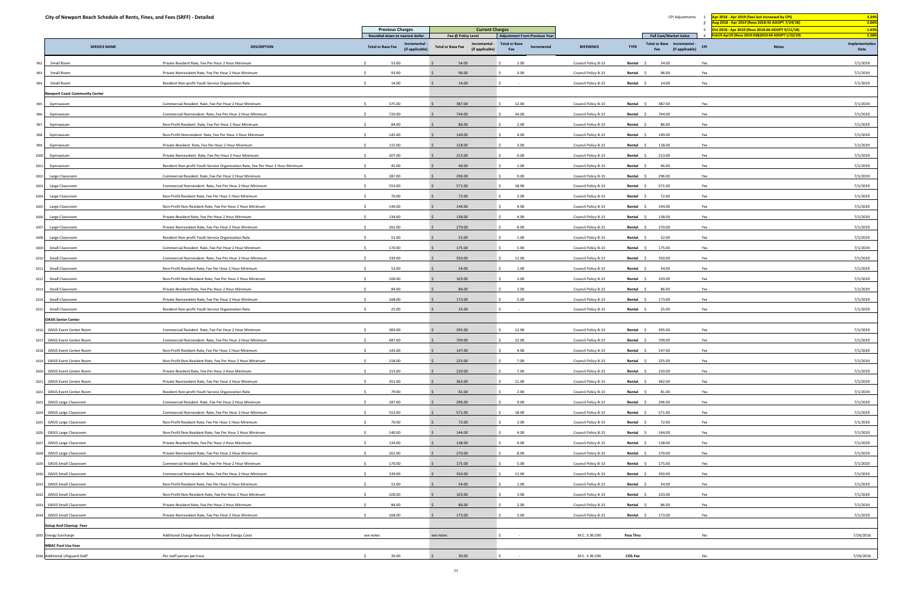# City of Newport Beach Schedule of Rents, Fines, and Fees (SRFF) - Detailed

| CPI Adjustments | | |
|---|---|---|
| 1 | Apr 2018 - Apr 2019 (fees last increased by CPI) | 3.34% |
| 2 | Aug 2018 - Apr 2019 (Reso 2018-55 ADOPT 7/24/18) | 2.66% |
| 3 | Oct 2018 - Apr 2019 (Reso 2018-66 ADOPT 9/11/18) | 1.63% |
| 4 | Feb19-Apr19 (Reso 2019-03&2019-04 ADOPT 1/22/19) | 1.58% |

| | SERVICE NAME | DESCRIPTION | Previous Charges (Rounded down to nearest dollar) Total or Base Fee | Incremental - (if applicable) | Current Charges (Fee @ Policy Level) Total or Base Fee | Incremental - (if applicable) | Adjustment From Previous Year Total or Base Fee | Incremental | REFERENCE | TYPE | Full Cost/Market Value Total or Base Fee | Incremental - (if applicable) | CPI | Notes | Implementation Date |
|---|---|---|---|---|---|---|---|---|---|---|---|---|---|---|---|
| 992 | Small Room | Private Resident Rate, Fee Per Hour 2 Hour Minimum | $ 53.00 | | $ 54.00 | | $ 1.00 | | Council Policy B-13 | Rental | $ 54.00 | | Yes | | 7/1/2019 |
| 993 | Small Room | Private Nonresident Rate, Fee Per Hour 2 Hour Minimum | $ 93.00 | | $ 96.00 | | $ 3.00 | | Council Policy B-13 | Rental | $ 96.00 | | Yes | | 7/1/2019 |
| 994 | Small Room | Resident Non-profit Youth Service Organization Rate | $ 14.00 | | $ 14.00 | | $ - | | Council Policy B-13 | Rental | $ 14.00 | | Yes | | 7/1/2019 |
| | **Newport Coast Community Center** | | | | | | | | | | | | | | |
| 995 | Gymnasium | Commercial Resident Rate, Fee Per Hour 2 Hour Minimum | $ 375.00 | | $ 387.00 | | $ 12.00 | | Council Policy B-13 | Rental | $ 387.00 | | Yes | | 7/1/2019 |
| 996 | Gymnasium | Commercial Nonresident Rate, Fee Per Hour 2 Hour Minimum | $ 720.00 | | $ 744.00 | | $ 24.00 | | Council Policy B-13 | Rental | $ 744.00 | | Yes | | 7/1/2019 |
| 997 | Gymnasium | Non-Profit Resident Rate, Fee Per Hour 2 Hour Minimum | $ 84.00 | | $ 86.00 | | $ 2.00 | | Council Policy B-13 | Rental | $ 86.00 | | Yes | | 7/1/2019 |
| 998 | Gymnasium | Non-Profit Nonresident Rate, Fee Per Hour 2 Hour Minimum | $ 145.00 | | $ 149.00 | | $ 4.00 | | Council Policy B-13 | Rental | $ 149.00 | | Yes | | 7/1/2019 |
| 999 | Gymnasium | Private Resident Rate, Fee Per Hour 2 Hour Minimum | $ 115.00 | | $ 118.00 | | $ 3.00 | | Council Policy B-13 | Rental | $ 118.00 | | Yes | | 7/1/2019 |
| 1000 | Gymnasium | Private Nonresident Rate, Fee Per Hour 2 Hour Minimum | $ 207.00 | | $ 213.00 | | $ 6.00 | | Council Policy B-13 | Rental | $ 213.00 | | Yes | | 7/1/2019 |
| 1001 | Gymnasium | Resident Non-profit Youth Service Organization Rate, Fee Per Hour 2 Hour Minimum | $ 45.00 | | $ 46.00 | | $ 1.00 | | Council Policy B-13 | Rental | $ 46.00 | | Yes | | 7/1/2019 |
| 1002 | Large Classroom | Commercial Resident Rate, Fee Per Hour 2 Hour Minimum | $ 287.00 | | $ 296.00 | | $ 9.00 | | Council Policy B-13 | Rental | $ 296.00 | | Yes | | 7/1/2019 |
| 1003 | Large Classroom | Commercial Nonresident Rate, Fee Per Hour 2 Hour Minimum | $ 553.00 | | $ 571.00 | | $ 18.00 | | Council Policy B-13 | Rental | $ 571.00 | | Yes | | 7/1/2019 |
| 1004 | Large Classroom | Non-Profit Resident Rate, Fee Per Hour 2 Hour Minimum | $ 70.00 | | $ 72.00 | | $ 2.00 | | Council Policy B-13 | Rental | $ 72.00 | | Yes | | 7/1/2019 |
| 1005 | Large Classroom | Non-Profit Non-Resident Rate, Fee Per Hour 2 Hour Minimum | $ 140.00 | | $ 144.00 | | $ 4.00 | | Council Policy B-13 | Rental | $ 144.00 | | Yes | | 7/1/2019 |
| 1006 | Large Classroom | Private Resident Rate, Fee Per Hour 2 Hour Minimum | $ 134.00 | | $ 138.00 | | $ 4.00 | | Council Policy B-13 | Rental | $ 138.00 | | Yes | | 7/1/2019 |
| 1007 | Large Classroom | Private Nonresident Rate, Fee Per Hour 2 Hour Minimum | $ 262.00 | | $ 270.00 | | $ 8.00 | | Council Policy B-13 | Rental | $ 270.00 | | Yes | | 7/1/2019 |
| 1008 | Large Classroom | Resident Non-profit Youth Service Organization Rate | $ 51.00 | | $ 52.00 | | $ 1.00 | | Council Policy B-13 | Rental | $ 52.00 | | Yes | | 7/1/2019 |
| 1009 | Small Classroom | Commercial Resident Rate, Fee Per Hour 2 Hour Minimum | $ 170.00 | | $ 175.00 | | $ 5.00 | | Council Policy B-13 | Rental | $ 175.00 | | Yes | | 7/1/2019 |
| 1010 | Small Classroom | Commercial Nonresident Rate, Fee Per Hour 2 Hour Minimum | $ 339.00 | | $ 350.00 | | $ 11.00 | | Council Policy B-13 | Rental | $ 350.00 | | Yes | | 7/1/2019 |
| 1011 | Small Classroom | Non-Profit Resident Rate, Fee Per Hour 2 Hour Minimum | $ 53.00 | | $ 54.00 | | $ 1.00 | | Council Policy B-13 | Rental | $ 54.00 | | Yes | | 7/1/2019 |
| 1012 | Small Classroom | Non-Profit Non-Resident Rate, Fee Per Hour 2 Hour Minimum | $ 100.00 | | $ 103.00 | | $ 3.00 | | Council Policy B-13 | Rental | $ 103.00 | | Yes | | 7/1/2019 |
| 1013 | Small Classroom | Private Resident Rate, Fee Per Hour 2 Hour Minimum | $ 84.00 | | $ 86.00 | | $ 2.00 | | Council Policy B-13 | Rental | $ 86.00 | | Yes | | 7/1/2019 |
| 1014 | Small Classroom | Private Nonresident Rate, Fee Per Hour 2 Hour Minimum | $ 168.00 | | $ 173.00 | | $ 5.00 | | Council Policy B-13 | Rental | $ 173.00 | | Yes | | 7/1/2019 |
| 1015 | Small Classroom | Resident Non-profit Youth Service Organization Rate | $ 25.00 | | $ 25.00 | | $ - | | Council Policy B-13 | Rental | $ 25.00 | | Yes | | 7/1/2019 |
| | **OASIS Senior Center** | | | | | | | | | | | | | | |
| 1016 | OASIS Event Center Room | Commercial Resident Rate, Fee Per Hour 2 Hour Minimum | $ 383.00 | | $ 395.00 | | $ 12.00 | | Council Policy B-13 | Rental | $ 395.00 | | Yes | | 7/1/2019 |
| 1017 | OASIS Event Center Room | Commercial Nonresident Rate, Fee Per Hour 2 Hour Minimum | $ 687.00 | | $ 709.00 | | $ 22.00 | | Council Policy B-13 | Rental | $ 709.00 | | Yes | | 7/1/2019 |
| 1018 | OASIS Event Center Room | Non-Profit Resident Rate, Fee Per Hour 2 Hour Minimum | $ 143.00 | | $ 147.00 | | $ 4.00 | | Council Policy B-13 | Rental | $ 147.00 | | Yes | | 7/1/2019 |
| 1019 | OASIS Event Center Room | Non-Profit Non-Resident Rate, Fee Per Hour 2 Hour Minimum | $ 218.00 | | $ 225.00 | | $ 7.00 | | Council Policy B-13 | Rental | $ 225.00 | | Yes | | 7/1/2019 |
| 1020 | OASIS Event Center Room | Private Resident Rate, Fee Per Hour 2 Hour Minimum | $ 213.00 | | $ 220.00 | | $ 7.00 | | Council Policy B-13 | Rental | $ 220.00 | | Yes | | 7/1/2019 |
| 1021 | OASIS Event Center Room | Private Nonresident Rate, Fee Per Hour 2 Hour Minimum | $ 351.00 | | $ 362.00 | | $ 11.00 | | Council Policy B-13 | Rental | $ 362.00 | | Yes | | 7/1/2019 |
| 1022 | OASIS Event Center Room | Resident Non-profit Youth Service Organization Rate | $ 79.00 | | $ 81.00 | | $ 2.00 | | Council Policy B-13 | Rental | $ 81.00 | | Yes | | 7/1/2019 |
| 1023 | OASIS Large Classroom | Commercial Resident Rate, Fee Per Hour 2 Hour Minimum | $ 287.00 | | $ 296.00 | | $ 9.00 | | Council Policy B-13 | Rental | $ 296.00 | | Yes | | 7/1/2019 |
| 1024 | OASIS Large Classroom | Commercial Nonresident Rate, Fee Per Hour 2 Hour Minimum | $ 553.00 | | $ 571.00 | | $ 18.00 | | Council Policy B-13 | Rental | $ 571.00 | | Yes | | 7/1/2019 |
| 1025 | OASIS Large Classroom | Non-Profit Resident Rate, Fee Per Hour 2 Hour Minimum | $ 70.00 | | $ 72.00 | | $ 2.00 | | Council Policy B-13 | Rental | $ 72.00 | | Yes | | 7/1/2019 |
| 1026 | OASIS Large Classroom | Non-Profit Non-Resident Rate, Fee Per Hour 2 Hour Minimum | $ 140.00 | | $ 144.00 | | $ 4.00 | | Council Policy B-13 | Rental | $ 144.00 | | Yes | | 7/1/2019 |
| 1027 | OASIS Large Classroom | Private Resident Rate, Fee Per Hour 2 Hour Minimum | $ 134.00 | | $ 138.00 | | $ 4.00 | | Council Policy B-13 | Rental | $ 138.00 | | Yes | | 7/1/2019 |
| 1028 | OASIS Large Classroom | Private Nonresident Rate, Fee Per Hour 2 Hour Minimum | $ 262.00 | | $ 270.00 | | $ 8.00 | | Council Policy B-13 | Rental | $ 270.00 | | Yes | | 7/1/2019 |
| 1029 | OASIS Small Classroom | Commercial Resident Rate, Fee Per Hour 2 Hour Minimum | $ 170.00 | | $ 175.00 | | $ 5.00 | | Council Policy B-13 | Rental | $ 175.00 | | Yes | | 7/1/2019 |
| 1030 | OASIS Small Classroom | Commercial Nonresident Rate, Fee Per Hour 2 Hour Minimum | $ 339.00 | | $ 350.00 | | $ 11.00 | | Council Policy B-13 | Rental | $ 350.00 | | Yes | | 7/1/2019 |
| 1031 | OASIS Small Classroom | Non-Profit Resident Rate, Fee Per Hour 2 Hour Minimum | $ 53.00 | | $ 54.00 | | $ 1.00 | | Council Policy B-13 | Rental | $ 54.00 | | Yes | | 7/1/2019 |
| 1032 | OASIS Small Classroom | Non-Profit Non-Resident Rate, Fee Per Hour 2 Hour Minimum | $ 100.00 | | $ 103.00 | | $ 3.00 | | Council Policy B-13 | Rental | $ 103.00 | | Yes | | 7/1/2019 |
| 1033 | OASIS Small Classroom | Private Resident Rate, Fee Per Hour 2 Hour Minimum | $ 84.00 | | $ 86.00 | | $ 2.00 | | Council Policy B-13 | Rental | $ 86.00 | | Yes | | 7/1/2019 |
| 1034 | OASIS Small Classroom | Private Nonresident Rate, Fee Per Hour 2 Hour Minimum | $ 168.00 | | $ 173.00 | | $ 5.00 | | Council Policy B-13 | Rental | $ 173.00 | | Yes | | 7/1/2019 |
| | **Setup And Cleanup Fees** | | | | | | | | | | | | | | |
| 1035 | Energy Surcharge | Additional Charge Necessary To Recover Energy Costs | see notes | | see notes | | $ - | | M.C. 3.36.030 | Pass Thru | | | No | | 7/26/2016 |
| | **MBAC Pool Use Fees** | | | | | | | | | | | | | | |
| 1036 | Additional Lifeguard Staff | Per staff person per hour | $ 30.00 | | $ 30.00 | | $ - | | M.C. 3.36.030 | COS-Fee | | | No | | 7/26/2016 |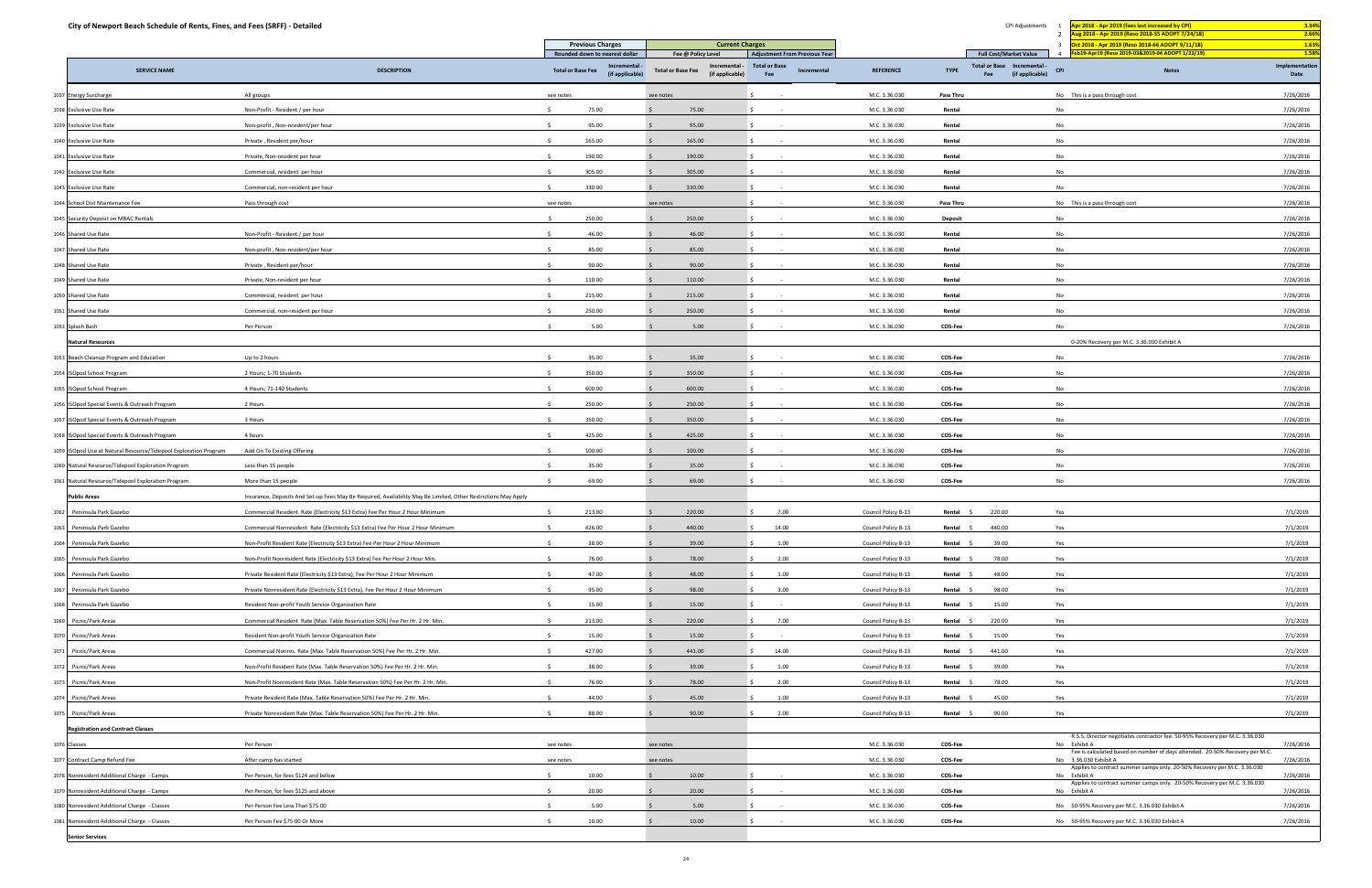# City of Newport Beach Schedule of Rents, Fines, and Fees (SRFF) - Detailed

CPI Adjustments

| # | Period | % |
|---|---|---|
| 1 | Apr 2018 - Apr 2019 (fees last increased by CPI) | 3.34% |
| 2 | Aug 2018 - Apr 2019 (Reso 2018-55 ADOPT 7/24/18) | 2.66% |
| 3 | Oct 2018 - Apr 2019 (Reso 2018-66 ADOPT 9/11/18) | 1.63% |
| 4 | Feb19-Apr19 (Reso 2019-03&2019-04 ADOPT 1/22/19) | 1.58% |

| | SERVICE NAME | DESCRIPTION | Previous Charges (Rounded down to nearest dollar) Total or Base Fee | Incremental - (if applicable) | Current Charges (Fee @ Policy Level) Total or Base Fee | Incremental - (if applicable) | Adjustment From Previous Year Total or Base Fee | Incremental | REFERENCE | TYPE | Full Cost/Market Value Total or Base Fee | Incremental - (if applicable) | CPI | Notes | Implementation Date |
|---|---|---|---|---|---|---|---|---|---|---|---|---|---|---|---|
| 1037 | Energy Surcharge | All groups | see notes | | see notes | | $ - | | M.C. 3.36.030 | Pass Thru | | | No | This is a pass through cost | 7/26/2016 |
| 1038 | Exclusive Use Rate | Non-Profit - Resident / per hour | $ 75.00 | | $ 75.00 | | $ - | | M.C. 3.36.030 | Rental | | | No | | 7/26/2016 |
| 1039 | Exclusive Use Rate | Non-profit , Non-resident/per hour | $ 95.00 | | $ 95.00 | | $ - | | M.C. 3.36.030 | Rental | | | No | | 7/26/2016 |
| 1040 | Exclusive Use Rate | Private , Resident per/hour | $ 165.00 | | $ 165.00 | | $ - | | M.C. 3.36.030 | Rental | | | No | | 7/26/2016 |
| 1041 | Exclusive Use Rate | Private, Non-resident per hour | $ 190.00 | | $ 190.00 | | $ - | | M.C. 3.36.030 | Rental | | | No | | 7/26/2016 |
| 1042 | Exclusive Use Rate | Commercial, resident per hour | $ 305.00 | | $ 305.00 | | $ - | | M.C. 3.36.030 | Rental | | | No | | 7/26/2016 |
| 1043 | Exclusive Use Rate | Commercial, non-resident per hour | $ 330.00 | | $ 330.00 | | $ - | | M.C. 3.36.030 | Rental | | | No | | 7/26/2016 |
| 1044 | School Dist Maintenance Fee | Pass through cost | see notes | | see notes | | $ - | | M.C. 3.36.030 | Pass Thru | | | No | This is a pass through cost | 7/26/2016 |
| 1045 | Security Deposit on MBAC Rentals | | $ 250.00 | | $ 250.00 | | $ - | | M.C. 3.36.030 | Deposit | | | No | | 7/26/2016 |
| 1046 | Shared Use Rate | Non-Profit - Resident / per hour | $ 46.00 | | $ 46.00 | | $ - | | M.C. 3.36.030 | Rental | | | No | | 7/26/2016 |
| 1047 | Shared Use Rate | Non-profit , Non-resident/per hour | $ 85.00 | | $ 85.00 | | $ - | | M.C. 3.36.030 | Rental | | | No | | 7/26/2016 |
| 1048 | Shared Use Rate | Private , Resident per/hour | $ 90.00 | | $ 90.00 | | $ - | | M.C. 3.36.030 | Rental | | | No | | 7/26/2016 |
| 1049 | Shared Use Rate | Private, Non-resident per hour | $ 110.00 | | $ 110.00 | | $ - | | M.C. 3.36.030 | Rental | | | No | | 7/26/2016 |
| 1050 | Shared Use Rate | Commercial, resident per hour | $ 215.00 | | $ 215.00 | | $ - | | M.C. 3.36.030 | Rental | | | No | | 7/26/2016 |
| 1051 | Shared Use Rate | Commercial, non-resident per hour | $ 250.00 | | $ 250.00 | | $ - | | M.C. 3.36.030 | Rental | | | No | | 7/26/2016 |
| 1052 | Splash Bash | Per Person | $ 5.00 | | $ 5.00 | | $ - | | M.C. 3.36.030 | COS-Fee | | | No | | 7/26/2016 |
| | **Natural Resources** | | | | | | | | | | | | | 0-20% Recovery per M.C. 3.36.030 Exhibit A | |
| 1053 | Beach Cleanup Program and Education | Up to 2 hours | $ 35.00 | | $ 35.00 | | $ - | | M.C. 3.36.030 | COS-Fee | | | No | | 7/26/2016 |
| 1054 | ISOpod School Program | 2 Hours; 1-70 Students | $ 350.00 | | $ 350.00 | | $ - | | M.C. 3.36.030 | COS-Fee | | | No | | 7/26/2016 |
| 1055 | ISOpod School Program | 4 Hours; 71-140 Students | $ 600.00 | | $ 600.00 | | $ - | | M.C. 3.36.030 | COS-Fee | | | No | | 7/26/2016 |
| 1056 | ISOpod Special Events & Outreach Program | 2 Hours | $ 250.00 | | $ 250.00 | | $ - | | M.C. 3.36.030 | COS-Fee | | | No | | 7/26/2016 |
| 1057 | ISOpod Special Events & Outreach Program | 3 Hours | $ 350.00 | | $ 350.00 | | $ - | | M.C. 3.36.030 | COS-Fee | | | No | | 7/26/2016 |
| 1058 | ISOpod Special Events & Outreach Program | 4 hours | $ 425.00 | | $ 425.00 | | $ - | | M.C. 3.36.030 | COS-Fee | | | No | | 7/26/2016 |
| 1059 | ISOpod Use at Natural Resource/Tidepool Exploration Program | Add On To Existing Offering | $ 100.00 | | $ 100.00 | | $ - | | M.C. 3.36.030 | COS-Fee | | | No | | 7/26/2016 |
| 1060 | Natural Resource/Tidepool Exploration Program | Less than 15 people | $ 35.00 | | $ 35.00 | | $ - | | M.C. 3.36.030 | COS-Fee | | | No | | 7/26/2016 |
| 1061 | Natural Resource/Tidepool Exploration Program | More than 15 people | $ 69.00 | | $ 69.00 | | $ - | | M.C. 3.36.030 | COS-Fee | | | No | | 7/26/2016 |
| | **Public Areas** | Insurance, Deposits And Set-up Fees May Be Required, Availability May Be Limited, Other Restrictions May Apply | | | | | | | | | | | | | |
| 1062 | Peninsula Park Gazebo | Commercial Resident Rate (Electricity $13 Extra) Fee Per Hour 2 Hour Minimum | $ 213.00 | | $ 220.00 | | $ 7.00 | | Council Policy B-13 | Rental | $ 220.00 | | Yes | | 7/1/2019 |
| 1063 | Peninsula Park Gazebo | Commercial Nonresident Rate (Electricity $13 Extra) Fee Per Hour 2 Hour Minimum | $ 426.00 | | $ 440.00 | | $ 14.00 | | Council Policy B-13 | Rental | $ 440.00 | | Yes | | 7/1/2019 |
| 1064 | Peninsula Park Gazebo | Non-Profit Resident Rate (Electricity $13 Extra) Fee Per Hour 2 Hour Minimum | $ 38.00 | | $ 39.00 | | $ 1.00 | | Council Policy B-13 | Rental | $ 39.00 | | Yes | | 7/1/2019 |
| 1065 | Peninsula Park Gazebo | Non-Profit Nonresident Rate (Electricity $13 Extra) Fee Per Hour 2 Hour Min. | $ 76.00 | | $ 78.00 | | $ 2.00 | | Council Policy B-13 | Rental | $ 78.00 | | Yes | | 7/1/2019 |
| 1066 | Peninsula Park Gazebo | Private Resident Rate (Electricity $13 Extra), Fee Per Hour 2 Hour Minimum | $ 47.00 | | $ 48.00 | | $ 1.00 | | Council Policy B-13 | Rental | $ 48.00 | | Yes | | 7/1/2019 |
| 1067 | Peninsula Park Gazebo | Private Nonresident Rate (Electricity $13 Extra), Fee Per Hour 2 Hour Minimum | $ 95.00 | | $ 98.00 | | $ 3.00 | | Council Policy B-13 | Rental | $ 98.00 | | Yes | | 7/1/2019 |
| 1068 | Peninsula Park Gazebo | Resident Non-profit Youth Service Organization Rate | $ 15.00 | | $ 15.00 | | $ - | | Council Policy B-13 | Rental | $ 15.00 | | Yes | | 7/1/2019 |
| 1069 | Picnic/Park Areas | Commercial Resident Rate (Max. Table Reservation 50%) Fee Per Hr. 2 Hr. Min. | $ 213.00 | | $ 220.00 | | $ 7.00 | | Council Policy B-13 | Rental | $ 220.00 | | Yes | | 7/1/2019 |
| 1070 | Picnic/Park Areas | Resident Non-profit Youth Service Organization Rate | $ 15.00 | | $ 15.00 | | $ - | | Council Policy B-13 | Rental | $ 15.00 | | Yes | | 7/1/2019 |
| 1071 | Picnic/Park Areas | Commercial Nonres. Rate (Max. Table Reservation 50%) Fee Per Hr. 2 Hr. Min. | $ 427.00 | | $ 441.00 | | $ 14.00 | | Council Policy B-13 | Rental | $ 441.00 | | Yes | | 7/1/2019 |
| 1072 | Picnic/Park Areas | Non-Profit Resident Rate (Max. Table Reservation 50%) Fee Per Hr. 2 Hr. Min. | $ 38.00 | | $ 39.00 | | $ 1.00 | | Council Policy B-13 | Rental | $ 39.00 | | Yes | | 7/1/2019 |
| 1073 | Picnic/Park Areas | Non-Profit Nonresident Rate (Max. Table Reservation 50%) Fee Per Hr. 2 Hr. Min. | $ 76.00 | | $ 78.00 | | $ 2.00 | | Council Policy B-13 | Rental | $ 78.00 | | Yes | | 7/1/2019 |
| 1074 | Picnic/Park Areas | Private Resident Rate (Max. Table Reservation 50%) Fee Per Hr. 2 Hr. Min. | $ 44.00 | | $ 45.00 | | $ 1.00 | | Council Policy B-13 | Rental | $ 45.00 | | Yes | | 7/1/2019 |
| 1075 | Picnic/Park Areas | Private Nonresident Rate (Max. Table Reservation 50%) Fee Per Hr. 2 Hr. Min. | $ 88.00 | | $ 90.00 | | $ 2.00 | | Council Policy B-13 | Rental | $ 90.00 | | Yes | | 7/1/2019 |
| | **Registration and Contract Classes** | | | | | | | | | | | | | | |
| 1076 | Classes | Per Person | see notes | | see notes | | | | M.C. 3.36.030 | COS-Fee | | | No | R.S.S. Director negotiates contractor fee. 50-95% Recovery per M.C. 3.36.030 Exhibit A | 7/26/2016 |
| 1077 | Contract Camp Refund Fee | After camp has started | see notes | | see notes | | | | M.C. 3.36.030 | COS-Fee | | | No | Fee is calculated based on number of days attended. 20-50% Recovery per M.C. 3.36.030 Exhibit A | 7/26/2016 |
| 1078 | Nonresident Additional Charge - Camps | Per Person, for fees $124 and below | $ 10.00 | | $ 10.00 | | $ - | | M.C. 3.36.030 | COS-Fee | | | No | Applies to contract summer camps only. 20-50% Recovery per M.C. 3.36.030 Exhibit A | 7/26/2016 |
| 1079 | Nonresident Additional Charge - Camps | Per Person, for fees $125 and above | $ 20.00 | | $ 20.00 | | $ - | | M.C. 3.36.030 | COS-Fee | | | No | Applies to contract summer camps only. 20-50% Recovery per M.C. 3.36.030 Exhibit A | 7/26/2016 |
| 1080 | Nonresident Additional Charge - Classes | Per Person Fee Less Than $75.00 | $ 5.00 | | $ 5.00 | | $ - | | M.C. 3.36.030 | COS-Fee | | | No | 50-95% Recovery per M.C. 3.36.030 Exhibit A | 7/26/2016 |
| 1081 | Nonresident Additional Charge - Classes | Per Person Fee $75.00 Or More | $ 10.00 | | $ 10.00 | | $ - | | M.C. 3.36.030 | COS-Fee | | | No | 50-95% Recovery per M.C. 3.36.030 Exhibit A | 7/26/2016 |
| | **Senior Services** | | | | | | | | | | | | | | |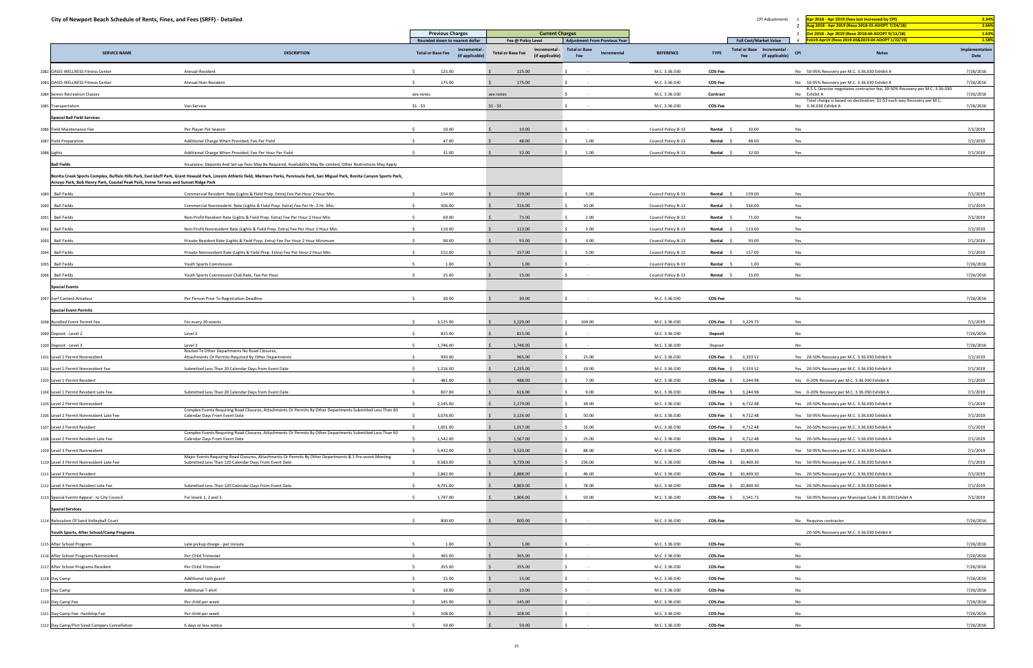# City of Newport Beach Schedule of Rents, Fines, and Fees (SRFF) - Detailed

| CPI Adjustments | | |
|---|---|---|
| 1 | Apr 2018 - Apr 2019 (fees last increased by CPI) | 3.34% |
| 2 | Aug 2018 - Apr 2019 (Reso 2018-55 ADOPT 7/24/18) | 2.66% |
| 3 | Oct 2018 - Apr 2019 (Reso 2018-66 ADOPT 9/11/18) | 1.63% |
| 4 | Feb19-Apr19 (Reso 2019-03&2019-04 ADOPT 1/22/19) | 1.58% |

| | SERVICE NAME | DESCRIPTION | Previous Charges (Rounded down to nearest dollar) Total or Base Fee | Incremental - (if applicable) | Current Charges (Fee @ Policy Level) Total or Base Fee | Incremental - (if applicable) | Adjustment From Previous Year Total or Base Fee | Incremental | REFERENCE | TYPE | Full Cost/Market Value Total or Base Fee | Incremental - (if applicable) | CPI | Notes | Implementation Date |
|---|---|---|---|---|---|---|---|---|---|---|---|---|---|---|---|
| 1082 | OASIS-WELLNESS Fitness Center | Annual-Resident | $ 125.00 | | $ 125.00 | | $ - | | M.C. 3.36.030 | COS-Fee | | | No | 50-95% Recovery per M.C. 3.36.030 Exhibit A | 7/26/2016 |
| 1083 | OASIS-WELLNESS Fitness Center | Annual-Non-Resident | $ 175.00 | | $ 175.00 | | $ - | | M.C. 3.36.030 | COS-Fee | | | No | 50-95% Recovery per M.C. 3.36.030 Exhibit A | 7/26/2016 |
| 1084 | Senior Recreation Classes | | see notes | | see notes | | $ - | | M.C. 3.36.030 | Contract | | | No | R.S.S. Director negotiates contractor fee, 20-50% Recovery per M.C. 3.36.030 Exhibit A | 7/26/2016 |
| 1085 | Transportation | Van Service | $1 - $3 | | $1 - $3 | | | | M.C. 3.36.030 | COS-Fee | | | No | Total charge is based on destination. $1-$3 each way Recovery per M.C. 3.36.030 Exhibit A | 7/26/2016 |
| | **Special Ball Field Services** | | | | | | | | | | | | | | |
| 1086 | Field Maintenance Fee | Per Player Per Season | $ 10.00 | | $ 10.00 | | $ - | | Council Policy B-13 | Rental | $ 10.00 | | Yes | | 7/1/2019 |
| 1087 | Field Preparation | Additional Charge When Provided, Fee Per Field | $ 47.00 | | $ 48.00 | | $ 1.00 | | Council Policy B-13 | Rental | $ 48.00 | | Yes | | 7/1/2019 |
| 1088 | Lights | Additional Charge When Provided, Fee Per Hour Per Field | $ 31.00 | | $ 32.00 | | $ 1.00 | | Council Policy B-13 | Rental | $ 32.00 | | Yes | | 7/1/2019 |
| | **Ball Fields** | Insurance, Deposits And Set-up Fees May Be Required, Availability May Be Limited, Other Restrictions May Apply | | | | | | | | | | | | | |
| | Bonita Creek Sports Complex, Buffalo Hills Park, East bluff Park, Grant Howald Park, Lincoln Athletic field, Mariners Parks, Peninsula Park, San Miguel Park, Bonita Canyon Sports Park, Arroyo Park, Bob Henry Park, Coastal Peak Park, Irvine Terrace and Sunset Ridge Park | | | | | | | | | | | | | | |
| 1089 | Ball Fields | Commercial Resident Rate (Lights & Field Prep. Extra) Fee Per Hour 2 Hour Min. | $ 154.00 | | $ 159.00 | | $ 5.00 | | Council Policy B-13 | Rental | $ 159.00 | | Yes | | 7/1/2019 |
| 1090 | Ball Fields | Commercial Nonresident Rate (Lights & Field Prep. Extra) Fee Per Hr. 2 Hr. Min. | $ 306.00 | | $ 316.00 | | $ 10.00 | | Council Policy B-13 | Rental | $ 316.00 | | Yes | | 7/1/2019 |
| 1091 | Ball Fields | Non-Profit Resident Rate (Lights & Field Prep. Extra) Fee Per Hour 2 Hour Min. | $ 69.00 | | $ 71.00 | | $ 2.00 | | Council Policy B-13 | Rental | $ 71.00 | | Yes | | 7/1/2019 |
| 1092 | Ball Fields | Non-Profit Nonresident Rate (Lights & Field Prep. Extra) Fee Per Hour 2 Hour Min. | $ 110.00 | | $ 113.00 | | $ 3.00 | | Council Policy B-13 | Rental | $ 113.00 | | Yes | | 7/1/2019 |
| 1093 | Ball Fields | Private Resident Rate (Lights & Field Prep. Extra) Fee Per Hour 2 Hour Minimum | $ 90.00 | | $ 93.00 | | $ 3.00 | | Council Policy B-13 | Rental | $ 93.00 | | Yes | | 7/1/2019 |
| 1094 | Ball Fields | Private Nonresident Rate (Lights & Field Prep. Extra) Fee Per Hour 2 Hour Min. | $ 152.00 | | $ 157.00 | | $ 5.00 | | Council Policy B-13 | Rental | $ 157.00 | | Yes | | 7/1/2019 |
| 1095 | Ball Fields | Youth Sports Commission | $ 1.00 | | $ 1.00 | | $ - | | Council Policy B-13 | Rental | $ 1.00 | | No | | 7/26/2016 |
| 1096 | Ball Fields | Youth Sports Commission Club Rate, Fee Per Hour | $ 15.00 | | $ 15.00 | | $ - | | Council Policy B-13 | Rental | $ 15.00 | | No | | 7/26/2016 |
| | **Special Events** | | | | | | | | | | | | | | |
| 1097 | Surf Contest-Amateur | Per Person Prior To Registration Deadline | $ 30.00 | | $ 30.00 | | $ - | | M.C. 3.36.030 | COS-Fee | | | No | | 7/26/2016 |
| | **Special Event Permits** | | | | | | | | | | | | | | |
| 1098 | Bundled Event Permit Fee | For every 20 events | $ 3,125.00 | | $ 3,229.00 | | $ 104.00 | | M.C. 3.36.030 | COS-Fee | $ 3,229.75 | | Yes | | 7/1/2019 |
| 1099 | Deposit - Level 2 | Level 2 | $ 815.00 | | $ 815.00 | | $ - | | M.C. 3.36.030 | Deposit | | | No | | 7/26/2016 |
| 1100 | Deposit - Level 3 | Level 3 | $ 1,746.00 | | $ 1,746.00 | | $ - | | M.C. 3.36.030 | Deposit | | | No | | 7/26/2016 |
| 1101 | Level 1 Permit Nonresident | Routed To Other Departments No Road Closures, Attachments Or Permits Required By Other Departments | $ 950.00 | | $ 965.00 | | $ 15.00 | | M.C. 3.36.030 | COS-Fee | $ 3,333.52 | | Yes | 20-50% Recovery per M.C. 3.36.030 Exhibit A | 7/1/2019 |
| 1102 | Level 1 Permit Nonresident Late Fee | Submitted Less Than 20 Calendar Days from Event Date | $ 1,216.00 | | $ 1,235.00 | | $ 19.00 | | M.C. 3.36.030 | COS-Fee | $ 3,333.52 | | Yes | 20-50% Recovery per M.C. 3.36.030 Exhibit A | 7/1/2019 |
| 1103 | Level 1 Permit Resident | | $ 481.00 | | $ 488.00 | | $ 7.00 | | M.C. 3.36.030 | COS-Fee | $ 3,244.98 | | Yes | 0-20% Recovery per M.C. 3.36.030 Exhibit A | 7/1/2019 |
| 1104 | Level 1 Permit Resident Late Fee | Submitted Less Than 20 Calendar Days from Event Date | $ 607.00 | | $ 616.00 | | $ 9.00 | | M.C. 3.36.030 | COS-Fee | $ 3,244.98 | | Yes | 0-20% Recovery per M.C. 3.36.030 Exhibit A | 7/1/2019 |
| 1105 | Level 2 Permit Nonresident | | $ 2,145.00 | | $ 2,179.00 | | $ 34.00 | | M.C. 3.36.030 | COS-Fee | $ 4,712.48 | | Yes | 20-50% Recovery per M.C. 3.36.030 Exhibit A | 7/1/2019 |
| 1106 | Level 2 Permit Nonresident Late Fee | Complex Events Requiring Road Closures, Attachments Or Permits By Other Departments Submitted Less Than 60 Calendar Days From Event Date | $ 3,076.00 | | $ 3,126.00 | | $ 50.00 | | M.C. 3.36.030 | COS-Fee | $ 4,712.48 | | Yes | 50-95% Recovery per M.C. 3.36.030 Exhibit A | 7/1/2019 |
| 1107 | Level 2 Permit Resident | | $ 1,001.00 | | $ 1,017.00 | | $ 16.00 | | M.C. 3.36.030 | COS-Fee | $ 4,712.48 | | Yes | 20-50% Recovery per M.C. 3.36.030 Exhibit A | 7/1/2019 |
| 1108 | Level 2 Permit Resident Late Fee | Complex Events Requiring Road Closures, Attachments Or Permits By Other Departments Submitted Less Than 60 Calendar Days From Event Date | $ 1,542.00 | | $ 1,567.00 | | $ 25.00 | | M.C. 3.36.030 | COS-Fee | $ 4,712.48 | | Yes | 20-50% Recovery per M.C. 3.36.030 Exhibit A | 7/1/2019 |
| 1109 | Level 3 Permit Nonresident | | $ 5,432.00 | | $ 5,520.00 | | $ 88.00 | | M.C. 3.36.030 | COS-Fee | $ 10,469.30 | | Yes | 50-95% Recovery per M.C. 3.36.030 Exhibit A | 7/1/2019 |
| 1110 | Level 3 Permit Nonresident Late Fee | Major Events Requiring Road Closures, Attachments Or Permits By Other Departments & 1 Pre-event Meeting Submitted Less Than 120 Calendar Days From Event Date | $ 9,583.00 | | $ 9,739.00 | | $ 156.00 | | M.C. 3.36.030 | COS-Fee | $ 10,469.30 | | Yes | 50-95% Recovery per M.C. 3.36.030 Exhibit A | 7/1/2019 |
| 1111 | Level 3 Permit Resident | | $ 2,842.00 | | $ 2,888.00 | | $ 46.00 | | M.C. 3.36.030 | COS-Fee | $ 10,469.30 | | Yes | 20-50% Recovery per M.C. 3.36.030 Exhibit A | 7/1/2019 |
| 1112 | Level 3 Permit Resident Late Fee | Submitted Less Than 120 Calendar Days From Event Date | $ 4,791.00 | | $ 4,869.00 | | $ 78.00 | | M.C. 3.36.030 | COS-Fee | $ 10,469.30 | | Yes | 20-50% Recovery per M.C. 3.36.030 Exhibit A | 7/1/2019 |
| 1113 | Special Events Appeal - to City Council | For levels 1, 2 and 3 | $ 1,747.00 | | $ 1,806.00 | | $ 59.00 | | M.C. 3.36.030 | COS-Fee | $ 3,541.71 | | Yes | 50-95% Recovery per Municipal Code 3.36.030 Exhibit A | 7/1/2019 |
| | **Special Services** | | | | | | | | | | | | | | |
| 1114 | Relocation Of Sand Volleyball Court | | $ 800.00 | | $ 800.00 | | $ - | | M.C. 3.36.030 | COS-Fee | | | No | Requires contractor | 7/26/2016 |
| | **Youth Sports, After School/Camp Programs** | | | | | | | | | | | | | 20-50% Recovery per M.C. 3.36.030 Exhibit A | |
| 1115 | After School Program | Late pickup charge - per minute | $ 1.00 | | $ 1.00 | | $ - | | M.C. 3.36.030 | COS-Fee | | | No | | 7/26/2016 |
| 1116 | After School Programs Nonresident | Per Child Trimester | $ 365.00 | | $ 365.00 | | $ - | | M.C. 3.36.030 | COS-Fee | | | No | | 7/26/2016 |
| 1117 | After School Programs Resident | Per Child Trimester | $ 355.00 | | $ 355.00 | | $ - | | M.C. 3.36.030 | COS-Fee | | | No | | 7/26/2016 |
| 1118 | Day Camp | Additional rash guard | $ 15.00 | | $ 15.00 | | $ - | | M.C. 3.36.030 | COS-Fee | | | No | | 7/26/2016 |
| 1119 | Day Camp | Additional T-shirt | $ 10.00 | | $ 10.00 | | $ - | | M.C. 3.36.030 | COS-Fee | | | No | | 7/26/2016 |
| 1120 | Day Camp Fee | Per child per week | $ 145.00 | | $ 145.00 | | $ - | | M.C. 3.36.030 | COS-Fee | | | No | | 7/26/2016 |
| 1121 | Day Camp Fee- Hardship Fee | Per child per week | $ 108.00 | | $ 108.00 | | $ - | | M.C. 3.36.030 | COS-Fee | | | No | | 7/26/2016 |
| 1122 | Day Camp/Pint Sized Campers Cancellation | 6 days or less notice | $ 50.00 | | $ 50.00 | | $ - | | M.C. 3.36.030 | COS-Fee | | | No | | 7/26/2016 |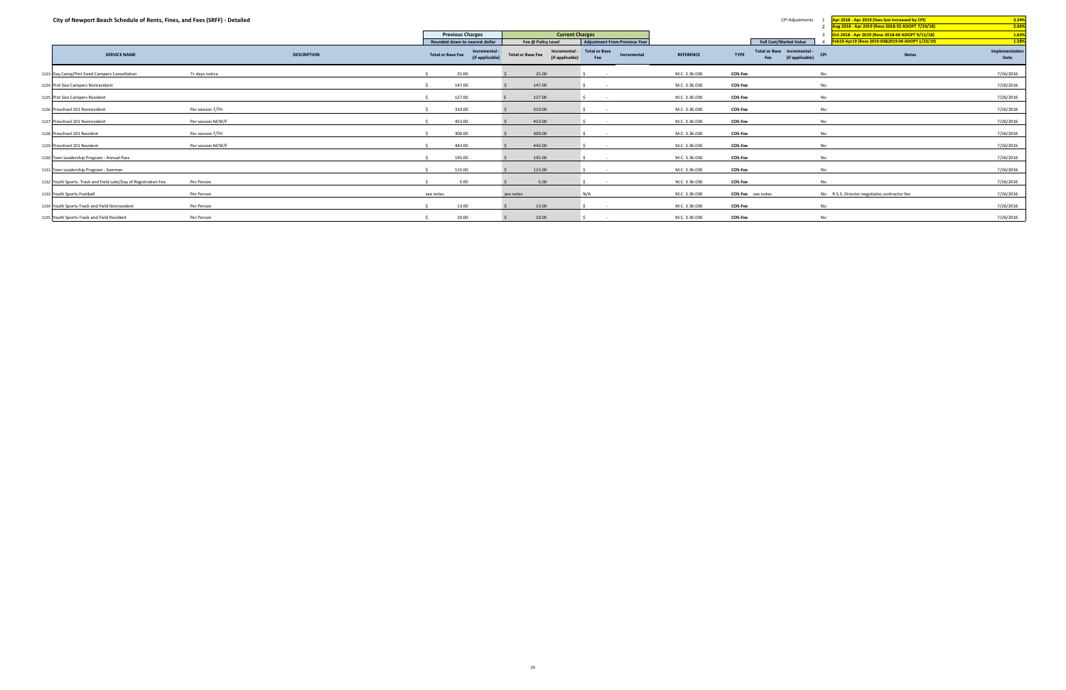# City of Newport Beach Schedule of Rents, Fines, and Fees (SRFF) - Detailed

| CPI Adjustments | | |
|---|---|---|
| 1 | Apr 2018 - Apr 2019 (fees last increased by CPI) | 3.34% |
| 2 | Aug 2018 - Apr 2019 (Reso 2018-55 ADOPT 7/24/18) | 2.66% |
| 3 | Oct 2018 - Apr 2019 (Reso 2018-66 ADOPT 9/11/18) | 1.63% |
| 4 | Feb19-Apr19 (Reso 2019-03&2019-04 ADOPT 1/22/19) | 1.58% |

| | | | Previous Charges | | Current Charges | | | | | | Full Cost/Market Value | | | | |
|---|---|---|---|---|---|---|---|---|---|---|---|---|---|---|---|
| | | | Rounded down to nearest dollar | | Fee @ Policy Level | | Adjustment From Previous Year | | | | | | | | |
| | SERVICE NAME | DESCRIPTION | Total or Base Fee | Incremental - (if applicable) | Total or Base Fee | Incremental - (if applicable) | Total or Base Fee | Incremental | REFERENCE | TYPE | Total or Base Fee | Incremental - (if applicable) | CPI | Notes | Implementation Date |
| 1123 | Day Camp/Pint Sized Campers Cancellation | 7+ days notice | $ 25.00 | | $ 25.00 | | $ - | | M.C. 3.36.030 | COS-Fee | | | No | | 7/26/2016 |
| 1124 | Pint Size Campers Nonresident | | $ 147.00 | | $ 147.00 | | $ - | | M.C. 3.36.030 | COS-Fee | | | No | | 7/26/2016 |
| 1125 | Pint Size Campers Resident | | $ 127.00 | | $ 127.00 | | $ - | | M.C. 3.36.030 | COS-Fee | | | No | | 7/26/2016 |
| 1126 | Preschool 101 Nonresident | Per session T/TH | $ 310.00 | | $ 310.00 | | $ - | | M.C. 3.36.030 | COS-Fee | | | No | | 7/26/2016 |
| 1127 | Preschool 101 Nonresident | Per session M/W/F | $ 453.00 | | $ 453.00 | | $ - | | M.C. 3.36.030 | COS-Fee | | | No | | 7/26/2016 |
| 1128 | Preschool 101 Resident | Per session T/TH | $ 300.00 | | $ 300.00 | | $ - | | M.C. 3.36.030 | COS-Fee | | | No | | 7/26/2016 |
| 1129 | Preschool 101 Resident | Per session M/W/F | $ 443.00 | | $ 443.00 | | $ - | | M.C. 3.36.030 | COS-Fee | | | No | | 7/26/2016 |
| 1130 | Teen Leadership Program - Annual Pass | | $ 195.00 | | $ 195.00 | | $ - | | M.C. 3.36.030 | COS-Fee | | | No | | 7/26/2016 |
| 1131 | Teen Leadership Program - Summer | | $ 115.00 | | $ 115.00 | | $ - | | M.C. 3.36.030 | COS-Fee | | | No | | 7/26/2016 |
| 1132 | Youth Sports- Track and Field Late/Day of Registration Fee | Per Person | $ 5.00 | | $ 5.00 | | $ - | | M.C. 3.36.030 | COS-Fee | | | No | | 7/26/2016 |
| 1133 | Youth Sports-Football | Per Person | see notes | | see notes | | N/A | | M.C. 3.36.030 | COS-Fee | see notes | | No | R.S.S. Director negotiates contractor fee | 7/26/2016 |
| 1134 | Youth Sports-Track and Field Nonresident | Per Person | $ 13.00 | | $ 13.00 | | $ - | | M.C. 3.36.030 | COS-Fee | | | No | | 7/26/2016 |
| 1135 | Youth Sports-Track and Field Resident | Per Person | $ 10.00 | | $ 10.00 | | $ - | | M.C. 3.36.030 | COS-Fee | | | No | | 7/26/2016 |